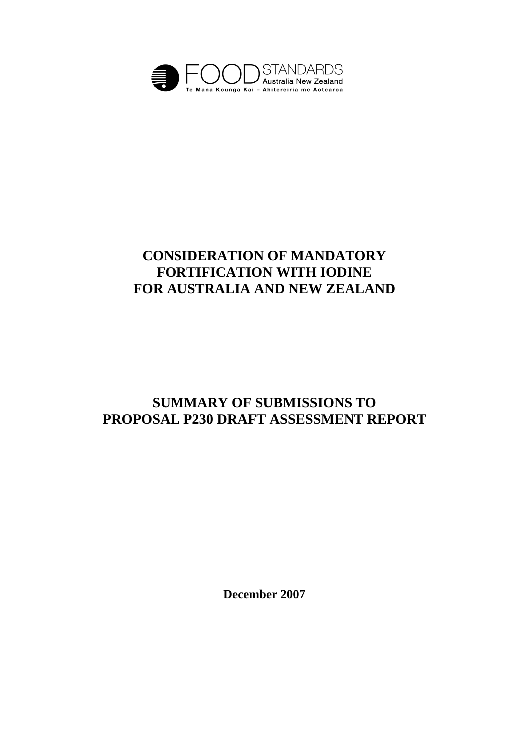FOOD STANDARDS Australia New Zealand

Te Mana Kounga Kai – Ahitereiria me Aotearoa

# CONSIDERATION OF MANDATORY FORTIFICATION WITH IODINE FOR AUSTRALIA AND NEW ZEALAND

# SUMMARY OF SUBMISSIONS TO PROPOSAL P230 DRAFT ASSESSMENT REPORT

**December 2007**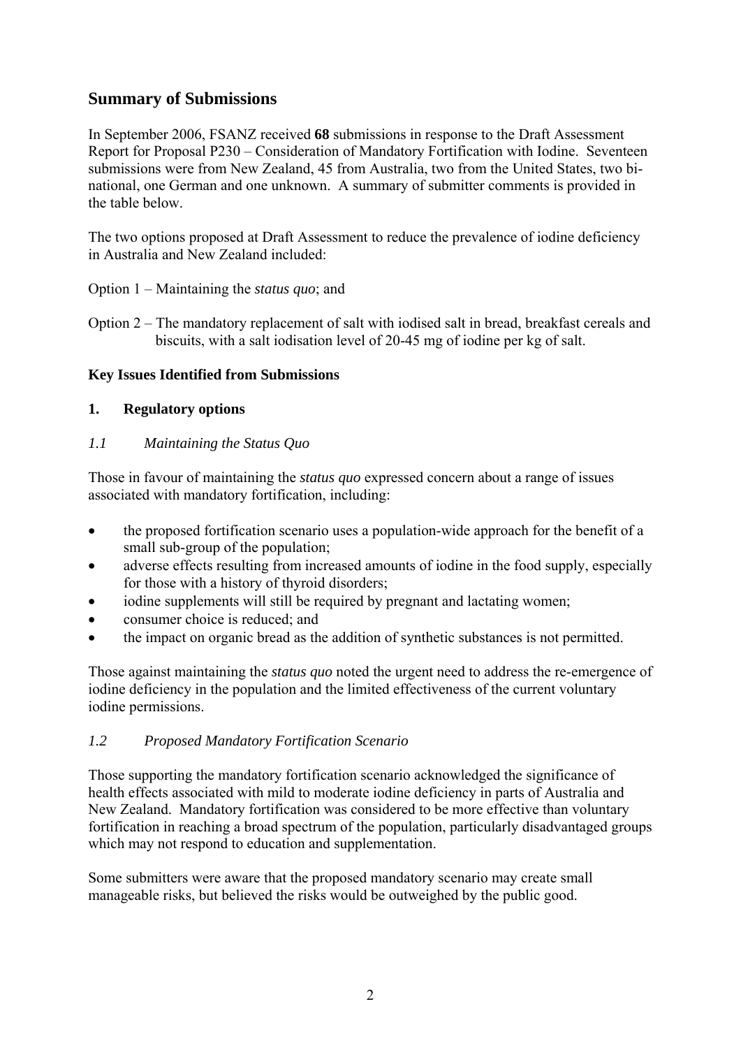## Summary of Submissions

In September 2006, FSANZ received **68** submissions in response to the Draft Assessment Report for Proposal P230 – Consideration of Mandatory Fortification with Iodine. Seventeen submissions were from New Zealand, 45 from Australia, two from the United States, two bi-national, one German and one unknown. A summary of submitter comments is provided in the table below.

The two options proposed at Draft Assessment to reduce the prevalence of iodine deficiency in Australia and New Zealand included:

Option 1 – Maintaining the *status quo*; and

Option 2 – The mandatory replacement of salt with iodised salt in bread, breakfast cereals and biscuits, with a salt iodisation level of 20-45 mg of iodine per kg of salt.

### Key Issues Identified from Submissions

#### 1. Regulatory options

*1.1 Maintaining the Status Quo*

Those in favour of maintaining the *status quo* expressed concern about a range of issues associated with mandatory fortification, including:

- the proposed fortification scenario uses a population-wide approach for the benefit of a small sub-group of the population;
- adverse effects resulting from increased amounts of iodine in the food supply, especially for those with a history of thyroid disorders;
- iodine supplements will still be required by pregnant and lactating women;
- consumer choice is reduced; and
- the impact on organic bread as the addition of synthetic substances is not permitted.

Those against maintaining the *status quo* noted the urgent need to address the re-emergence of iodine deficiency in the population and the limited effectiveness of the current voluntary iodine permissions.

*1.2 Proposed Mandatory Fortification Scenario*

Those supporting the mandatory fortification scenario acknowledged the significance of health effects associated with mild to moderate iodine deficiency in parts of Australia and New Zealand. Mandatory fortification was considered to be more effective than voluntary fortification in reaching a broad spectrum of the population, particularly disadvantaged groups which may not respond to education and supplementation.

Some submitters were aware that the proposed mandatory scenario may create small manageable risks, but believed the risks would be outweighed by the public good.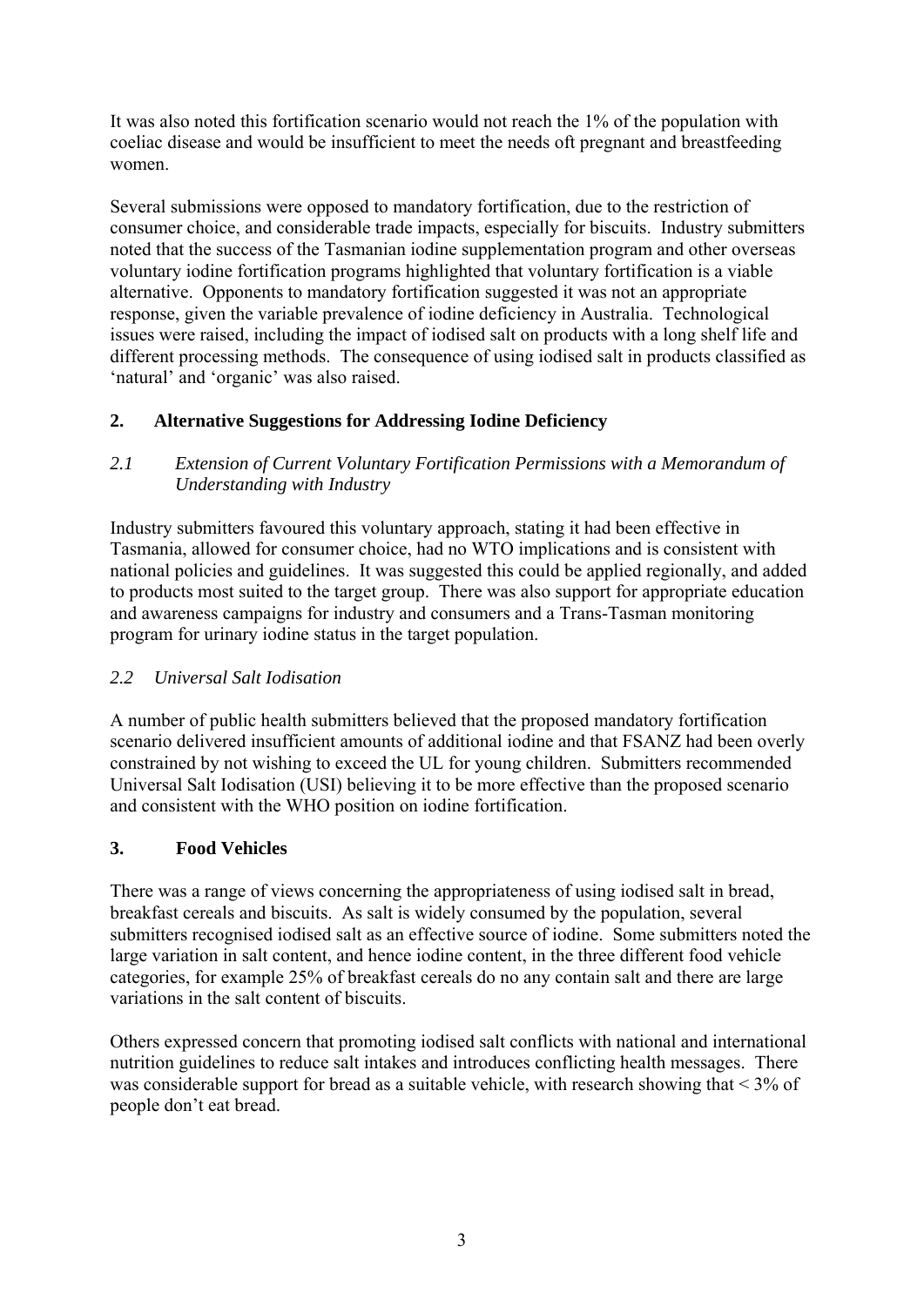It was also noted this fortification scenario would not reach the 1% of the population with coeliac disease and would be insufficient to meet the needs oft pregnant and breastfeeding women.

Several submissions were opposed to mandatory fortification, due to the restriction of consumer choice, and considerable trade impacts, especially for biscuits. Industry submitters noted that the success of the Tasmanian iodine supplementation program and other overseas voluntary iodine fortification programs highlighted that voluntary fortification is a viable alternative. Opponents to mandatory fortification suggested it was not an appropriate response, given the variable prevalence of iodine deficiency in Australia. Technological issues were raised, including the impact of iodised salt on products with a long shelf life and different processing methods. The consequence of using iodised salt in products classified as 'natural' and 'organic' was also raised.

## 2. Alternative Suggestions for Addressing Iodine Deficiency

### *2.1 Extension of Current Voluntary Fortification Permissions with a Memorandum of Understanding with Industry*

Industry submitters favoured this voluntary approach, stating it had been effective in Tasmania, allowed for consumer choice, had no WTO implications and is consistent with national policies and guidelines. It was suggested this could be applied regionally, and added to products most suited to the target group. There was also support for appropriate education and awareness campaigns for industry and consumers and a Trans-Tasman monitoring program for urinary iodine status in the target population.

### *2.2 Universal Salt Iodisation*

A number of public health submitters believed that the proposed mandatory fortification scenario delivered insufficient amounts of additional iodine and that FSANZ had been overly constrained by not wishing to exceed the UL for young children. Submitters recommended Universal Salt Iodisation (USI) believing it to be more effective than the proposed scenario and consistent with the WHO position on iodine fortification.

## 3. Food Vehicles

There was a range of views concerning the appropriateness of using iodised salt in bread, breakfast cereals and biscuits. As salt is widely consumed by the population, several submitters recognised iodised salt as an effective source of iodine. Some submitters noted the large variation in salt content, and hence iodine content, in the three different food vehicle categories, for example 25% of breakfast cereals do no any contain salt and there are large variations in the salt content of biscuits.

Others expressed concern that promoting iodised salt conflicts with national and international nutrition guidelines to reduce salt intakes and introduces conflicting health messages. There was considerable support for bread as a suitable vehicle, with research showing that < 3% of people don't eat bread.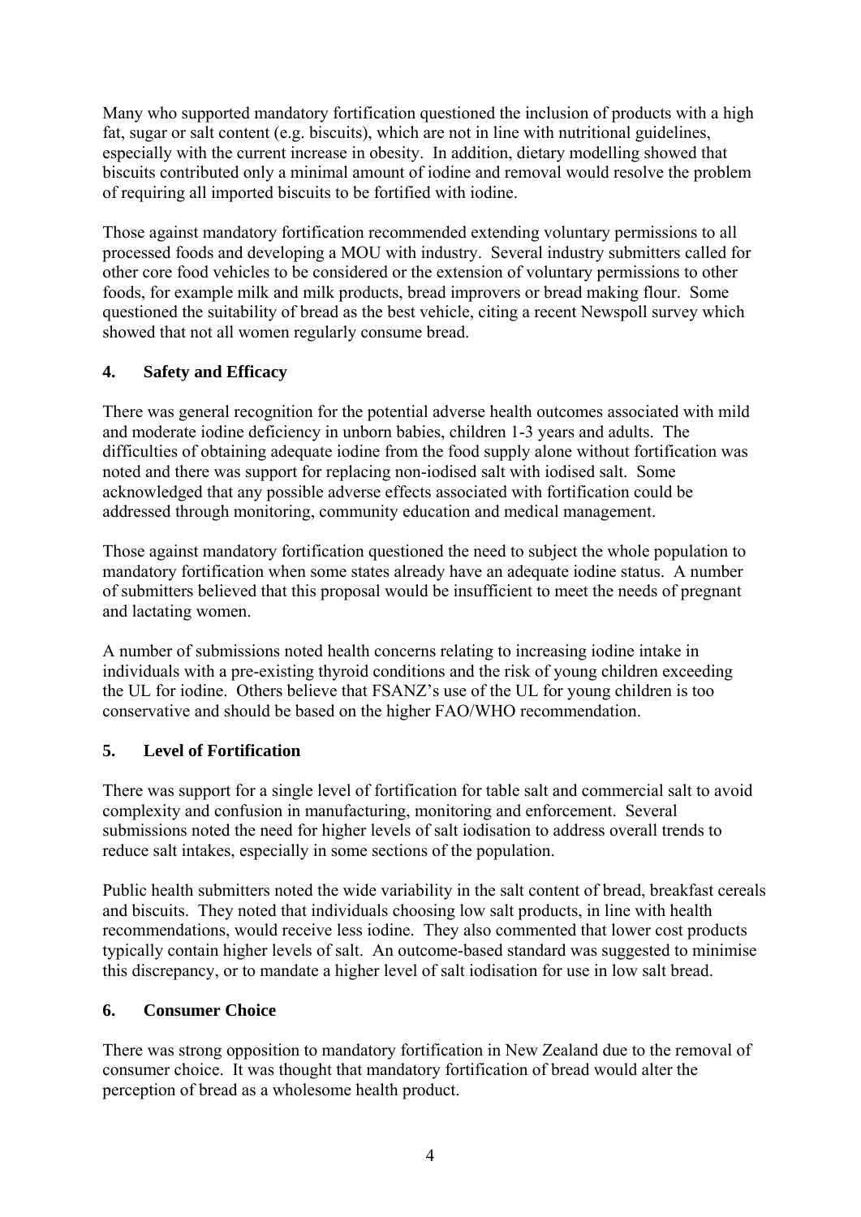Many who supported mandatory fortification questioned the inclusion of products with a high fat, sugar or salt content (e.g. biscuits), which are not in line with nutritional guidelines, especially with the current increase in obesity. In addition, dietary modelling showed that biscuits contributed only a minimal amount of iodine and removal would resolve the problem of requiring all imported biscuits to be fortified with iodine.

Those against mandatory fortification recommended extending voluntary permissions to all processed foods and developing a MOU with industry. Several industry submitters called for other core food vehicles to be considered or the extension of voluntary permissions to other foods, for example milk and milk products, bread improvers or bread making flour. Some questioned the suitability of bread as the best vehicle, citing a recent Newspoll survey which showed that not all women regularly consume bread.

## 4. Safety and Efficacy

There was general recognition for the potential adverse health outcomes associated with mild and moderate iodine deficiency in unborn babies, children 1-3 years and adults. The difficulties of obtaining adequate iodine from the food supply alone without fortification was noted and there was support for replacing non-iodised salt with iodised salt. Some acknowledged that any possible adverse effects associated with fortification could be addressed through monitoring, community education and medical management.

Those against mandatory fortification questioned the need to subject the whole population to mandatory fortification when some states already have an adequate iodine status. A number of submitters believed that this proposal would be insufficient to meet the needs of pregnant and lactating women.

A number of submissions noted health concerns relating to increasing iodine intake in individuals with a pre-existing thyroid conditions and the risk of young children exceeding the UL for iodine. Others believe that FSANZ's use of the UL for young children is too conservative and should be based on the higher FAO/WHO recommendation.

## 5. Level of Fortification

There was support for a single level of fortification for table salt and commercial salt to avoid complexity and confusion in manufacturing, monitoring and enforcement. Several submissions noted the need for higher levels of salt iodisation to address overall trends to reduce salt intakes, especially in some sections of the population.

Public health submitters noted the wide variability in the salt content of bread, breakfast cereals and biscuits. They noted that individuals choosing low salt products, in line with health recommendations, would receive less iodine. They also commented that lower cost products typically contain higher levels of salt. An outcome-based standard was suggested to minimise this discrepancy, or to mandate a higher level of salt iodisation for use in low salt bread.

## 6. Consumer Choice

There was strong opposition to mandatory fortification in New Zealand due to the removal of consumer choice. It was thought that mandatory fortification of bread would alter the perception of bread as a wholesome health product.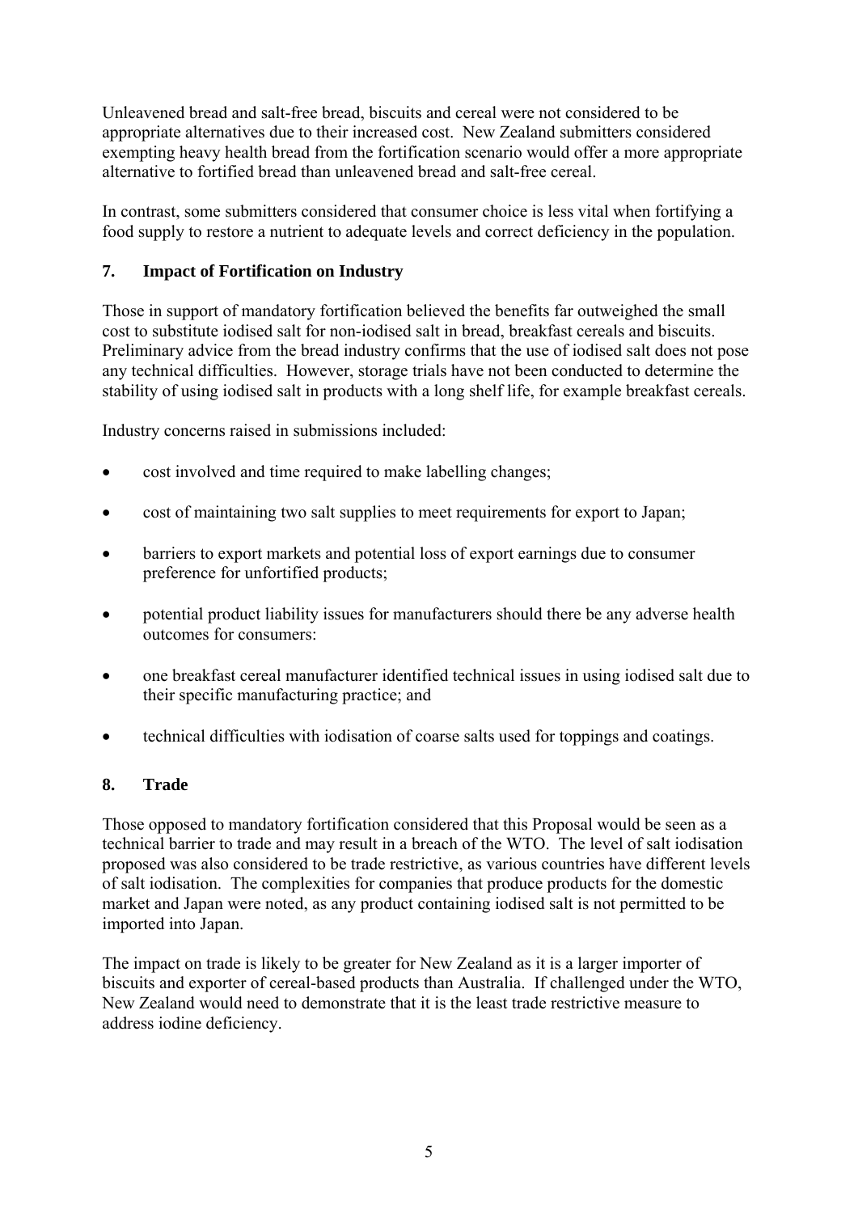Unleavened bread and salt-free bread, biscuits and cereal were not considered to be appropriate alternatives due to their increased cost. New Zealand submitters considered exempting heavy health bread from the fortification scenario would offer a more appropriate alternative to fortified bread than unleavened bread and salt-free cereal.

In contrast, some submitters considered that consumer choice is less vital when fortifying a food supply to restore a nutrient to adequate levels and correct deficiency in the population.

## 7. Impact of Fortification on Industry

Those in support of mandatory fortification believed the benefits far outweighed the small cost to substitute iodised salt for non-iodised salt in bread, breakfast cereals and biscuits. Preliminary advice from the bread industry confirms that the use of iodised salt does not pose any technical difficulties. However, storage trials have not been conducted to determine the stability of using iodised salt in products with a long shelf life, for example breakfast cereals.

Industry concerns raised in submissions included:

- cost involved and time required to make labelling changes;
- cost of maintaining two salt supplies to meet requirements for export to Japan;
- barriers to export markets and potential loss of export earnings due to consumer preference for unfortified products;
- potential product liability issues for manufacturers should there be any adverse health outcomes for consumers:
- one breakfast cereal manufacturer identified technical issues in using iodised salt due to their specific manufacturing practice; and
- technical difficulties with iodisation of coarse salts used for toppings and coatings.

## 8. Trade

Those opposed to mandatory fortification considered that this Proposal would be seen as a technical barrier to trade and may result in a breach of the WTO. The level of salt iodisation proposed was also considered to be trade restrictive, as various countries have different levels of salt iodisation. The complexities for companies that produce products for the domestic market and Japan were noted, as any product containing iodised salt is not permitted to be imported into Japan.

The impact on trade is likely to be greater for New Zealand as it is a larger importer of biscuits and exporter of cereal-based products than Australia. If challenged under the WTO, New Zealand would need to demonstrate that it is the least trade restrictive measure to address iodine deficiency.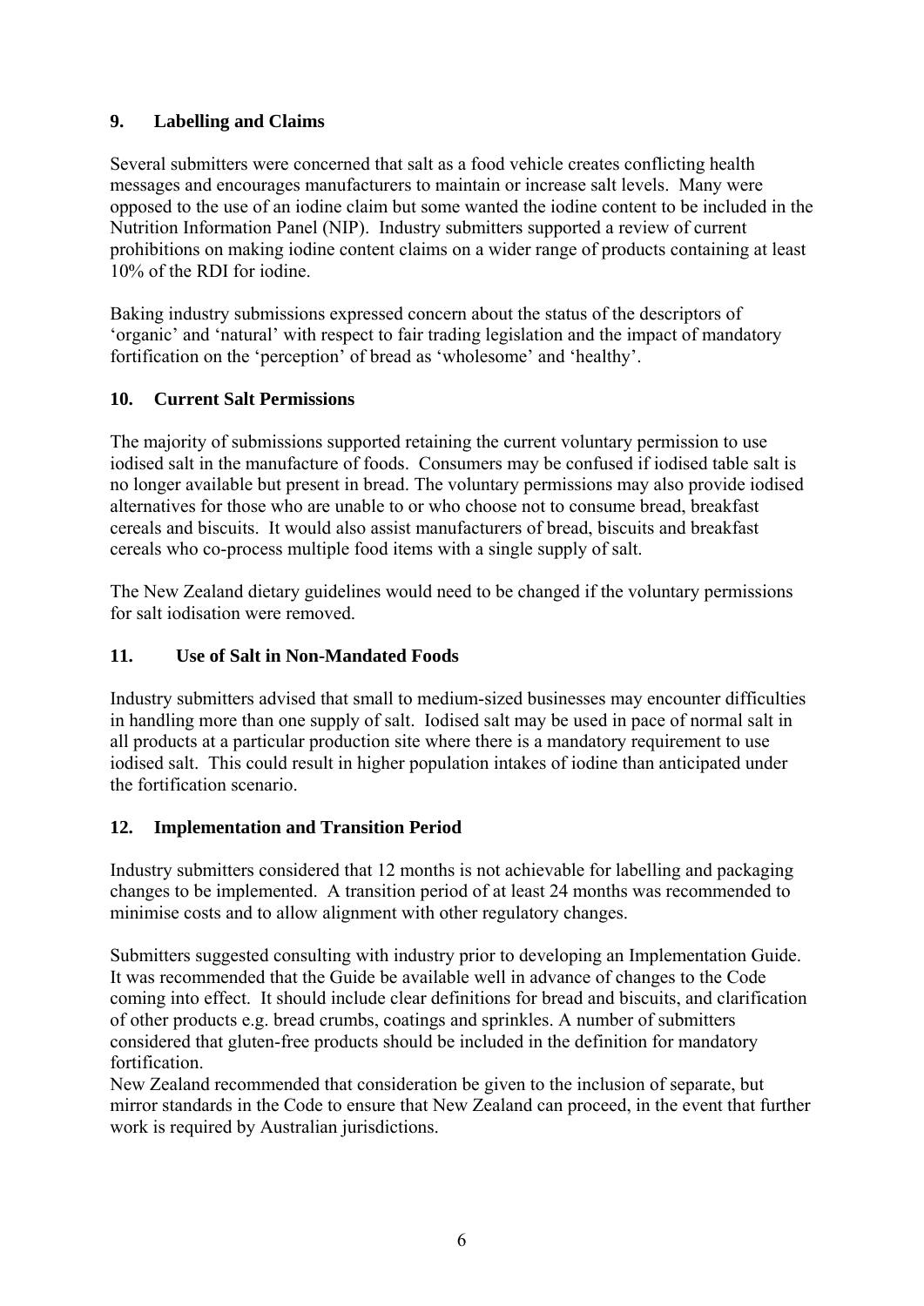## 9. Labelling and Claims

Several submitters were concerned that salt as a food vehicle creates conflicting health messages and encourages manufacturers to maintain or increase salt levels. Many were opposed to the use of an iodine claim but some wanted the iodine content to be included in the Nutrition Information Panel (NIP). Industry submitters supported a review of current prohibitions on making iodine content claims on a wider range of products containing at least 10% of the RDI for iodine.

Baking industry submissions expressed concern about the status of the descriptors of 'organic' and 'natural' with respect to fair trading legislation and the impact of mandatory fortification on the 'perception' of bread as 'wholesome' and 'healthy'.

## 10. Current Salt Permissions

The majority of submissions supported retaining the current voluntary permission to use iodised salt in the manufacture of foods. Consumers may be confused if iodised table salt is no longer available but present in bread. The voluntary permissions may also provide iodised alternatives for those who are unable to or who choose not to consume bread, breakfast cereals and biscuits. It would also assist manufacturers of bread, biscuits and breakfast cereals who co-process multiple food items with a single supply of salt.

The New Zealand dietary guidelines would need to be changed if the voluntary permissions for salt iodisation were removed.

## 11. Use of Salt in Non-Mandated Foods

Industry submitters advised that small to medium-sized businesses may encounter difficulties in handling more than one supply of salt. Iodised salt may be used in pace of normal salt in all products at a particular production site where there is a mandatory requirement to use iodised salt. This could result in higher population intakes of iodine than anticipated under the fortification scenario.

## 12. Implementation and Transition Period

Industry submitters considered that 12 months is not achievable for labelling and packaging changes to be implemented. A transition period of at least 24 months was recommended to minimise costs and to allow alignment with other regulatory changes.

Submitters suggested consulting with industry prior to developing an Implementation Guide. It was recommended that the Guide be available well in advance of changes to the Code coming into effect. It should include clear definitions for bread and biscuits, and clarification of other products e.g. bread crumbs, coatings and sprinkles. A number of submitters considered that gluten-free products should be included in the definition for mandatory fortification.
New Zealand recommended that consideration be given to the inclusion of separate, but mirror standards in the Code to ensure that New Zealand can proceed, in the event that further work is required by Australian jurisdictions.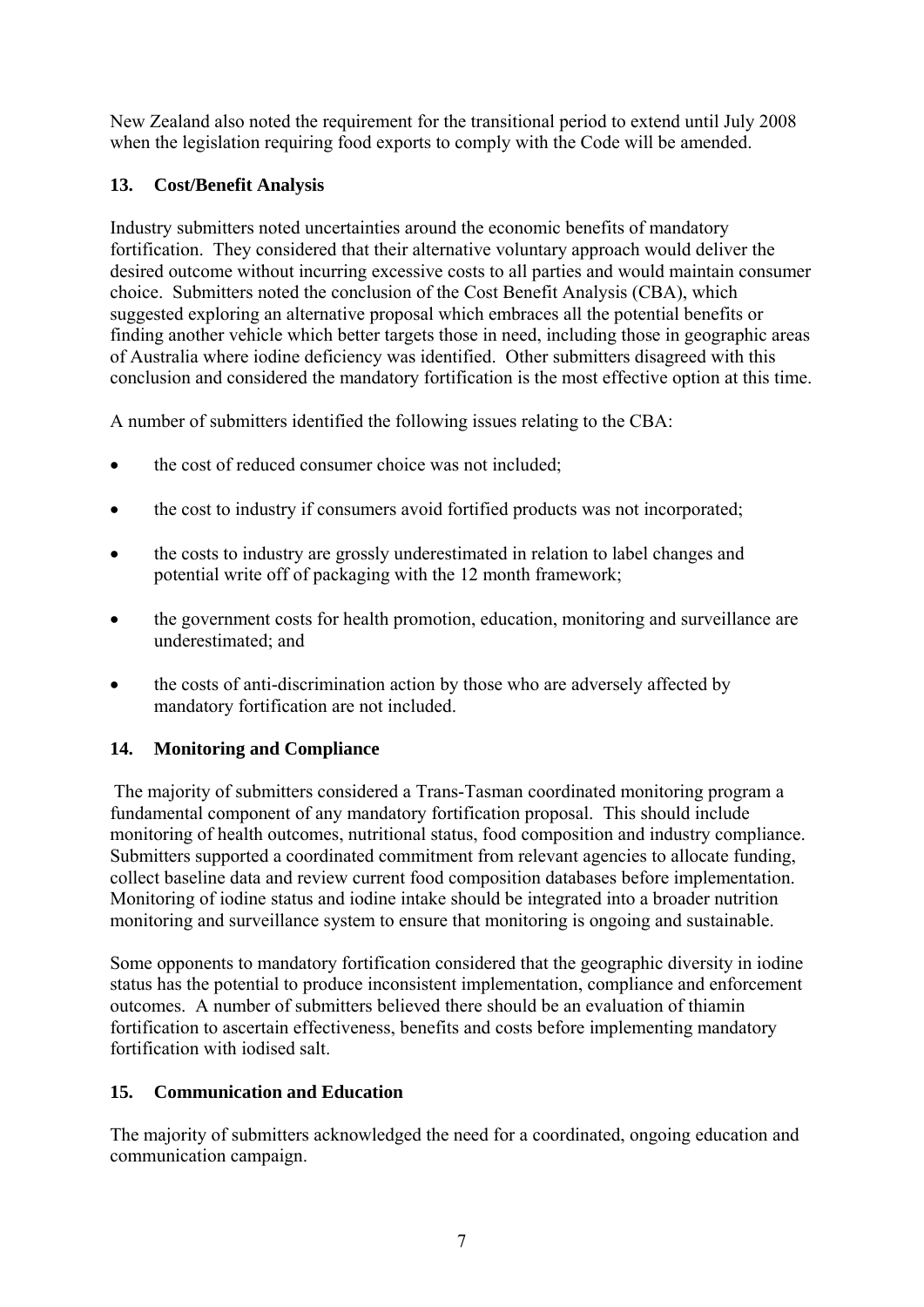New Zealand also noted the requirement for the transitional period to extend until July 2008 when the legislation requiring food exports to comply with the Code will be amended.

## 13. Cost/Benefit Analysis

Industry submitters noted uncertainties around the economic benefits of mandatory fortification. They considered that their alternative voluntary approach would deliver the desired outcome without incurring excessive costs to all parties and would maintain consumer choice. Submitters noted the conclusion of the Cost Benefit Analysis (CBA), which suggested exploring an alternative proposal which embraces all the potential benefits or finding another vehicle which better targets those in need, including those in geographic areas of Australia where iodine deficiency was identified. Other submitters disagreed with this conclusion and considered the mandatory fortification is the most effective option at this time.

A number of submitters identified the following issues relating to the CBA:

- the cost of reduced consumer choice was not included;
- the cost to industry if consumers avoid fortified products was not incorporated;
- the costs to industry are grossly underestimated in relation to label changes and potential write off of packaging with the 12 month framework;
- the government costs for health promotion, education, monitoring and surveillance are underestimated; and
- the costs of anti-discrimination action by those who are adversely affected by mandatory fortification are not included.

## 14. Monitoring and Compliance

The majority of submitters considered a Trans-Tasman coordinated monitoring program a fundamental component of any mandatory fortification proposal. This should include monitoring of health outcomes, nutritional status, food composition and industry compliance. Submitters supported a coordinated commitment from relevant agencies to allocate funding, collect baseline data and review current food composition databases before implementation. Monitoring of iodine status and iodine intake should be integrated into a broader nutrition monitoring and surveillance system to ensure that monitoring is ongoing and sustainable.

Some opponents to mandatory fortification considered that the geographic diversity in iodine status has the potential to produce inconsistent implementation, compliance and enforcement outcomes. A number of submitters believed there should be an evaluation of thiamin fortification to ascertain effectiveness, benefits and costs before implementing mandatory fortification with iodised salt.

## 15. Communication and Education

The majority of submitters acknowledged the need for a coordinated, ongoing education and communication campaign.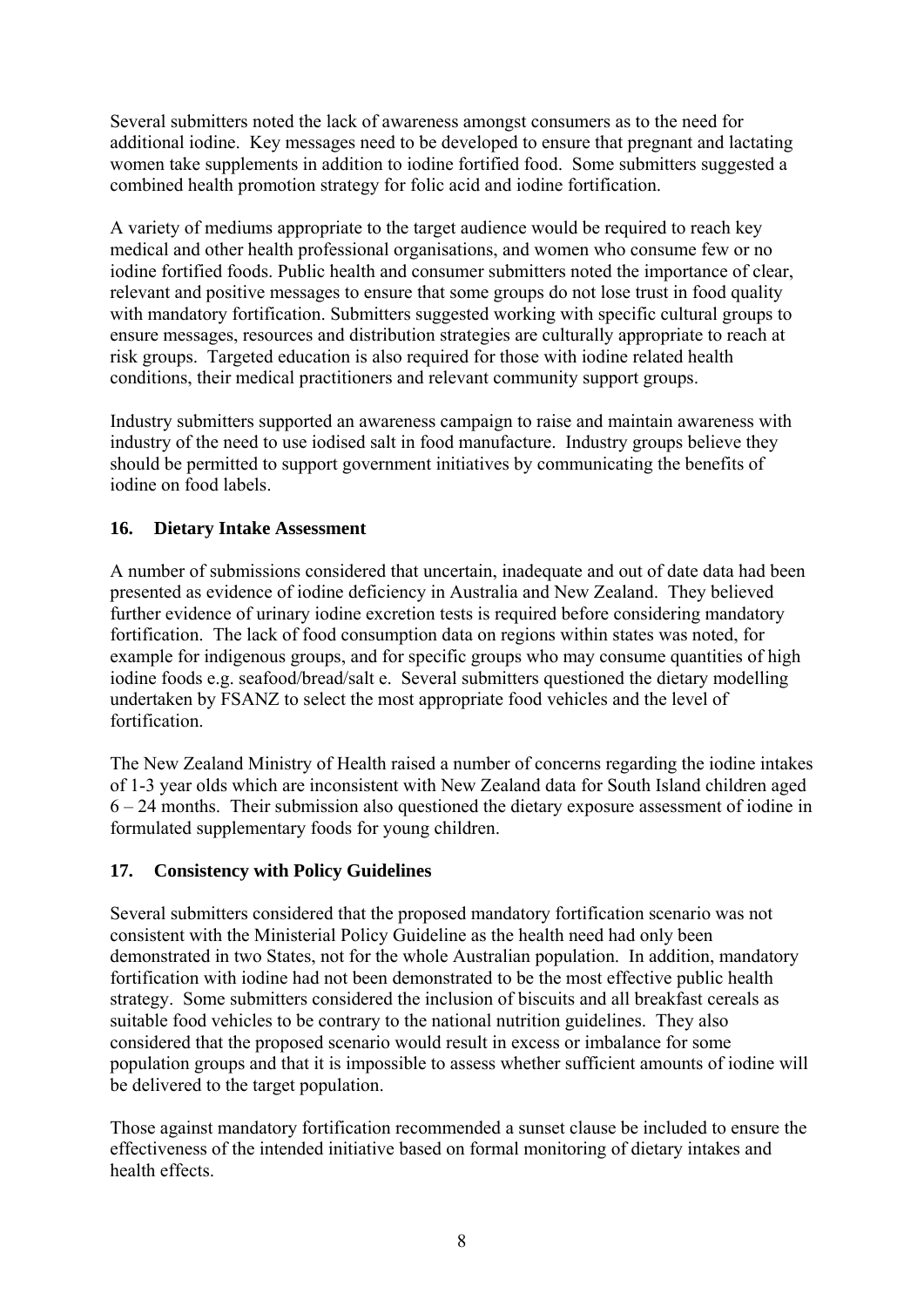Several submitters noted the lack of awareness amongst consumers as to the need for additional iodine. Key messages need to be developed to ensure that pregnant and lactating women take supplements in addition to iodine fortified food. Some submitters suggested a combined health promotion strategy for folic acid and iodine fortification.

A variety of mediums appropriate to the target audience would be required to reach key medical and other health professional organisations, and women who consume few or no iodine fortified foods. Public health and consumer submitters noted the importance of clear, relevant and positive messages to ensure that some groups do not lose trust in food quality with mandatory fortification. Submitters suggested working with specific cultural groups to ensure messages, resources and distribution strategies are culturally appropriate to reach at risk groups. Targeted education is also required for those with iodine related health conditions, their medical practitioners and relevant community support groups.

Industry submitters supported an awareness campaign to raise and maintain awareness with industry of the need to use iodised salt in food manufacture. Industry groups believe they should be permitted to support government initiatives by communicating the benefits of iodine on food labels.

## 16. Dietary Intake Assessment

A number of submissions considered that uncertain, inadequate and out of date data had been presented as evidence of iodine deficiency in Australia and New Zealand. They believed further evidence of urinary iodine excretion tests is required before considering mandatory fortification. The lack of food consumption data on regions within states was noted, for example for indigenous groups, and for specific groups who may consume quantities of high iodine foods e.g. seafood/bread/salt e. Several submitters questioned the dietary modelling undertaken by FSANZ to select the most appropriate food vehicles and the level of fortification.

The New Zealand Ministry of Health raised a number of concerns regarding the iodine intakes of 1-3 year olds which are inconsistent with New Zealand data for South Island children aged 6 – 24 months. Their submission also questioned the dietary exposure assessment of iodine in formulated supplementary foods for young children.

## 17. Consistency with Policy Guidelines

Several submitters considered that the proposed mandatory fortification scenario was not consistent with the Ministerial Policy Guideline as the health need had only been demonstrated in two States, not for the whole Australian population. In addition, mandatory fortification with iodine had not been demonstrated to be the most effective public health strategy. Some submitters considered the inclusion of biscuits and all breakfast cereals as suitable food vehicles to be contrary to the national nutrition guidelines. They also considered that the proposed scenario would result in excess or imbalance for some population groups and that it is impossible to assess whether sufficient amounts of iodine will be delivered to the target population.

Those against mandatory fortification recommended a sunset clause be included to ensure the effectiveness of the intended initiative based on formal monitoring of dietary intakes and health effects.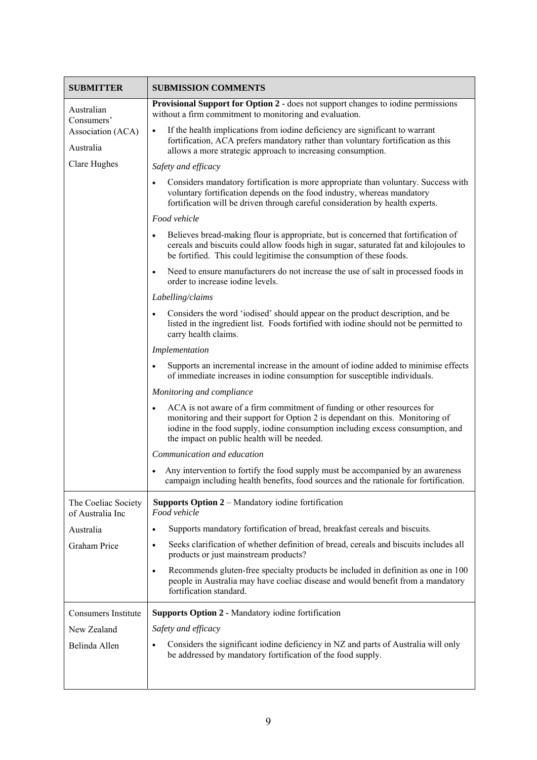| SUBMITTER | SUBMISSION COMMENTS |
|---|---|
| Australian Consumers' Association (ACA)<br>Australia<br>Clare Hughes | **Provisional Support for Option 2** - does not support changes to iodine permissions without a firm commitment to monitoring and evaluation.<br>• If the health implications from iodine deficiency are significant to warrant fortification, ACA prefers mandatory rather than voluntary fortification as this allows a more strategic approach to increasing consumption.<br>*Safety and efficacy*<br>• Considers mandatory fortification is more appropriate than voluntary. Success with voluntary fortification depends on the food industry, whereas mandatory fortification will be driven through careful consideration by health experts.<br>*Food vehicle*<br>• Believes bread-making flour is appropriate, but is concerned that fortification of cereals and biscuits could allow foods high in sugar, saturated fat and kilojoules to be fortified. This could legitimise the consumption of these foods.<br>• Need to ensure manufacturers do not increase the use of salt in processed foods in order to increase iodine levels.<br>*Labelling/claims*<br>• Considers the word 'iodised' should appear on the product description, and be listed in the ingredient list. Foods fortified with iodine should not be permitted to carry health claims.<br>*Implementation*<br>• Supports an incremental increase in the amount of iodine added to minimise effects of immediate increases in iodine consumption for susceptible individuals.<br>*Monitoring and compliance*<br>• ACA is not aware of a firm commitment of funding or other resources for monitoring and their support for Option 2 is dependant on this. Monitoring of iodine in the food supply, iodine consumption including excess consumption, and the impact on public health will be needed.<br>*Communication and education*<br>• Any intervention to fortify the food supply must be accompanied by an awareness campaign including health benefits, food sources and the rationale for fortification. |
| The Coeliac Society of Australia Inc<br>Australia<br>Graham Price | **Supports Option 2** – Mandatory iodine fortification<br>*Food vehicle*<br>• Supports mandatory fortification of bread, breakfast cereals and biscuits.<br>• Seeks clarification of whether definition of bread, cereals and biscuits includes all products or just mainstream products?<br>• Recommends gluten-free specialty products be included in definition as one in 100 people in Australia may have coeliac disease and would benefit from a mandatory fortification standard. |
| Consumers Institute<br>New Zealand<br>Belinda Allen | **Supports Option 2** - Mandatory iodine fortification<br>*Safety and efficacy*<br>• Considers the significant iodine deficiency in NZ and parts of Australia will only be addressed by mandatory fortification of the food supply. |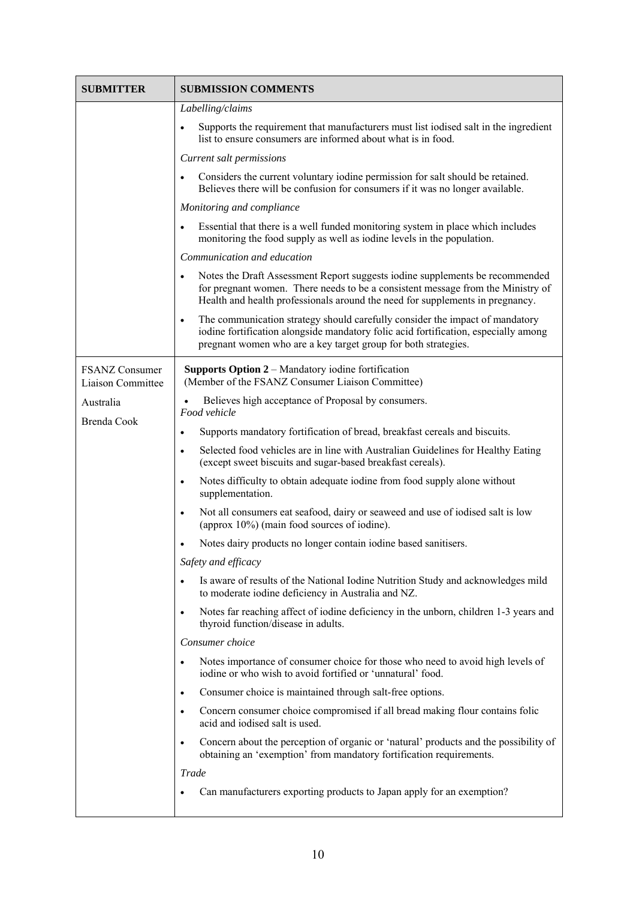| SUBMITTER | SUBMISSION COMMENTS |
|---|---|
| | *Labelling/claims*<br>• Supports the requirement that manufacturers must list iodised salt in the ingredient list to ensure consumers are informed about what is in food.<br>*Current salt permissions*<br>• Considers the current voluntary iodine permission for salt should be retained. Believes there will be confusion for consumers if it was no longer available.<br>*Monitoring and compliance*<br>• Essential that there is a well funded monitoring system in place which includes monitoring the food supply as well as iodine levels in the population.<br>*Communication and education*<br>• Notes the Draft Assessment Report suggests iodine supplements be recommended for pregnant women. There needs to be a consistent message from the Ministry of Health and health professionals around the need for supplements in pregnancy.<br>• The communication strategy should carefully consider the impact of mandatory iodine fortification alongside mandatory folic acid fortification, especially among pregnant women who are a key target group for both strategies. |
| FSANZ Consumer Liaison Committee<br><br>Australia<br><br>Brenda Cook | **Supports Option 2** – Mandatory iodine fortification<br>(Member of the FSANZ Consumer Liaison Committee)<br>• Believes high acceptance of Proposal by consumers.<br>*Food vehicle*<br>• Supports mandatory fortification of bread, breakfast cereals and biscuits.<br>• Selected food vehicles are in line with Australian Guidelines for Healthy Eating (except sweet biscuits and sugar-based breakfast cereals).<br>• Notes difficulty to obtain adequate iodine from food supply alone without supplementation.<br>• Not all consumers eat seafood, dairy or seaweed and use of iodised salt is low (approx 10%) (main food sources of iodine).<br>• Notes dairy products no longer contain iodine based sanitisers.<br>*Safety and efficacy*<br>• Is aware of results of the National Iodine Nutrition Study and acknowledges mild to moderate iodine deficiency in Australia and NZ.<br>• Notes far reaching affect of iodine deficiency in the unborn, children 1-3 years and thyroid function/disease in adults.<br>*Consumer choice*<br>• Notes importance of consumer choice for those who need to avoid high levels of iodine or who wish to avoid fortified or 'unnatural' food.<br>• Consumer choice is maintained through salt-free options.<br>• Concern consumer choice compromised if all bread making flour contains folic acid and iodised salt is used.<br>• Concern about the perception of organic or 'natural' products and the possibility of obtaining an 'exemption' from mandatory fortification requirements.<br>*Trade*<br>• Can manufacturers exporting products to Japan apply for an exemption? |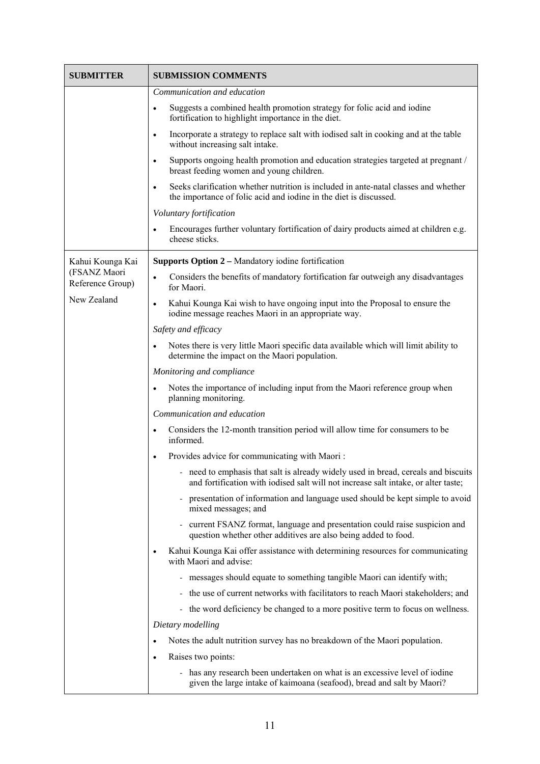| SUBMITTER | SUBMISSION COMMENTS |
|---|---|
| | *Communication and education*<br>• Suggests a combined health promotion strategy for folic acid and iodine fortification to highlight importance in the diet.<br>• Incorporate a strategy to replace salt with iodised salt in cooking and at the table without increasing salt intake.<br>• Supports ongoing health promotion and education strategies targeted at pregnant / breast feeding women and young children.<br>• Seeks clarification whether nutrition is included in ante-natal classes and whether the importance of folic acid and iodine in the diet is discussed.<br>*Voluntary fortification*<br>• Encourages further voluntary fortification of dairy products aimed at children e.g. cheese sticks. |
| Kahui Kounga Kai (FSANZ Maori Reference Group)<br><br>New Zealand | **Supports Option 2 –** Mandatory iodine fortification<br>• Considers the benefits of mandatory fortification far outweigh any disadvantages for Maori.<br>• Kahui Kounga Kai wish to have ongoing input into the Proposal to ensure the iodine message reaches Maori in an appropriate way.<br>*Safety and efficacy*<br>• Notes there is very little Maori specific data available which will limit ability to determine the impact on the Maori population.<br>*Monitoring and compliance*<br>• Notes the importance of including input from the Maori reference group when planning monitoring.<br>*Communication and education*<br>• Considers the 12-month transition period will allow time for consumers to be informed.<br>• Provides advice for communicating with Maori :<br>- need to emphasis that salt is already widely used in bread, cereals and biscuits and fortification with iodised salt will not increase salt intake, or alter taste;<br>- presentation of information and language used should be kept simple to avoid mixed messages; and<br>- current FSANZ format, language and presentation could raise suspicion and question whether other additives are also being added to food.<br>• Kahui Kounga Kai offer assistance with determining resources for communicating with Maori and advise:<br>- messages should equate to something tangible Maori can identify with;<br>- the use of current networks with facilitators to reach Maori stakeholders; and<br>- the word deficiency be changed to a more positive term to focus on wellness.<br>*Dietary modelling*<br>• Notes the adult nutrition survey has no breakdown of the Maori population.<br>• Raises two points:<br>- has any research been undertaken on what is an excessive level of iodine given the large intake of kaimoana (seafood), bread and salt by Maori? |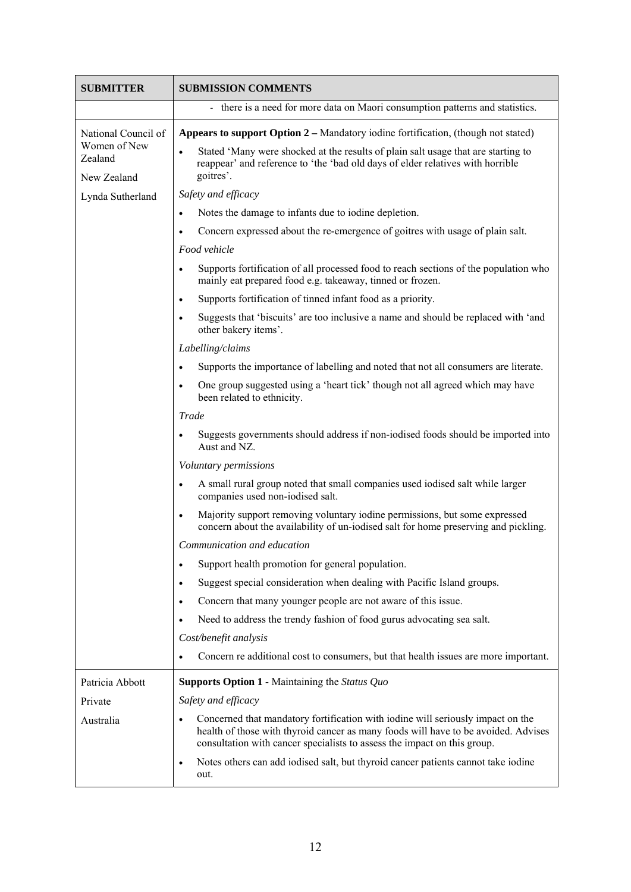| SUBMITTER | SUBMISSION COMMENTS |
|---|---|
| | - there is a need for more data on Maori consumption patterns and statistics. |
| National Council of Women of New Zealand<br><br>New Zealand<br><br>Lynda Sutherland | **Appears to support Option 2 –** Mandatory iodine fortification, (though not stated)<br>• Stated 'Many were shocked at the results of plain salt usage that are starting to reappear' and reference to 'the 'bad old days of elder relatives with horrible goitres'.<br>*Safety and efficacy*<br>• Notes the damage to infants due to iodine depletion.<br>• Concern expressed about the re-emergence of goitres with usage of plain salt.<br>*Food vehicle*<br>• Supports fortification of all processed food to reach sections of the population who mainly eat prepared food e.g. takeaway, tinned or frozen.<br>• Supports fortification of tinned infant food as a priority.<br>• Suggests that 'biscuits' are too inclusive a name and should be replaced with 'and other bakery items'.<br>*Labelling/claims*<br>• Supports the importance of labelling and noted that not all consumers are literate.<br>• One group suggested using a 'heart tick' though not all agreed which may have been related to ethnicity.<br>*Trade*<br>• Suggests governments should address if non-iodised foods should be imported into Aust and NZ.<br>*Voluntary permissions*<br>• A small rural group noted that small companies used iodised salt while larger companies used non-iodised salt.<br>• Majority support removing voluntary iodine permissions, but some expressed concern about the availability of un-iodised salt for home preserving and pickling.<br>*Communication and education*<br>• Support health promotion for general population.<br>• Suggest special consideration when dealing with Pacific Island groups.<br>• Concern that many younger people are not aware of this issue.<br>• Need to address the trendy fashion of food gurus advocating sea salt.<br>*Cost/benefit analysis*<br>• Concern re additional cost to consumers, but that health issues are more important. |
| Patricia Abbott<br><br>Private<br><br>Australia | **Supports Option 1 -** Maintaining the *Status Quo*<br>*Safety and efficacy*<br>• Concerned that mandatory fortification with iodine will seriously impact on the health of those with thyroid cancer as many foods will have to be avoided. Advises consultation with cancer specialists to assess the impact on this group.<br>• Notes others can add iodised salt, but thyroid cancer patients cannot take iodine out. |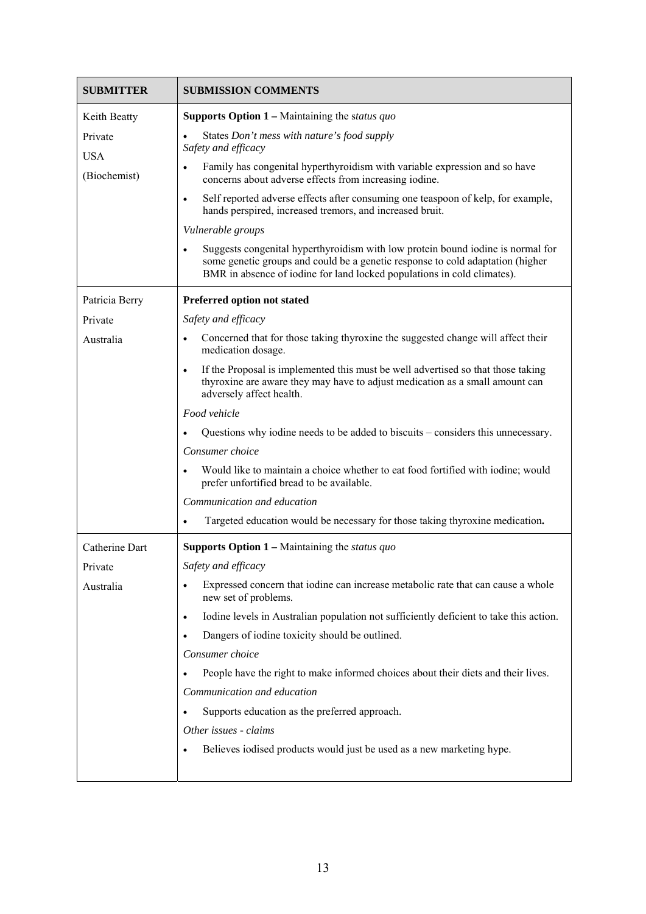| SUBMITTER | SUBMISSION COMMENTS |
|---|---|
| Keith Beatty<br>Private<br>USA<br>(Biochemist) | **Supports Option 1 –** Maintaining the s*tatus quo*<br>• States *Don't mess with nature's food supply*<br>*Safety and efficacy*<br>• Family has congenital hyperthyroidism with variable expression and so have concerns about adverse effects from increasing iodine.<br>• Self reported adverse effects after consuming one teaspoon of kelp, for example, hands perspired, increased tremors, and increased bruit.<br>*Vulnerable groups*<br>• Suggests congenital hyperthyroidism with low protein bound iodine is normal for some genetic groups and could be a genetic response to cold adaptation (higher BMR in absence of iodine for land locked populations in cold climates). |
| Patricia Berry<br>Private<br>Australia | **Preferred option not stated**<br>*Safety and efficacy*<br>• Concerned that for those taking thyroxine the suggested change will affect their medication dosage.<br>• If the Proposal is implemented this must be well advertised so that those taking thyroxine are aware they may have to adjust medication as a small amount can adversely affect health.<br>*Food vehicle*<br>• Questions why iodine needs to be added to biscuits – considers this unnecessary.<br>*Consumer choice*<br>• Would like to maintain a choice whether to eat food fortified with iodine; would prefer unfortified bread to be available.<br>*Communication and education*<br>• Targeted education would be necessary for those taking thyroxine medication**.** |
| Catherine Dart<br>Private<br>Australia | **Supports Option 1 –** Maintaining the *status quo*<br>*Safety and efficacy*<br>• Expressed concern that iodine can increase metabolic rate that can cause a whole new set of problems.<br>• Iodine levels in Australian population not sufficiently deficient to take this action.<br>• Dangers of iodine toxicity should be outlined.<br>*Consumer choice*<br>• People have the right to make informed choices about their diets and their lives.<br>*Communication and education*<br>• Supports education as the preferred approach.<br>*Other issues - claims*<br>• Believes iodised products would just be used as a new marketing hype. |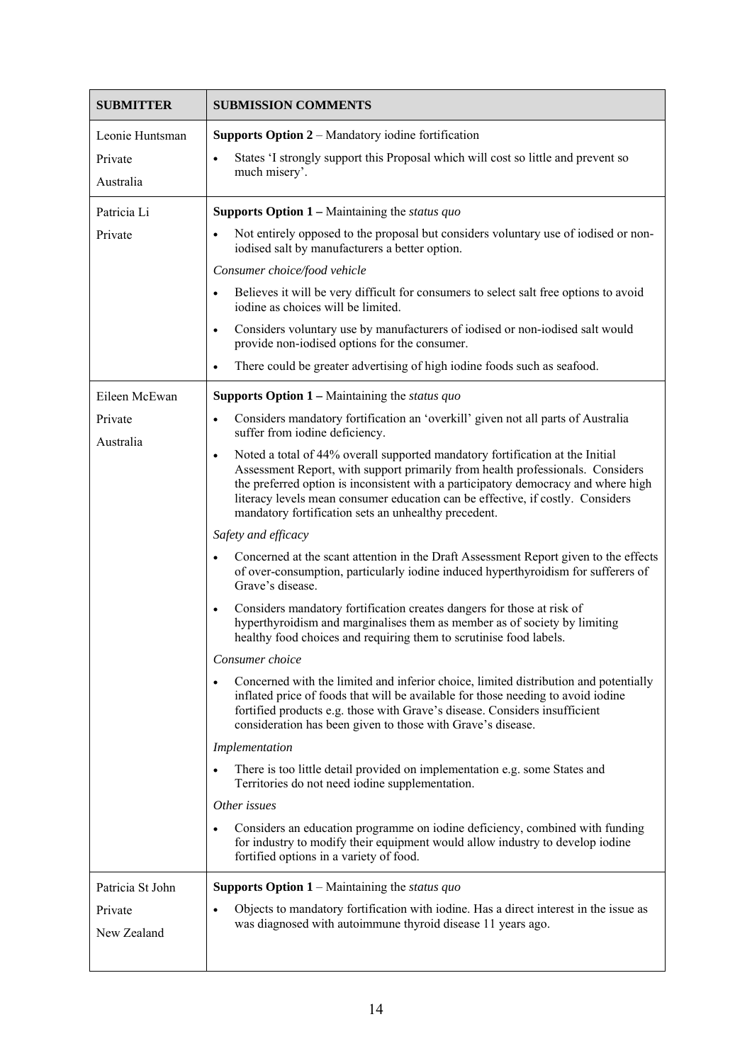| SUBMITTER | SUBMISSION COMMENTS |
|---|---|
| Leonie Huntsman<br>Private<br>Australia | **Supports Option 2** – Mandatory iodine fortification<br>• States 'I strongly support this Proposal which will cost so little and prevent so much misery'. |
| Patricia Li<br>Private | **Supports Option 1 –** Maintaining the *status quo*<br>• Not entirely opposed to the proposal but considers voluntary use of iodised or non-iodised salt by manufacturers a better option.<br>*Consumer choice/food vehicle*<br>• Believes it will be very difficult for consumers to select salt free options to avoid iodine as choices will be limited.<br>• Considers voluntary use by manufacturers of iodised or non-iodised salt would provide non-iodised options for the consumer.<br>• There could be greater advertising of high iodine foods such as seafood. |
| Eileen McEwan<br>Private<br>Australia | **Supports Option 1 –** Maintaining the *status quo*<br>• Considers mandatory fortification an 'overkill' given not all parts of Australia suffer from iodine deficiency.<br>• Noted a total of 44% overall supported mandatory fortification at the Initial Assessment Report, with support primarily from health professionals. Considers the preferred option is inconsistent with a participatory democracy and where high literacy levels mean consumer education can be effective, if costly. Considers mandatory fortification sets an unhealthy precedent.<br>*Safety and efficacy*<br>• Concerned at the scant attention in the Draft Assessment Report given to the effects of over-consumption, particularly iodine induced hyperthyroidism for sufferers of Grave's disease.<br>• Considers mandatory fortification creates dangers for those at risk of hyperthyroidism and marginalises them as member as of society by limiting healthy food choices and requiring them to scrutinise food labels.<br>*Consumer choice*<br>• Concerned with the limited and inferior choice, limited distribution and potentially inflated price of foods that will be available for those needing to avoid iodine fortified products e.g. those with Grave's disease. Considers insufficient consideration has been given to those with Grave's disease.<br>*Implementation*<br>• There is too little detail provided on implementation e.g. some States and Territories do not need iodine supplementation.<br>*Other issues*<br>• Considers an education programme on iodine deficiency, combined with funding for industry to modify their equipment would allow industry to develop iodine fortified options in a variety of food. |
| Patricia St John<br>Private<br>New Zealand | **Supports Option 1** – Maintaining the *status quo*<br>• Objects to mandatory fortification with iodine. Has a direct interest in the issue as was diagnosed with autoimmune thyroid disease 11 years ago. |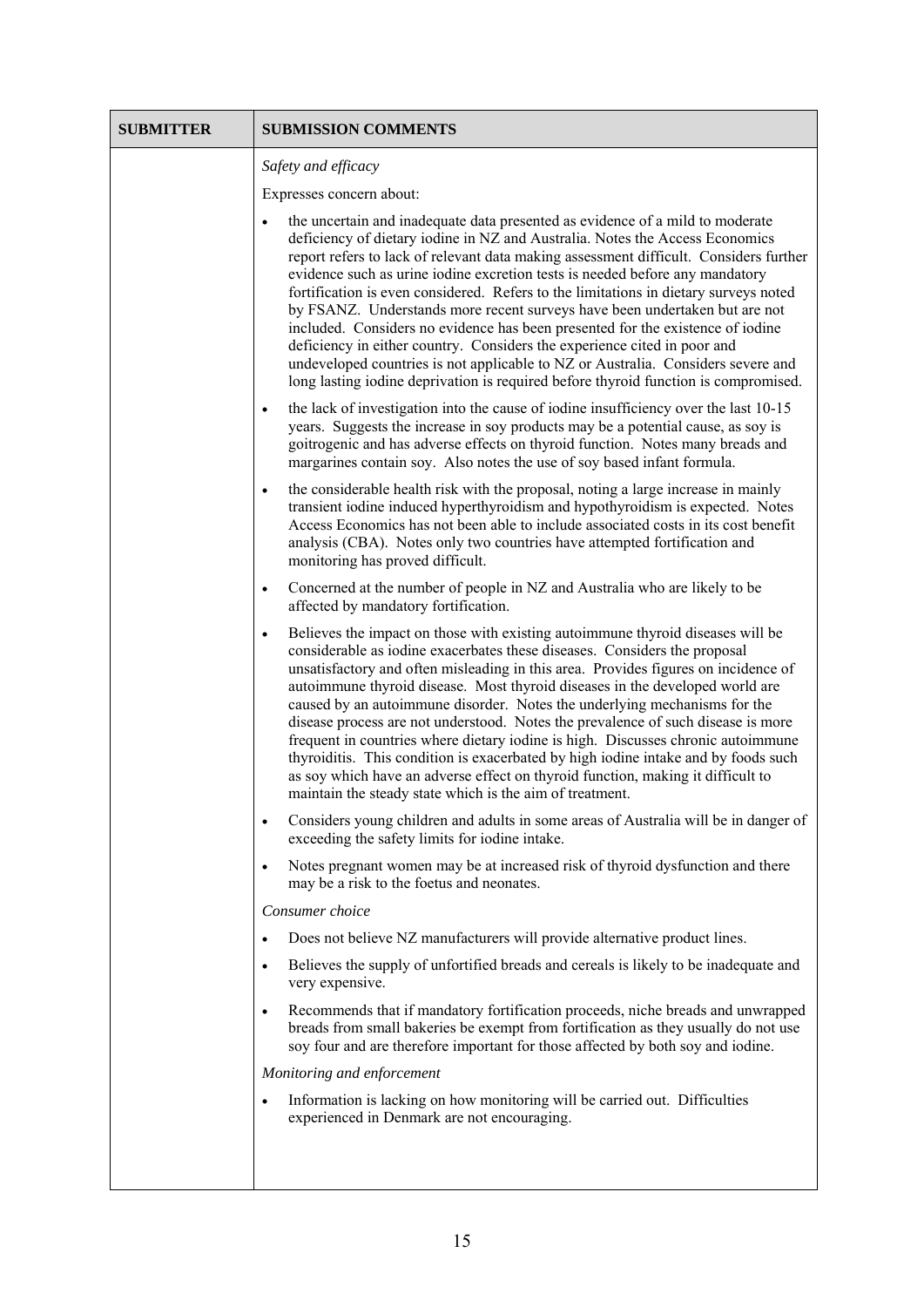| SUBMITTER | SUBMISSION COMMENTS |
|---|---|
| | *Safety and efficacy*<br><br>Expresses concern about:<br><br>• the uncertain and inadequate data presented as evidence of a mild to moderate deficiency of dietary iodine in NZ and Australia. Notes the Access Economics report refers to lack of relevant data making assessment difficult. Considers further evidence such as urine iodine excretion tests is needed before any mandatory fortification is even considered. Refers to the limitations in dietary surveys noted by FSANZ. Understands more recent surveys have been undertaken but are not included. Considers no evidence has been presented for the existence of iodine deficiency in either country. Considers the experience cited in poor and undeveloped countries is not applicable to NZ or Australia. Considers severe and long lasting iodine deprivation is required before thyroid function is compromised.<br><br>• the lack of investigation into the cause of iodine insufficiency over the last 10-15 years. Suggests the increase in soy products may be a potential cause, as soy is goitrogenic and has adverse effects on thyroid function. Notes many breads and margarines contain soy. Also notes the use of soy based infant formula.<br><br>• the considerable health risk with the proposal, noting a large increase in mainly transient iodine induced hyperthyroidism and hypothyroidism is expected. Notes Access Economics has not been able to include associated costs in its cost benefit analysis (CBA). Notes only two countries have attempted fortification and monitoring has proved difficult.<br><br>• Concerned at the number of people in NZ and Australia who are likely to be affected by mandatory fortification.<br><br>• Believes the impact on those with existing autoimmune thyroid diseases will be considerable as iodine exacerbates these diseases. Considers the proposal unsatisfactory and often misleading in this area. Provides figures on incidence of autoimmune thyroid disease. Most thyroid diseases in the developed world are caused by an autoimmune disorder. Notes the underlying mechanisms for the disease process are not understood. Notes the prevalence of such disease is more frequent in countries where dietary iodine is high. Discusses chronic autoimmune thyroiditis. This condition is exacerbated by high iodine intake and by foods such as soy which have an adverse effect on thyroid function, making it difficult to maintain the steady state which is the aim of treatment.<br><br>• Considers young children and adults in some areas of Australia will be in danger of exceeding the safety limits for iodine intake.<br><br>• Notes pregnant women may be at increased risk of thyroid dysfunction and there may be a risk to the foetus and neonates.<br><br>*Consumer choice*<br><br>• Does not believe NZ manufacturers will provide alternative product lines.<br><br>• Believes the supply of unfortified breads and cereals is likely to be inadequate and very expensive.<br><br>• Recommends that if mandatory fortification proceeds, niche breads and unwrapped breads from small bakeries be exempt from fortification as they usually do not use soy four and are therefore important for those affected by both soy and iodine.<br><br>*Monitoring and enforcement*<br><br>• Information is lacking on how monitoring will be carried out. Difficulties experienced in Denmark are not encouraging. |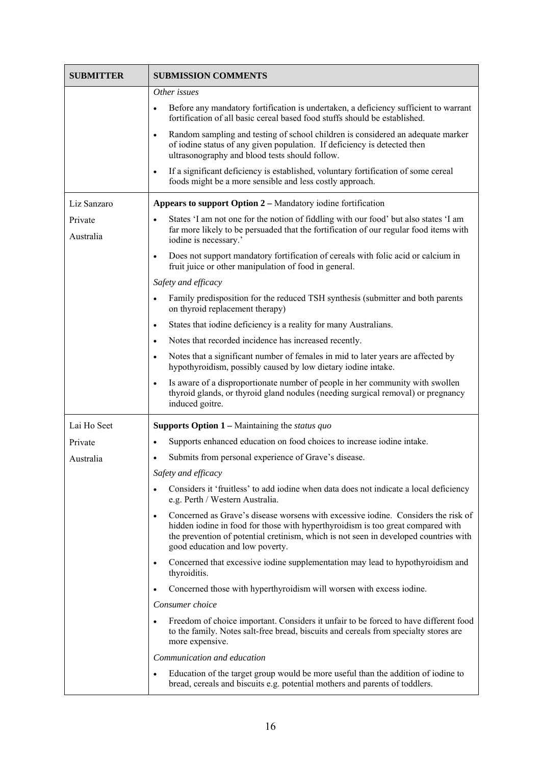| SUBMITTER | SUBMISSION COMMENTS |
|---|---|
| | *Other issues*<br>• Before any mandatory fortification is undertaken, a deficiency sufficient to warrant fortification of all basic cereal based food stuffs should be established.<br>• Random sampling and testing of school children is considered an adequate marker of iodine status of any given population. If deficiency is detected then ultrasonography and blood tests should follow.<br>• If a significant deficiency is established, voluntary fortification of some cereal foods might be a more sensible and less costly approach. |
| Liz Sanzaro<br>Private<br>Australia | **Appears to support Option 2 –** Mandatory iodine fortification<br>• States 'I am not one for the notion of fiddling with our food' but also states 'I am far more likely to be persuaded that the fortification of our regular food items with iodine is necessary.'<br>• Does not support mandatory fortification of cereals with folic acid or calcium in fruit juice or other manipulation of food in general.<br>*Safety and efficacy*<br>• Family predisposition for the reduced TSH synthesis (submitter and both parents on thyroid replacement therapy)<br>• States that iodine deficiency is a reality for many Australians.<br>• Notes that recorded incidence has increased recently.<br>• Notes that a significant number of females in mid to later years are affected by hypothyroidism, possibly caused by low dietary iodine intake.<br>• Is aware of a disproportionate number of people in her community with swollen thyroid glands, or thyroid gland nodules (needing surgical removal) or pregnancy induced goitre. |
| Lai Ho Seet<br>Private<br>Australia | **Supports Option 1 –** Maintaining the *status quo*<br>• Supports enhanced education on food choices to increase iodine intake.<br>• Submits from personal experience of Grave's disease.<br>*Safety and efficacy*<br>• Considers it 'fruitless' to add iodine when data does not indicate a local deficiency e.g. Perth / Western Australia.<br>• Concerned as Grave's disease worsens with excessive iodine. Considers the risk of hidden iodine in food for those with hyperthyroidism is too great compared with the prevention of potential cretinism, which is not seen in developed countries with good education and low poverty.<br>• Concerned that excessive iodine supplementation may lead to hypothyroidism and thyroiditis.<br>• Concerned those with hyperthyroidism will worsen with excess iodine.<br>*Consumer choice*<br>• Freedom of choice important. Considers it unfair to be forced to have different food to the family. Notes salt-free bread, biscuits and cereals from specialty stores are more expensive.<br>*Communication and education*<br>• Education of the target group would be more useful than the addition of iodine to bread, cereals and biscuits e.g. potential mothers and parents of toddlers. |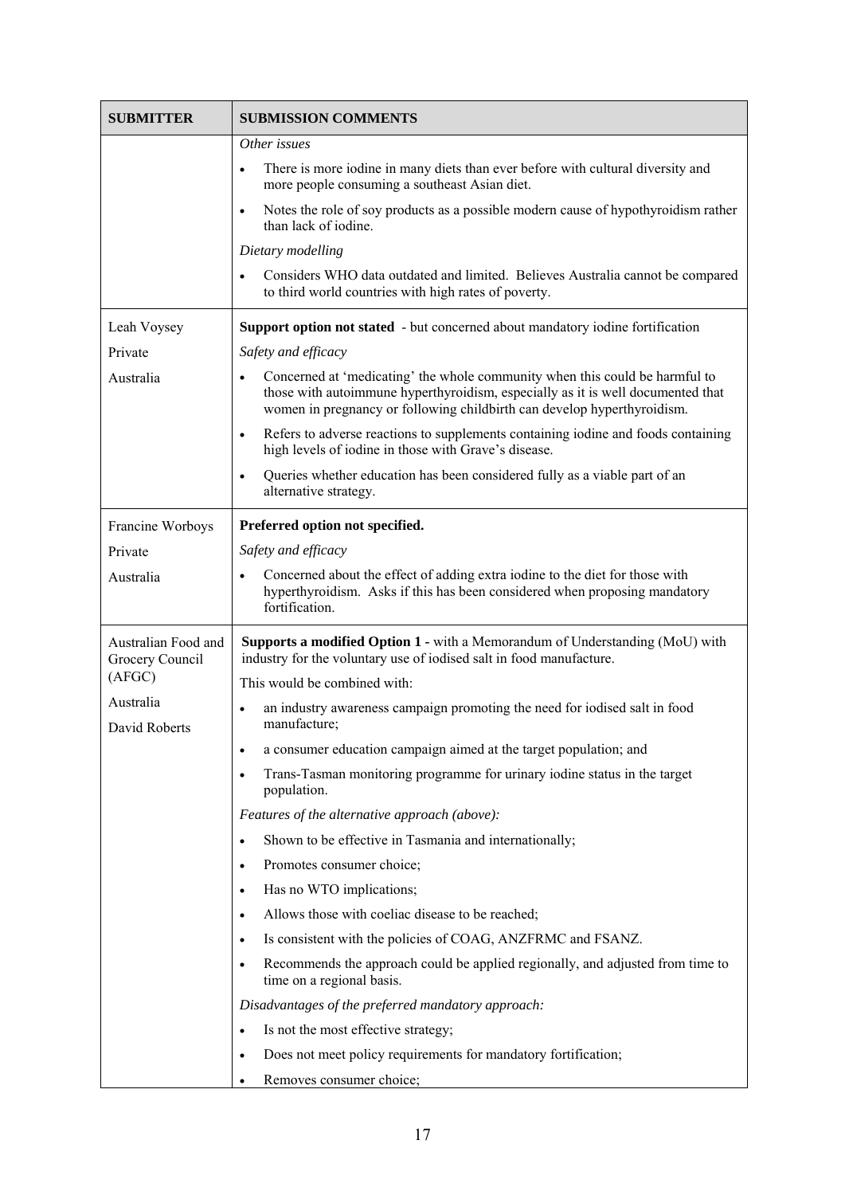| SUBMITTER | SUBMISSION COMMENTS |
|---|---|
| | *Other issues*<br>• There is more iodine in many diets than ever before with cultural diversity and more people consuming a southeast Asian diet.<br>• Notes the role of soy products as a possible modern cause of hypothyroidism rather than lack of iodine.<br>*Dietary modelling*<br>• Considers WHO data outdated and limited. Believes Australia cannot be compared to third world countries with high rates of poverty. |
| Leah Voysey<br>Private<br>Australia | **Support option not stated** - but concerned about mandatory iodine fortification<br>*Safety and efficacy*<br>• Concerned at 'medicating' the whole community when this could be harmful to those with autoimmune hyperthyroidism, especially as it is well documented that women in pregnancy or following childbirth can develop hyperthyroidism.<br>• Refers to adverse reactions to supplements containing iodine and foods containing high levels of iodine in those with Grave's disease.<br>• Queries whether education has been considered fully as a viable part of an alternative strategy. |
| Francine Worboys<br>Private<br>Australia | **Preferred option not specified.**<br>*Safety and efficacy*<br>• Concerned about the effect of adding extra iodine to the diet for those with hyperthyroidism. Asks if this has been considered when proposing mandatory fortification. |
| Australian Food and Grocery Council (AFGC)<br>Australia<br>David Roberts | **Supports a modified Option 1** - with a Memorandum of Understanding (MoU) with industry for the voluntary use of iodised salt in food manufacture.<br>This would be combined with:<br>• an industry awareness campaign promoting the need for iodised salt in food manufacture;<br>• a consumer education campaign aimed at the target population; and<br>• Trans-Tasman monitoring programme for urinary iodine status in the target population.<br>*Features of the alternative approach (above):*<br>• Shown to be effective in Tasmania and internationally;<br>• Promotes consumer choice;<br>• Has no WTO implications;<br>• Allows those with coeliac disease to be reached;<br>• Is consistent with the policies of COAG, ANZFRMC and FSANZ.<br>• Recommends the approach could be applied regionally, and adjusted from time to time on a regional basis.<br>*Disadvantages of the preferred mandatory approach:*<br>• Is not the most effective strategy;<br>• Does not meet policy requirements for mandatory fortification;<br>• Removes consumer choice; |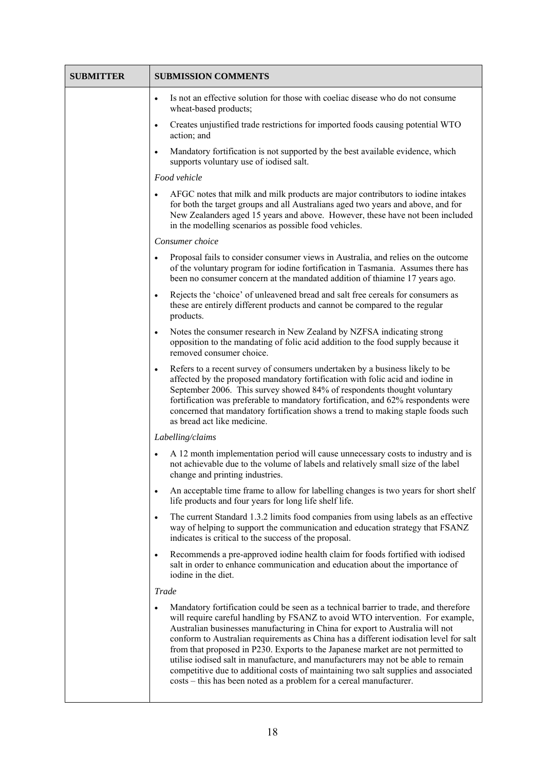| SUBMITTER | SUBMISSION COMMENTS |
| --- | --- |
| | • Is not an effective solution for those with coeliac disease who do not consume wheat-based products;<br>• Creates unjustified trade restrictions for imported foods causing potential WTO action; and<br>• Mandatory fortification is not supported by the best available evidence, which supports voluntary use of iodised salt.<br>*Food vehicle*<br>• AFGC notes that milk and milk products are major contributors to iodine intakes for both the target groups and all Australians aged two years and above, and for New Zealanders aged 15 years and above. However, these have not been included in the modelling scenarios as possible food vehicles.<br>*Consumer choice*<br>• Proposal fails to consider consumer views in Australia, and relies on the outcome of the voluntary program for iodine fortification in Tasmania. Assumes there has been no consumer concern at the mandated addition of thiamine 17 years ago.<br>• Rejects the 'choice' of unleavened bread and salt free cereals for consumers as these are entirely different products and cannot be compared to the regular products.<br>• Notes the consumer research in New Zealand by NZFSA indicating strong opposition to the mandating of folic acid addition to the food supply because it removed consumer choice.<br>• Refers to a recent survey of consumers undertaken by a business likely to be affected by the proposed mandatory fortification with folic acid and iodine in September 2006. This survey showed 84% of respondents thought voluntary fortification was preferable to mandatory fortification, and 62% respondents were concerned that mandatory fortification shows a trend to making staple foods such as bread act like medicine.<br>*Labelling/claims*<br>• A 12 month implementation period will cause unnecessary costs to industry and is not achievable due to the volume of labels and relatively small size of the label change and printing industries.<br>• An acceptable time frame to allow for labelling changes is two years for short shelf life products and four years for long life shelf life.<br>• The current Standard 1.3.2 limits food companies from using labels as an effective way of helping to support the communication and education strategy that FSANZ indicates is critical to the success of the proposal.<br>• Recommends a pre-approved iodine health claim for foods fortified with iodised salt in order to enhance communication and education about the importance of iodine in the diet.<br>*Trade*<br>• Mandatory fortification could be seen as a technical barrier to trade, and therefore will require careful handling by FSANZ to avoid WTO intervention. For example, Australian businesses manufacturing in China for export to Australia will not conform to Australian requirements as China has a different iodisation level for salt from that proposed in P230. Exports to the Japanese market are not permitted to utilise iodised salt in manufacture, and manufacturers may not be able to remain competitive due to additional costs of maintaining two salt supplies and associated costs – this has been noted as a problem for a cereal manufacturer. |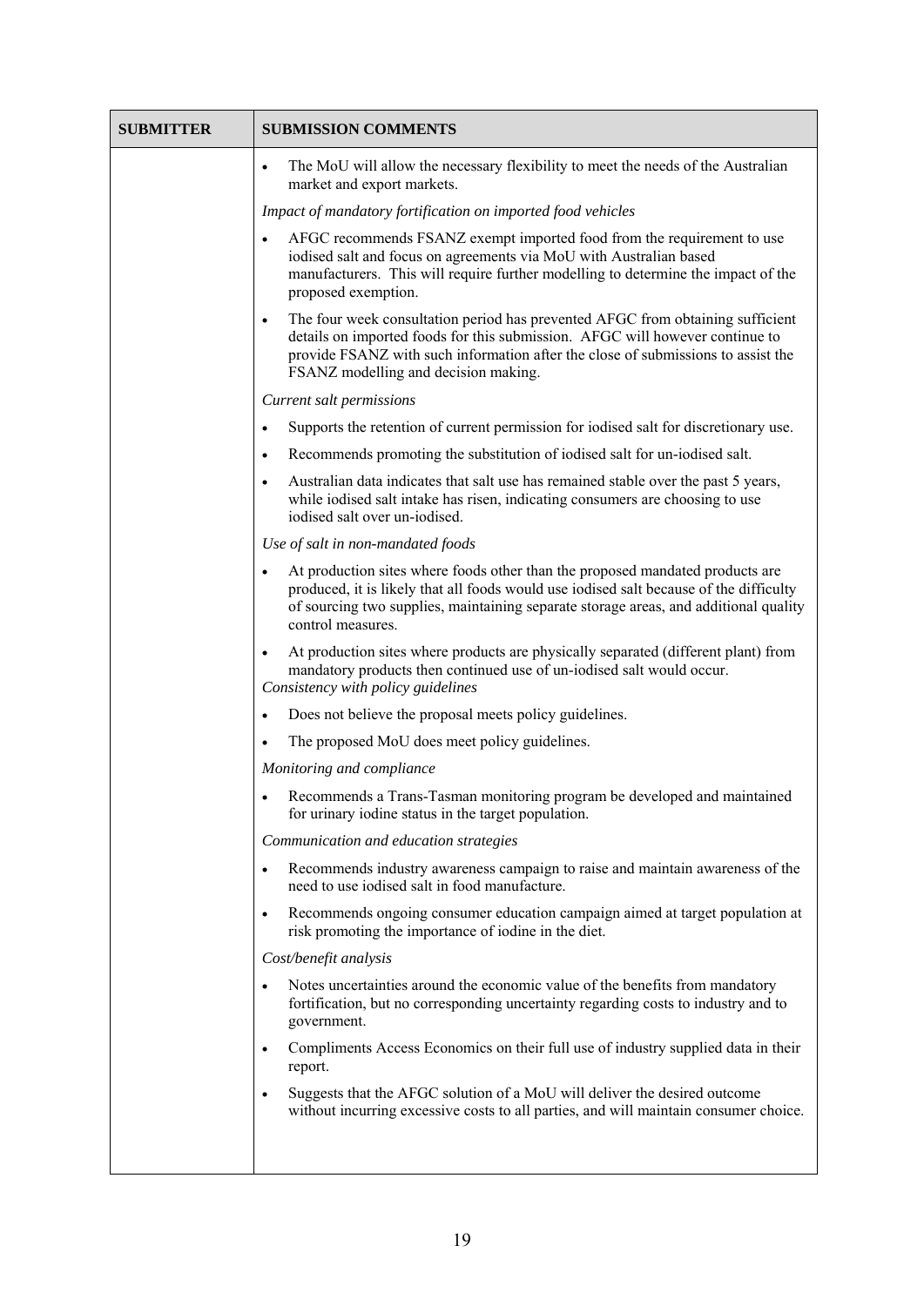| SUBMITTER | SUBMISSION COMMENTS |
|---|---|
| | • The MoU will allow the necessary flexibility to meet the needs of the Australian market and export markets.<br>*Impact of mandatory fortification on imported food vehicles*<br>• AFGC recommends FSANZ exempt imported food from the requirement to use iodised salt and focus on agreements via MoU with Australian based manufacturers. This will require further modelling to determine the impact of the proposed exemption.<br>• The four week consultation period has prevented AFGC from obtaining sufficient details on imported foods for this submission. AFGC will however continue to provide FSANZ with such information after the close of submissions to assist the FSANZ modelling and decision making.<br>*Current salt permissions*<br>• Supports the retention of current permission for iodised salt for discretionary use.<br>• Recommends promoting the substitution of iodised salt for un-iodised salt.<br>• Australian data indicates that salt use has remained stable over the past 5 years, while iodised salt intake has risen, indicating consumers are choosing to use iodised salt over un-iodised.<br>*Use of salt in non-mandated foods*<br>• At production sites where foods other than the proposed mandated products are produced, it is likely that all foods would use iodised salt because of the difficulty of sourcing two supplies, maintaining separate storage areas, and additional quality control measures.<br>• At production sites where products are physically separated (different plant) from mandatory products then continued use of un-iodised salt would occur.<br>*Consistency with policy guidelines*<br>• Does not believe the proposal meets policy guidelines.<br>• The proposed MoU does meet policy guidelines.<br>*Monitoring and compliance*<br>• Recommends a Trans-Tasman monitoring program be developed and maintained for urinary iodine status in the target population.<br>*Communication and education strategies*<br>• Recommends industry awareness campaign to raise and maintain awareness of the need to use iodised salt in food manufacture.<br>• Recommends ongoing consumer education campaign aimed at target population at risk promoting the importance of iodine in the diet.<br>*Cost/benefit analysis*<br>• Notes uncertainties around the economic value of the benefits from mandatory fortification, but no corresponding uncertainty regarding costs to industry and to government.<br>• Compliments Access Economics on their full use of industry supplied data in their report.<br>• Suggests that the AFGC solution of a MoU will deliver the desired outcome without incurring excessive costs to all parties, and will maintain consumer choice. |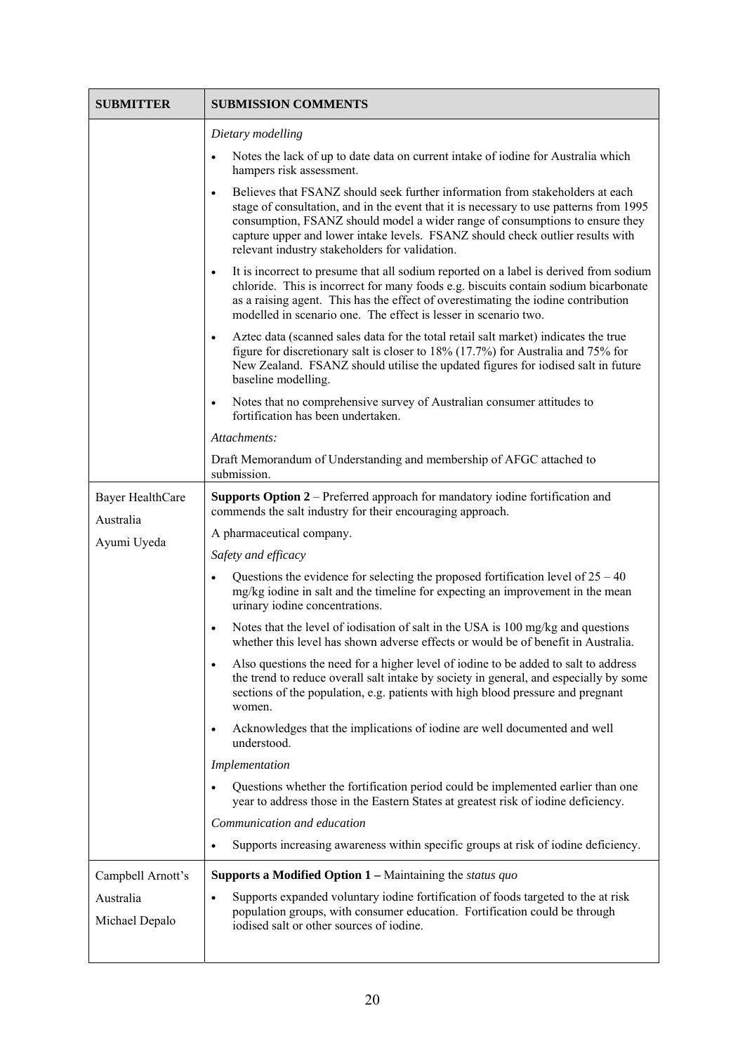| SUBMITTER | SUBMISSION COMMENTS |
|---|---|
| | *Dietary modelling*<br>• Notes the lack of up to date data on current intake of iodine for Australia which hampers risk assessment.<br>• Believes that FSANZ should seek further information from stakeholders at each stage of consultation, and in the event that it is necessary to use patterns from 1995 consumption, FSANZ should model a wider range of consumptions to ensure they capture upper and lower intake levels. FSANZ should check outlier results with relevant industry stakeholders for validation.<br>• It is incorrect to presume that all sodium reported on a label is derived from sodium chloride. This is incorrect for many foods e.g. biscuits contain sodium bicarbonate as a raising agent. This has the effect of overestimating the iodine contribution modelled in scenario one. The effect is lesser in scenario two.<br>• Aztec data (scanned sales data for the total retail salt market) indicates the true figure for discretionary salt is closer to 18% (17.7%) for Australia and 75% for New Zealand. FSANZ should utilise the updated figures for iodised salt in future baseline modelling.<br>• Notes that no comprehensive survey of Australian consumer attitudes to fortification has been undertaken.<br>*Attachments:*<br>Draft Memorandum of Understanding and membership of AFGC attached to submission. |
| Bayer HealthCare Australia<br>Ayumi Uyeda | **Supports Option 2** – Preferred approach for mandatory iodine fortification and commends the salt industry for their encouraging approach.<br>A pharmaceutical company.<br>*Safety and efficacy*<br>• Questions the evidence for selecting the proposed fortification level of 25 – 40 mg/kg iodine in salt and the timeline for expecting an improvement in the mean urinary iodine concentrations.<br>• Notes that the level of iodisation of salt in the USA is 100 mg/kg and questions whether this level has shown adverse effects or would be of benefit in Australia.<br>• Also questions the need for a higher level of iodine to be added to salt to address the trend to reduce overall salt intake by society in general, and especially by some sections of the population, e.g. patients with high blood pressure and pregnant women.<br>• Acknowledges that the implications of iodine are well documented and well understood.<br>*Implementation*<br>• Questions whether the fortification period could be implemented earlier than one year to address those in the Eastern States at greatest risk of iodine deficiency.<br>*Communication and education*<br>• Supports increasing awareness within specific groups at risk of iodine deficiency. |
| Campbell Arnott's Australia<br>Michael Depalo | **Supports a Modified Option 1 –** Maintaining the *status quo*<br>• Supports expanded voluntary iodine fortification of foods targeted to the at risk population groups, with consumer education. Fortification could be through iodised salt or other sources of iodine. |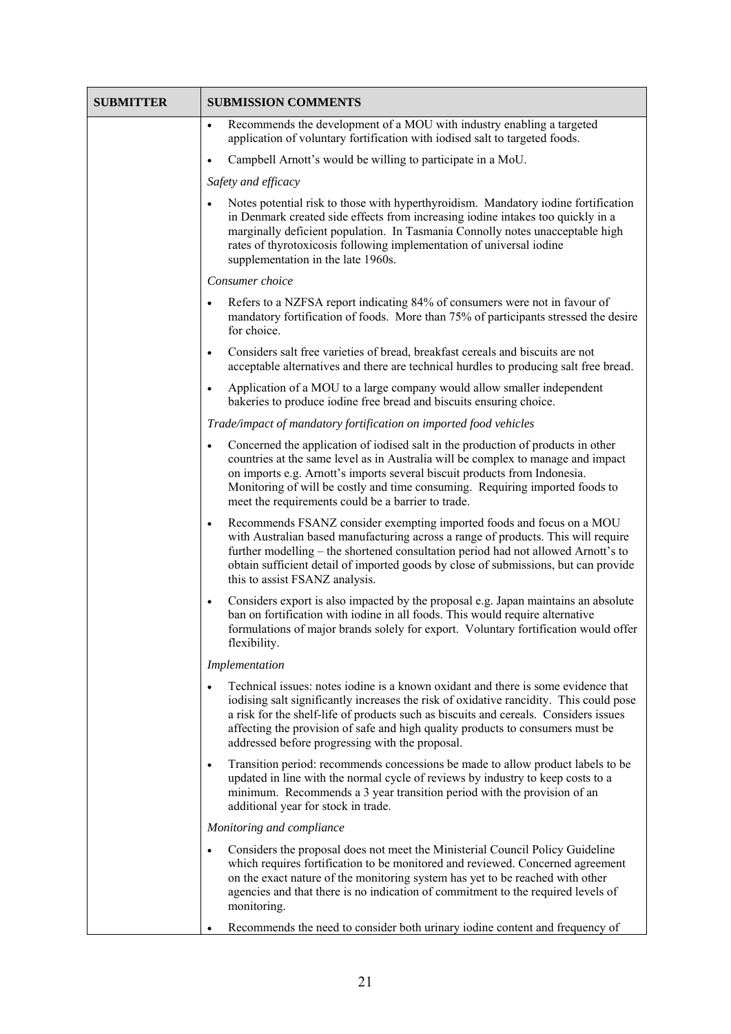| SUBMITTER | SUBMISSION COMMENTS |
|---|---|
| | • Recommends the development of a MOU with industry enabling a targeted application of voluntary fortification with iodised salt to targeted foods.<br>• Campbell Arnott's would be willing to participate in a MoU.<br>*Safety and efficacy*<br>• Notes potential risk to those with hyperthyroidism. Mandatory iodine fortification in Denmark created side effects from increasing iodine intakes too quickly in a marginally deficient population. In Tasmania Connolly notes unacceptable high rates of thyrotoxicosis following implementation of universal iodine supplementation in the late 1960s.<br>*Consumer choice*<br>• Refers to a NZFSA report indicating 84% of consumers were not in favour of mandatory fortification of foods. More than 75% of participants stressed the desire for choice.<br>• Considers salt free varieties of bread, breakfast cereals and biscuits are not acceptable alternatives and there are technical hurdles to producing salt free bread.<br>• Application of a MOU to a large company would allow smaller independent bakeries to produce iodine free bread and biscuits ensuring choice.<br>*Trade/impact of mandatory fortification on imported food vehicles*<br>• Concerned the application of iodised salt in the production of products in other countries at the same level as in Australia will be complex to manage and impact on imports e.g. Arnott's imports several biscuit products from Indonesia. Monitoring of will be costly and time consuming. Requiring imported foods to meet the requirements could be a barrier to trade.<br>• Recommends FSANZ consider exempting imported foods and focus on a MOU with Australian based manufacturing across a range of products. This will require further modelling – the shortened consultation period had not allowed Arnott's to obtain sufficient detail of imported goods by close of submissions, but can provide this to assist FSANZ analysis.<br>• Considers export is also impacted by the proposal e.g. Japan maintains an absolute ban on fortification with iodine in all foods. This would require alternative formulations of major brands solely for export. Voluntary fortification would offer flexibility.<br>*Implementation*<br>• Technical issues: notes iodine is a known oxidant and there is some evidence that iodising salt significantly increases the risk of oxidative rancidity. This could pose a risk for the shelf-life of products such as biscuits and cereals. Considers issues affecting the provision of safe and high quality products to consumers must be addressed before progressing with the proposal.<br>• Transition period: recommends concessions be made to allow product labels to be updated in line with the normal cycle of reviews by industry to keep costs to a minimum. Recommends a 3 year transition period with the provision of an additional year for stock in trade.<br>*Monitoring and compliance*<br>• Considers the proposal does not meet the Ministerial Council Policy Guideline which requires fortification to be monitored and reviewed. Concerned agreement on the exact nature of the monitoring system has yet to be reached with other agencies and that there is no indication of commitment to the required levels of monitoring.<br>• Recommends the need to consider both urinary iodine content and frequency of |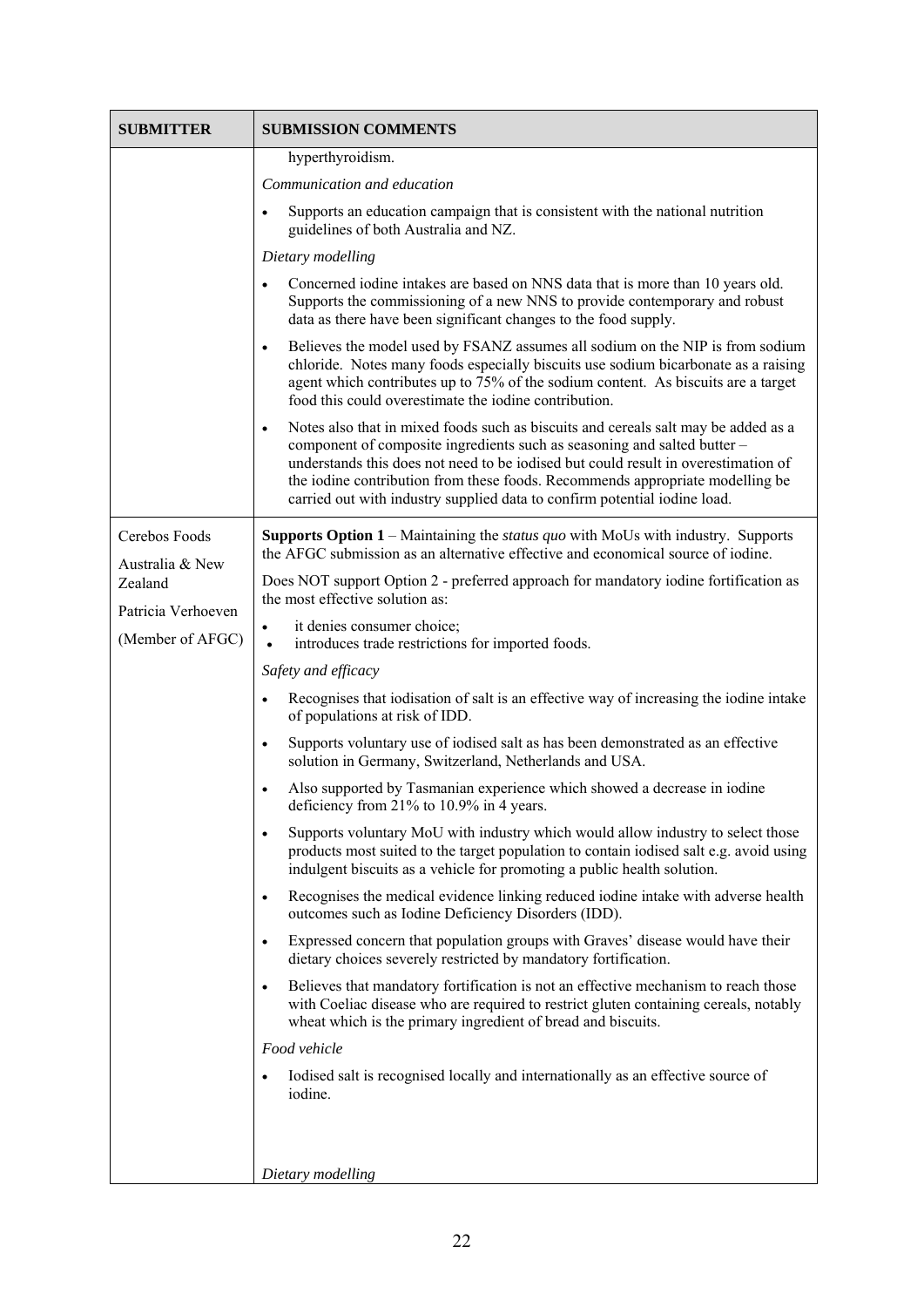| SUBMITTER | SUBMISSION COMMENTS |
|---|---|
| | hyperthyroidism.<br>*Communication and education*<br>• Supports an education campaign that is consistent with the national nutrition guidelines of both Australia and NZ.<br>*Dietary modelling*<br>• Concerned iodine intakes are based on NNS data that is more than 10 years old. Supports the commissioning of a new NNS to provide contemporary and robust data as there have been significant changes to the food supply.<br>• Believes the model used by FSANZ assumes all sodium on the NIP is from sodium chloride. Notes many foods especially biscuits use sodium bicarbonate as a raising agent which contributes up to 75% of the sodium content. As biscuits are a target food this could overestimate the iodine contribution.<br>• Notes also that in mixed foods such as biscuits and cereals salt may be added as a component of composite ingredients such as seasoning and salted butter – understands this does not need to be iodised but could result in overestimation of the iodine contribution from these foods. Recommends appropriate modelling be carried out with industry supplied data to confirm potential iodine load. |
| Cerebos Foods Australia & New Zealand<br>Patricia Verhoeven<br>(Member of AFGC) | **Supports Option 1** – Maintaining the *status quo* with MoUs with industry. Supports the AFGC submission as an alternative effective and economical source of iodine.<br>Does NOT support Option 2 - preferred approach for mandatory iodine fortification as the most effective solution as:<br>• it denies consumer choice;<br>• introduces trade restrictions for imported foods.<br>*Safety and efficacy*<br>• Recognises that iodisation of salt is an effective way of increasing the iodine intake of populations at risk of IDD.<br>• Supports voluntary use of iodised salt as has been demonstrated as an effective solution in Germany, Switzerland, Netherlands and USA.<br>• Also supported by Tasmanian experience which showed a decrease in iodine deficiency from 21% to 10.9% in 4 years.<br>• Supports voluntary MoU with industry which would allow industry to select those products most suited to the target population to contain iodised salt e.g. avoid using indulgent biscuits as a vehicle for promoting a public health solution.<br>• Recognises the medical evidence linking reduced iodine intake with adverse health outcomes such as Iodine Deficiency Disorders (IDD).<br>• Expressed concern that population groups with Graves' disease would have their dietary choices severely restricted by mandatory fortification.<br>• Believes that mandatory fortification is not an effective mechanism to reach those with Coeliac disease who are required to restrict gluten containing cereals, notably wheat which is the primary ingredient of bread and biscuits.<br>*Food vehicle*<br>• Iodised salt is recognised locally and internationally as an effective source of iodine.<br>*Dietary modelling* |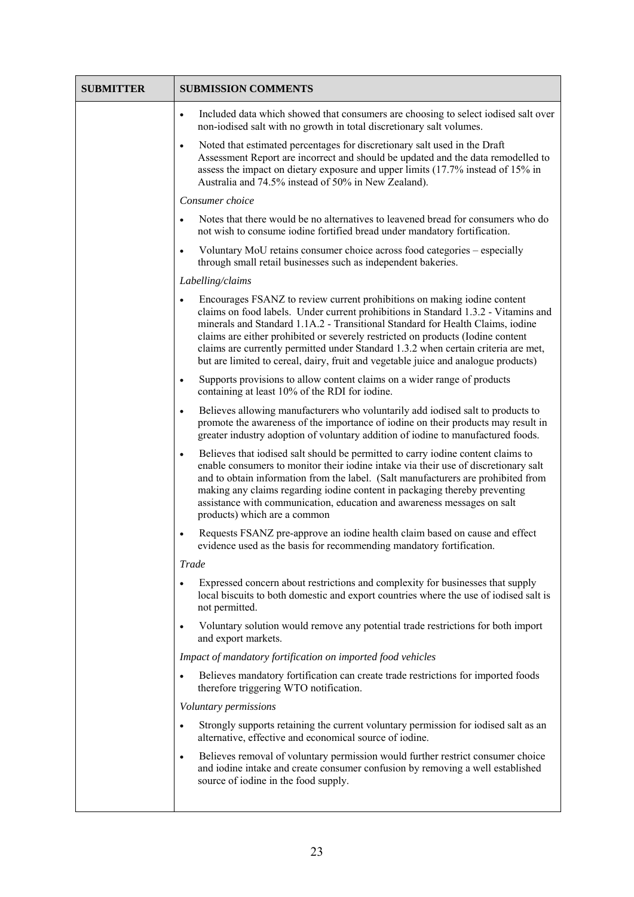| SUBMITTER | SUBMISSION COMMENTS |
|---|---|
| | • Included data which showed that consumers are choosing to select iodised salt over non-iodised salt with no growth in total discretionary salt volumes.<br>• Noted that estimated percentages for discretionary salt used in the Draft Assessment Report are incorrect and should be updated and the data remodelled to assess the impact on dietary exposure and upper limits (17.7% instead of 15% in Australia and 74.5% instead of 50% in New Zealand).<br>*Consumer choice*<br>• Notes that there would be no alternatives to leavened bread for consumers who do not wish to consume iodine fortified bread under mandatory fortification.<br>• Voluntary MoU retains consumer choice across food categories – especially through small retail businesses such as independent bakeries.<br>*Labelling/claims*<br>• Encourages FSANZ to review current prohibitions on making iodine content claims on food labels. Under current prohibitions in Standard 1.3.2 - Vitamins and minerals and Standard 1.1A.2 - Transitional Standard for Health Claims, iodine claims are either prohibited or severely restricted on products (Iodine content claims are currently permitted under Standard 1.3.2 when certain criteria are met, but are limited to cereal, dairy, fruit and vegetable juice and analogue products)<br>• Supports provisions to allow content claims on a wider range of products containing at least 10% of the RDI for iodine.<br>• Believes allowing manufacturers who voluntarily add iodised salt to products to promote the awareness of the importance of iodine on their products may result in greater industry adoption of voluntary addition of iodine to manufactured foods.<br>• Believes that iodised salt should be permitted to carry iodine content claims to enable consumers to monitor their iodine intake via their use of discretionary salt and to obtain information from the label. (Salt manufacturers are prohibited from making any claims regarding iodine content in packaging thereby preventing assistance with communication, education and awareness messages on salt products) which are a common<br>• Requests FSANZ pre-approve an iodine health claim based on cause and effect evidence used as the basis for recommending mandatory fortification.<br>*Trade*<br>• Expressed concern about restrictions and complexity for businesses that supply local biscuits to both domestic and export countries where the use of iodised salt is not permitted.<br>• Voluntary solution would remove any potential trade restrictions for both import and export markets.<br>*Impact of mandatory fortification on imported food vehicles*<br>• Believes mandatory fortification can create trade restrictions for imported foods therefore triggering WTO notification.<br>*Voluntary permissions*<br>• Strongly supports retaining the current voluntary permission for iodised salt as an alternative, effective and economical source of iodine.<br>• Believes removal of voluntary permission would further restrict consumer choice and iodine intake and create consumer confusion by removing a well established source of iodine in the food supply. |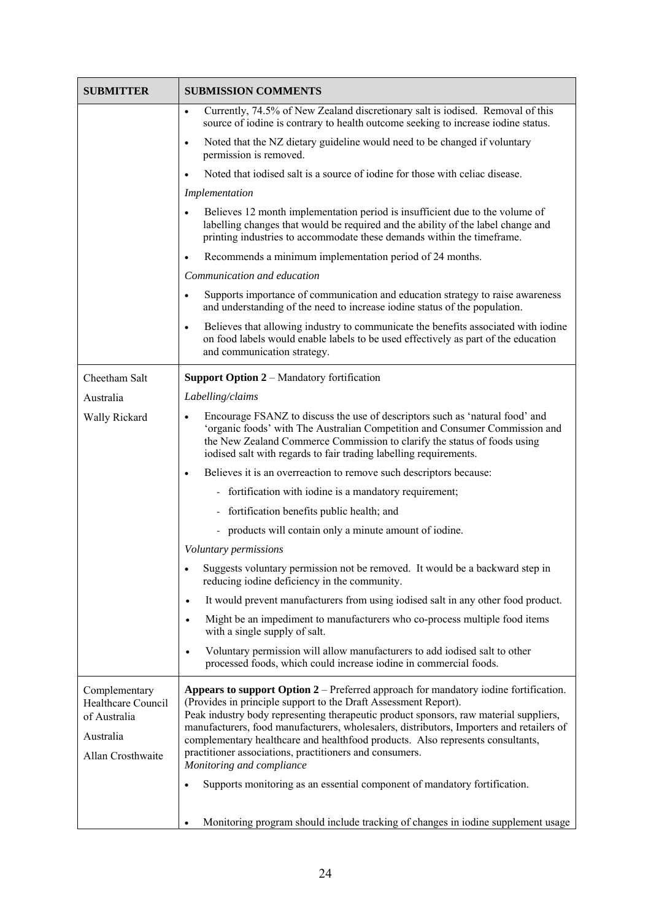| SUBMITTER | SUBMISSION COMMENTS |
|---|---|
| | • Currently, 74.5% of New Zealand discretionary salt is iodised. Removal of this source of iodine is contrary to health outcome seeking to increase iodine status.<br>• Noted that the NZ dietary guideline would need to be changed if voluntary permission is removed.<br>• Noted that iodised salt is a source of iodine for those with celiac disease.<br>*Implementation*<br>• Believes 12 month implementation period is insufficient due to the volume of labelling changes that would be required and the ability of the label change and printing industries to accommodate these demands within the timeframe.<br>• Recommends a minimum implementation period of 24 months.<br>*Communication and education*<br>• Supports importance of communication and education strategy to raise awareness and understanding of the need to increase iodine status of the population.<br>• Believes that allowing industry to communicate the benefits associated with iodine on food labels would enable labels to be used effectively as part of the education and communication strategy. |
| Cheetham Salt<br>Australia<br>Wally Rickard | **Support Option 2** – Mandatory fortification<br>*Labelling/claims*<br>• Encourage FSANZ to discuss the use of descriptors such as 'natural food' and 'organic foods' with The Australian Competition and Consumer Commission and the New Zealand Commerce Commission to clarify the status of foods using iodised salt with regards to fair trading labelling requirements.<br>• Believes it is an overreaction to remove such descriptors because:<br>  - fortification with iodine is a mandatory requirement;<br>  - fortification benefits public health; and<br>  - products will contain only a minute amount of iodine.<br>*Voluntary permissions*<br>• Suggests voluntary permission not be removed. It would be a backward step in reducing iodine deficiency in the community.<br>• It would prevent manufacturers from using iodised salt in any other food product.<br>• Might be an impediment to manufacturers who co-process multiple food items with a single supply of salt.<br>• Voluntary permission will allow manufacturers to add iodised salt to other processed foods, which could increase iodine in commercial foods. |
| Complementary Healthcare Council of Australia<br>Australia<br>Allan Crosthwaite | **Appears to support Option 2** – Preferred approach for mandatory iodine fortification. (Provides in principle support to the Draft Assessment Report).<br>Peak industry body representing therapeutic product sponsors, raw material suppliers, manufacturers, food manufacturers, wholesalers, distributors, Importers and retailers of complementary healthcare and healthfood products. Also represents consultants, practitioner associations, practitioners and consumers.<br>*Monitoring and compliance*<br>• Supports monitoring as an essential component of mandatory fortification.<br>• Monitoring program should include tracking of changes in iodine supplement usage |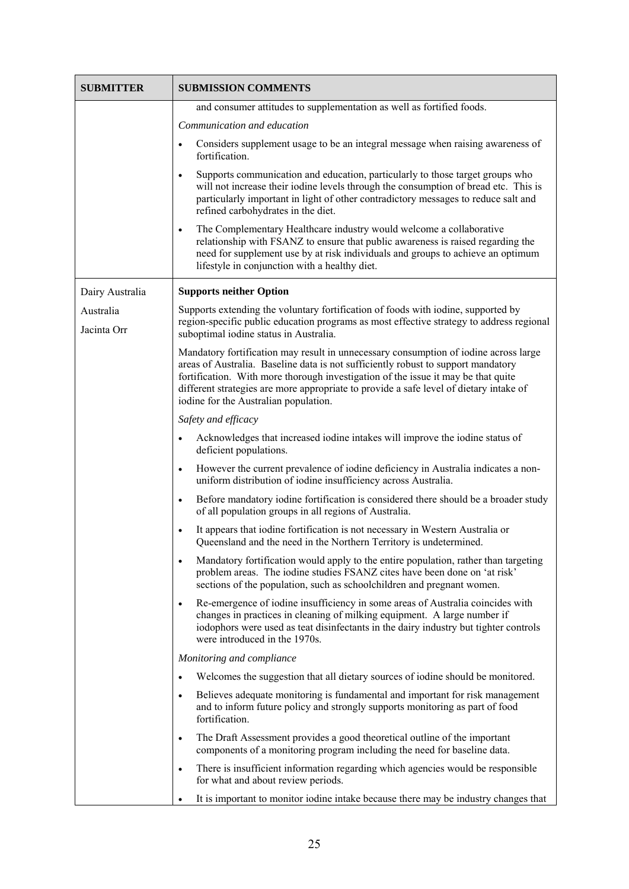| SUBMITTER | SUBMISSION COMMENTS |
|---|---|
| | and consumer attitudes to supplementation as well as fortified foods.<br><br>*Communication and education*<br><br>• Considers supplement usage to be an integral message when raising awareness of fortification.<br><br>• Supports communication and education, particularly to those target groups who will not increase their iodine levels through the consumption of bread etc. This is particularly important in light of other contradictory messages to reduce salt and refined carbohydrates in the diet.<br><br>• The Complementary Healthcare industry would welcome a collaborative relationship with FSANZ to ensure that public awareness is raised regarding the need for supplement use by at risk individuals and groups to achieve an optimum lifestyle in conjunction with a healthy diet. |
| Dairy Australia<br><br>Australia<br><br>Jacinta Orr | **Supports neither Option**<br><br>Supports extending the voluntary fortification of foods with iodine, supported by region-specific public education programs as most effective strategy to address regional suboptimal iodine status in Australia.<br><br>Mandatory fortification may result in unnecessary consumption of iodine across large areas of Australia. Baseline data is not sufficiently robust to support mandatory fortification. With more thorough investigation of the issue it may be that quite different strategies are more appropriate to provide a safe level of dietary intake of iodine for the Australian population.<br><br>*Safety and efficacy*<br><br>• Acknowledges that increased iodine intakes will improve the iodine status of deficient populations.<br><br>• However the current prevalence of iodine deficiency in Australia indicates a non-uniform distribution of iodine insufficiency across Australia.<br><br>• Before mandatory iodine fortification is considered there should be a broader study of all population groups in all regions of Australia.<br><br>• It appears that iodine fortification is not necessary in Western Australia or Queensland and the need in the Northern Territory is undetermined.<br><br>• Mandatory fortification would apply to the entire population, rather than targeting problem areas. The iodine studies FSANZ cites have been done on 'at risk' sections of the population, such as schoolchildren and pregnant women.<br><br>• Re-emergence of iodine insufficiency in some areas of Australia coincides with changes in practices in cleaning of milking equipment. A large number if iodophors were used as teat disinfectants in the dairy industry but tighter controls were introduced in the 1970s.<br><br>*Monitoring and compliance*<br><br>• Welcomes the suggestion that all dietary sources of iodine should be monitored.<br><br>• Believes adequate monitoring is fundamental and important for risk management and to inform future policy and strongly supports monitoring as part of food fortification.<br><br>• The Draft Assessment provides a good theoretical outline of the important components of a monitoring program including the need for baseline data.<br><br>• There is insufficient information regarding which agencies would be responsible for what and about review periods.<br><br>• It is important to monitor iodine intake because there may be industry changes that |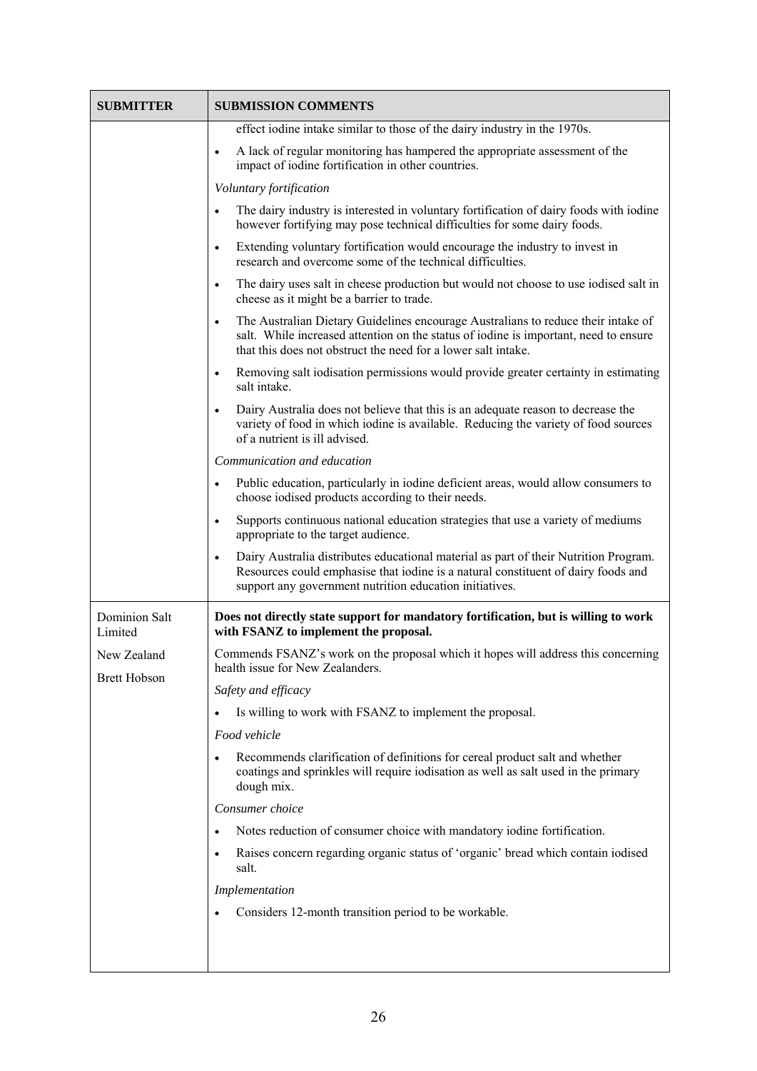| SUBMITTER | SUBMISSION COMMENTS |
|---|---|
| | effect iodine intake similar to those of the dairy industry in the 1970s.<br>• A lack of regular monitoring has hampered the appropriate assessment of the impact of iodine fortification in other countries.<br>*Voluntary fortification*<br>• The dairy industry is interested in voluntary fortification of dairy foods with iodine however fortifying may pose technical difficulties for some dairy foods.<br>• Extending voluntary fortification would encourage the industry to invest in research and overcome some of the technical difficulties.<br>• The dairy uses salt in cheese production but would not choose to use iodised salt in cheese as it might be a barrier to trade.<br>• The Australian Dietary Guidelines encourage Australians to reduce their intake of salt. While increased attention on the status of iodine is important, need to ensure that this does not obstruct the need for a lower salt intake.<br>• Removing salt iodisation permissions would provide greater certainty in estimating salt intake.<br>• Dairy Australia does not believe that this is an adequate reason to decrease the variety of food in which iodine is available. Reducing the variety of food sources of a nutrient is ill advised.<br>*Communication and education*<br>• Public education, particularly in iodine deficient areas, would allow consumers to choose iodised products according to their needs.<br>• Supports continuous national education strategies that use a variety of mediums appropriate to the target audience.<br>• Dairy Australia distributes educational material as part of their Nutrition Program. Resources could emphasise that iodine is a natural constituent of dairy foods and support any government nutrition education initiatives. |
| Dominion Salt Limited<br><br>New Zealand<br><br>Brett Hobson | **Does not directly state support for mandatory fortification, but is willing to work with FSANZ to implement the proposal.**<br>Commends FSANZ's work on the proposal which it hopes will address this concerning health issue for New Zealanders.<br>*Safety and efficacy*<br>• Is willing to work with FSANZ to implement the proposal.<br>*Food vehicle*<br>• Recommends clarification of definitions for cereal product salt and whether coatings and sprinkles will require iodisation as well as salt used in the primary dough mix.<br>*Consumer choice*<br>• Notes reduction of consumer choice with mandatory iodine fortification.<br>• Raises concern regarding organic status of 'organic' bread which contain iodised salt.<br>*Implementation*<br>• Considers 12-month transition period to be workable. |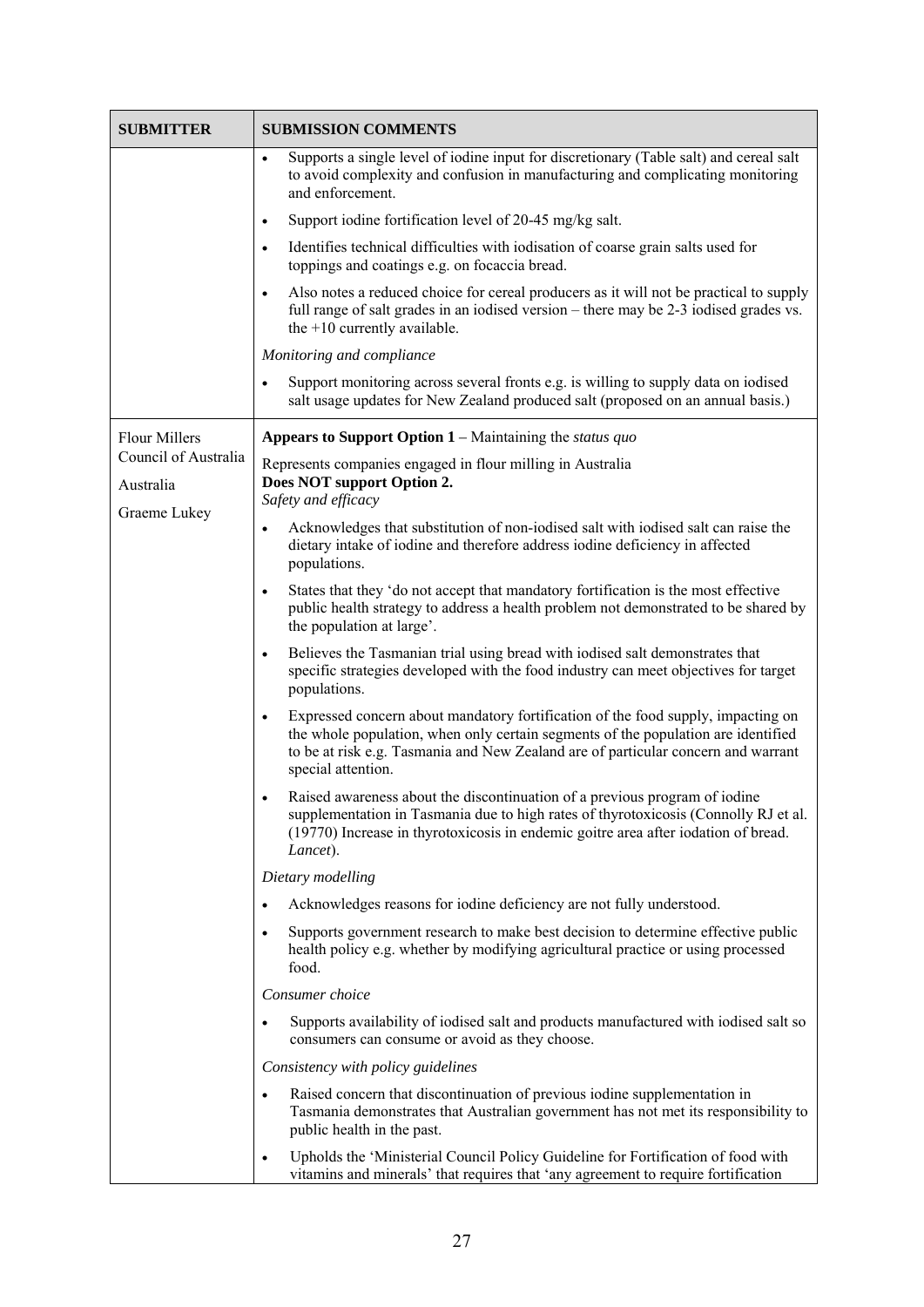| SUBMITTER | SUBMISSION COMMENTS |
|---|---|
| | • Supports a single level of iodine input for discretionary (Table salt) and cereal salt to avoid complexity and confusion in manufacturing and complicating monitoring and enforcement.<br>• Support iodine fortification level of 20-45 mg/kg salt.<br>• Identifies technical difficulties with iodisation of coarse grain salts used for toppings and coatings e.g. on focaccia bread.<br>• Also notes a reduced choice for cereal producers as it will not be practical to supply full range of salt grades in an iodised version – there may be 2-3 iodised grades vs. the +10 currently available.<br>*Monitoring and compliance*<br>• Support monitoring across several fronts e.g. is willing to supply data on iodised salt usage updates for New Zealand produced salt (proposed on an annual basis.) |
| Flour Millers Council of Australia<br>Australia<br>Graeme Lukey | **Appears to Support Option 1** – Maintaining the *status quo*<br>Represents companies engaged in flour milling in Australia<br>**Does NOT support Option 2.**<br>*Safety and efficacy*<br>• Acknowledges that substitution of non-iodised salt with iodised salt can raise the dietary intake of iodine and therefore address iodine deficiency in affected populations.<br>• States that they 'do not accept that mandatory fortification is the most effective public health strategy to address a health problem not demonstrated to be shared by the population at large'.<br>• Believes the Tasmanian trial using bread with iodised salt demonstrates that specific strategies developed with the food industry can meet objectives for target populations.<br>• Expressed concern about mandatory fortification of the food supply, impacting on the whole population, when only certain segments of the population are identified to be at risk e.g. Tasmania and New Zealand are of particular concern and warrant special attention.<br>• Raised awareness about the discontinuation of a previous program of iodine supplementation in Tasmania due to high rates of thyrotoxicosis (Connolly RJ et al. (19770) Increase in thyrotoxicosis in endemic goitre area after iodation of bread. *Lancet*).<br>*Dietary modelling*<br>• Acknowledges reasons for iodine deficiency are not fully understood.<br>• Supports government research to make best decision to determine effective public health policy e.g. whether by modifying agricultural practice or using processed food.<br>*Consumer choice*<br>• Supports availability of iodised salt and products manufactured with iodised salt so consumers can consume or avoid as they choose.<br>*Consistency with policy guidelines*<br>• Raised concern that discontinuation of previous iodine supplementation in Tasmania demonstrates that Australian government has not met its responsibility to public health in the past.<br>• Upholds the 'Ministerial Council Policy Guideline for Fortification of food with vitamins and minerals' that requires that 'any agreement to require fortification |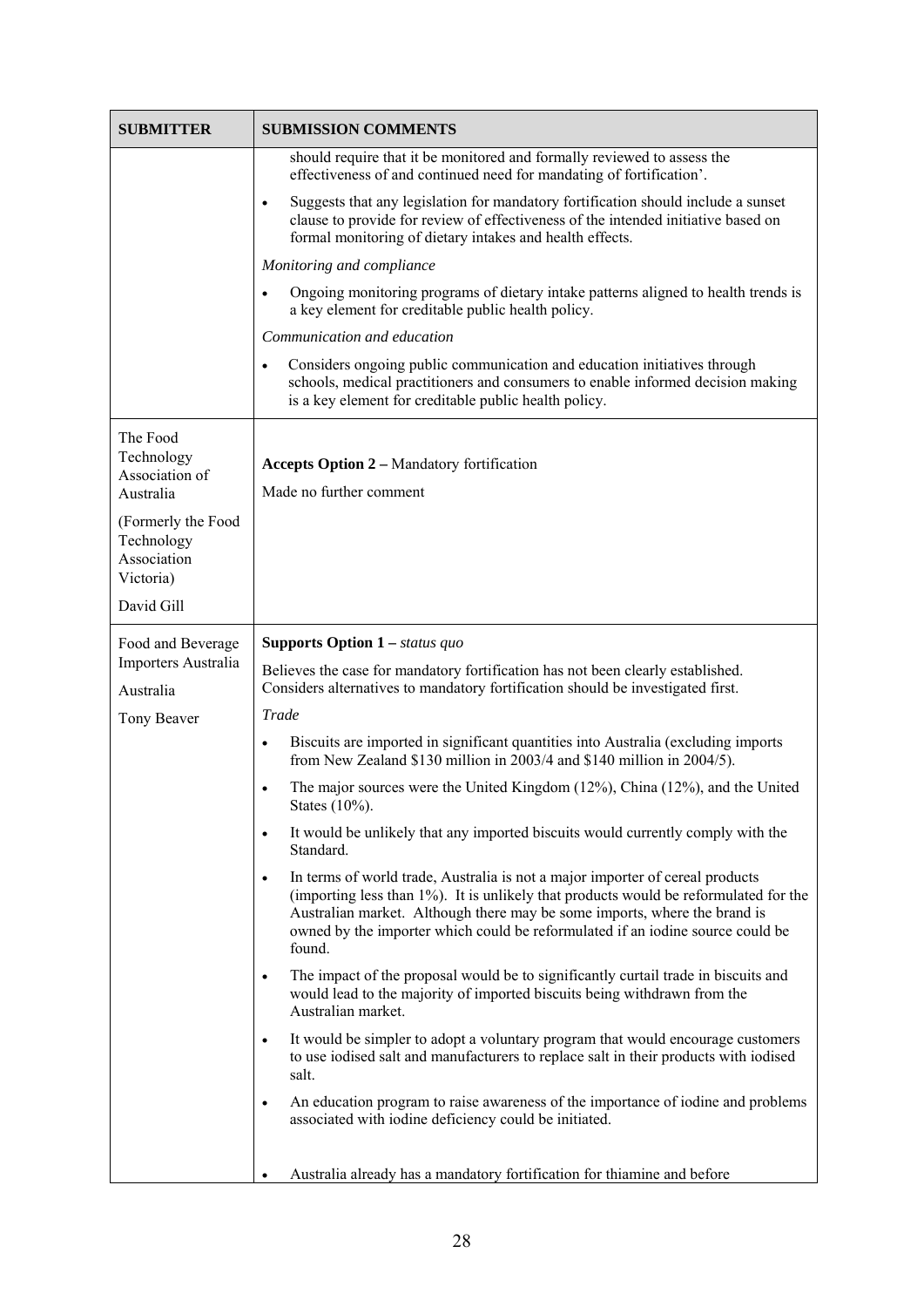| SUBMITTER | SUBMISSION COMMENTS |
|---|---|
| | should require that it be monitored and formally reviewed to assess the effectiveness of and continued need for mandating of fortification'.<br>• Suggests that any legislation for mandatory fortification should include a sunset clause to provide for review of effectiveness of the intended initiative based on formal monitoring of dietary intakes and health effects.<br>*Monitoring and compliance*<br>• Ongoing monitoring programs of dietary intake patterns aligned to health trends is a key element for creditable public health policy.<br>*Communication and education*<br>• Considers ongoing public communication and education initiatives through schools, medical practitioners and consumers to enable informed decision making is a key element for creditable public health policy. |
| The Food Technology Association of Australia<br>(Formerly the Food Technology Association Victoria)<br>David Gill | **Accepts Option 2 –** Mandatory fortification<br>Made no further comment |
| Food and Beverage Importers Australia<br>Australia<br>Tony Beaver | **Supports Option 1 –** ***status quo***<br>Believes the case for mandatory fortification has not been clearly established. Considers alternatives to mandatory fortification should be investigated first.<br>*Trade*<br>• Biscuits are imported in significant quantities into Australia (excluding imports from New Zealand $130 million in 2003/4 and $140 million in 2004/5).<br>• The major sources were the United Kingdom (12%), China (12%), and the United States (10%).<br>• It would be unlikely that any imported biscuits would currently comply with the Standard.<br>• In terms of world trade, Australia is not a major importer of cereal products (importing less than 1%). It is unlikely that products would be reformulated for the Australian market. Although there may be some imports, where the brand is owned by the importer which could be reformulated if an iodine source could be found.<br>• The impact of the proposal would be to significantly curtail trade in biscuits and would lead to the majority of imported biscuits being withdrawn from the Australian market.<br>• It would be simpler to adopt a voluntary program that would encourage customers to use iodised salt and manufacturers to replace salt in their products with iodised salt.<br>• An education program to raise awareness of the importance of iodine and problems associated with iodine deficiency could be initiated.<br>• Australia already has a mandatory fortification for thiamine and before |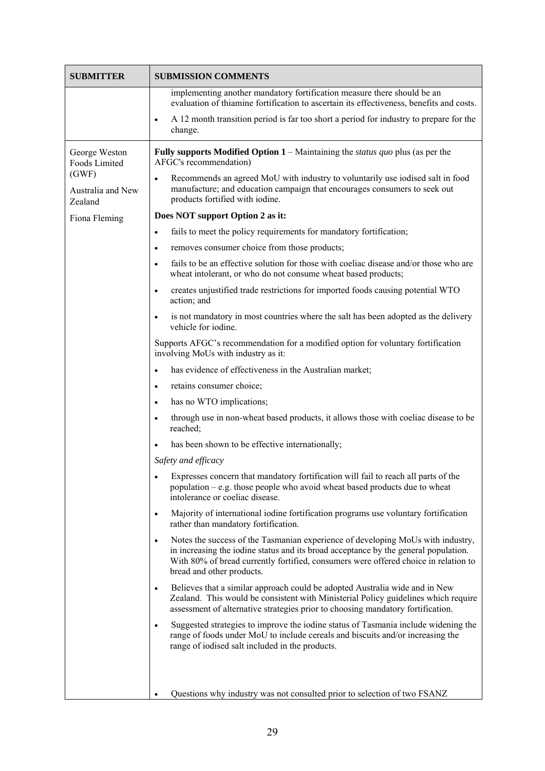| SUBMITTER | SUBMISSION COMMENTS |
|---|---|
| | implementing another mandatory fortification measure there should be an evaluation of thiamine fortification to ascertain its effectiveness, benefits and costs.<br>• A 12 month transition period is far too short a period for industry to prepare for the change. |
| George Weston Foods Limited (GWF)<br><br>Australia and New Zealand<br><br>Fiona Fleming | **Fully supports Modified Option 1** – Maintaining the *status quo* plus (as per the AFGC's recommendation)<br>• Recommends an agreed MoU with industry to voluntarily use iodised salt in food manufacture; and education campaign that encourages consumers to seek out products fortified with iodine.<br>**Does NOT support Option 2 as it:**<br>• fails to meet the policy requirements for mandatory fortification;<br>• removes consumer choice from those products;<br>• fails to be an effective solution for those with coeliac disease and/or those who are wheat intolerant, or who do not consume wheat based products;<br>• creates unjustified trade restrictions for imported foods causing potential WTO action; and<br>• is not mandatory in most countries where the salt has been adopted as the delivery vehicle for iodine.<br>Supports AFGC's recommendation for a modified option for voluntary fortification involving MoUs with industry as it:<br>• has evidence of effectiveness in the Australian market;<br>• retains consumer choice;<br>• has no WTO implications;<br>• through use in non-wheat based products, it allows those with coeliac disease to be reached;<br>• has been shown to be effective internationally;<br>*Safety and efficacy*<br>• Expresses concern that mandatory fortification will fail to reach all parts of the population – e.g. those people who avoid wheat based products due to wheat intolerance or coeliac disease.<br>• Majority of international iodine fortification programs use voluntary fortification rather than mandatory fortification.<br>• Notes the success of the Tasmanian experience of developing MoUs with industry, in increasing the iodine status and its broad acceptance by the general population. With 80% of bread currently fortified, consumers were offered choice in relation to bread and other products.<br>• Believes that a similar approach could be adopted Australia wide and in New Zealand. This would be consistent with Ministerial Policy guidelines which require assessment of alternative strategies prior to choosing mandatory fortification.<br>• Suggested strategies to improve the iodine status of Tasmania include widening the range of foods under MoU to include cereals and biscuits and/or increasing the range of iodised salt included in the products.<br>• Questions why industry was not consulted prior to selection of two FSANZ |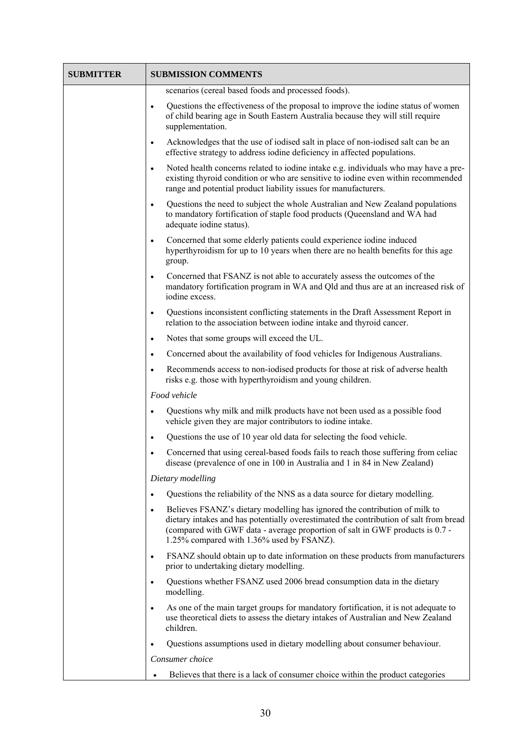| SUBMITTER | SUBMISSION COMMENTS |
|---|---|
| | scenarios (cereal based foods and processed foods).<br>• Questions the effectiveness of the proposal to improve the iodine status of women of child bearing age in South Eastern Australia because they will still require supplementation.<br>• Acknowledges that the use of iodised salt in place of non-iodised salt can be an effective strategy to address iodine deficiency in affected populations.<br>• Noted health concerns related to iodine intake e.g. individuals who may have a pre-existing thyroid condition or who are sensitive to iodine even within recommended range and potential product liability issues for manufacturers.<br>• Questions the need to subject the whole Australian and New Zealand populations to mandatory fortification of staple food products (Queensland and WA had adequate iodine status).<br>• Concerned that some elderly patients could experience iodine induced hyperthyroidism for up to 10 years when there are no health benefits for this age group.<br>• Concerned that FSANZ is not able to accurately assess the outcomes of the mandatory fortification program in WA and Qld and thus are at an increased risk of iodine excess.<br>• Questions inconsistent conflicting statements in the Draft Assessment Report in relation to the association between iodine intake and thyroid cancer.<br>• Notes that some groups will exceed the UL.<br>• Concerned about the availability of food vehicles for Indigenous Australians.<br>• Recommends access to non-iodised products for those at risk of adverse health risks e.g. those with hyperthyroidism and young children.<br>*Food vehicle*<br>• Questions why milk and milk products have not been used as a possible food vehicle given they are major contributors to iodine intake.<br>• Questions the use of 10 year old data for selecting the food vehicle.<br>• Concerned that using cereal-based foods fails to reach those suffering from celiac disease (prevalence of one in 100 in Australia and 1 in 84 in New Zealand)<br>*Dietary modelling*<br>• Questions the reliability of the NNS as a data source for dietary modelling.<br>• Believes FSANZ's dietary modelling has ignored the contribution of milk to dietary intakes and has potentially overestimated the contribution of salt from bread (compared with GWF data - average proportion of salt in GWF products is 0.7 - 1.25% compared with 1.36% used by FSANZ).<br>• FSANZ should obtain up to date information on these products from manufacturers prior to undertaking dietary modelling.<br>• Questions whether FSANZ used 2006 bread consumption data in the dietary modelling.<br>• As one of the main target groups for mandatory fortification, it is not adequate to use theoretical diets to assess the dietary intakes of Australian and New Zealand children.<br>• Questions assumptions used in dietary modelling about consumer behaviour.<br>*Consumer choice*<br>• Believes that there is a lack of consumer choice within the product categories |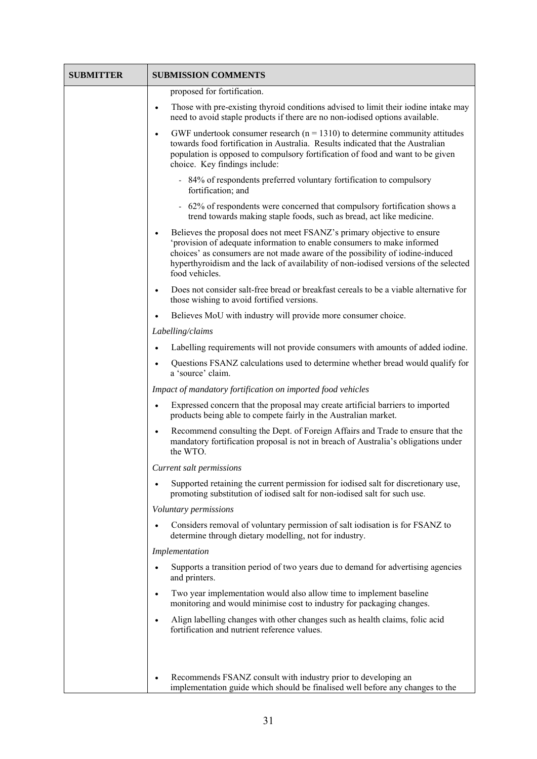| SUBMITTER | SUBMISSION COMMENTS |
| --- | --- |
| | proposed for fortification.<br>• Those with pre-existing thyroid conditions advised to limit their iodine intake may need to avoid staple products if there are no non-iodised options available.<br>• GWF undertook consumer research (n = 1310) to determine community attitudes towards food fortification in Australia. Results indicated that the Australian population is opposed to compulsory fortification of food and want to be given choice. Key findings include:<br>- 84% of respondents preferred voluntary fortification to compulsory fortification; and<br>- 62% of respondents were concerned that compulsory fortification shows a trend towards making staple foods, such as bread, act like medicine.<br>• Believes the proposal does not meet FSANZ's primary objective to ensure 'provision of adequate information to enable consumers to make informed choices' as consumers are not made aware of the possibility of iodine-induced hyperthyroidism and the lack of availability of non-iodised versions of the selected food vehicles.<br>• Does not consider salt-free bread or breakfast cereals to be a viable alternative for those wishing to avoid fortified versions.<br>• Believes MoU with industry will provide more consumer choice.<br>*Labelling/claims*<br>• Labelling requirements will not provide consumers with amounts of added iodine.<br>• Questions FSANZ calculations used to determine whether bread would qualify for a 'source' claim.<br>*Impact of mandatory fortification on imported food vehicles*<br>• Expressed concern that the proposal may create artificial barriers to imported products being able to compete fairly in the Australian market.<br>• Recommend consulting the Dept. of Foreign Affairs and Trade to ensure that the mandatory fortification proposal is not in breach of Australia's obligations under the WTO.<br>*Current salt permissions*<br>• Supported retaining the current permission for iodised salt for discretionary use, promoting substitution of iodised salt for non-iodised salt for such use.<br>*Voluntary permissions*<br>• Considers removal of voluntary permission of salt iodisation is for FSANZ to determine through dietary modelling, not for industry.<br>*Implementation*<br>• Supports a transition period of two years due to demand for advertising agencies and printers.<br>• Two year implementation would also allow time to implement baseline monitoring and would minimise cost to industry for packaging changes.<br>• Align labelling changes with other changes such as health claims, folic acid fortification and nutrient reference values.<br>• Recommends FSANZ consult with industry prior to developing an implementation guide which should be finalised well before any changes to the |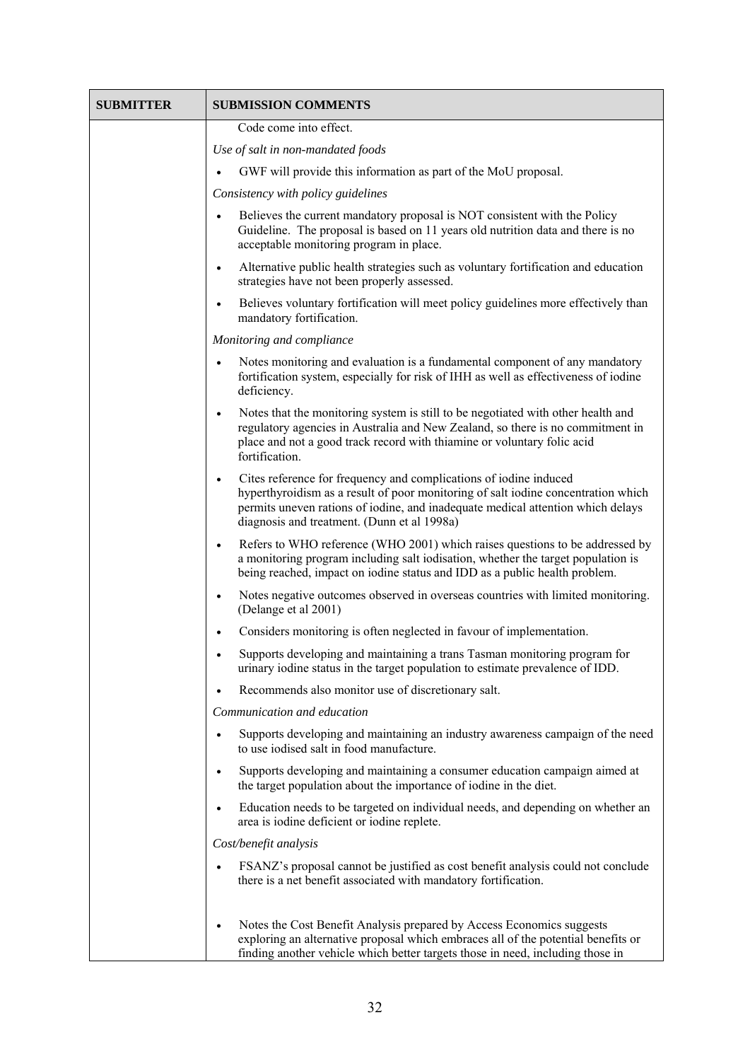| SUBMITTER | SUBMISSION COMMENTS |
|---|---|
| | Code come into effect.<br>*Use of salt in non-mandated foods*<br>• GWF will provide this information as part of the MoU proposal.<br>*Consistency with policy guidelines*<br>• Believes the current mandatory proposal is NOT consistent with the Policy Guideline. The proposal is based on 11 years old nutrition data and there is no acceptable monitoring program in place.<br>• Alternative public health strategies such as voluntary fortification and education strategies have not been properly assessed.<br>• Believes voluntary fortification will meet policy guidelines more effectively than mandatory fortification.<br>*Monitoring and compliance*<br>• Notes monitoring and evaluation is a fundamental component of any mandatory fortification system, especially for risk of IHH as well as effectiveness of iodine deficiency.<br>• Notes that the monitoring system is still to be negotiated with other health and regulatory agencies in Australia and New Zealand, so there is no commitment in place and not a good track record with thiamine or voluntary folic acid fortification.<br>• Cites reference for frequency and complications of iodine induced hyperthyroidism as a result of poor monitoring of salt iodine concentration which permits uneven rations of iodine, and inadequate medical attention which delays diagnosis and treatment. (Dunn et al 1998a)<br>• Refers to WHO reference (WHO 2001) which raises questions to be addressed by a monitoring program including salt iodisation, whether the target population is being reached, impact on iodine status and IDD as a public health problem.<br>• Notes negative outcomes observed in overseas countries with limited monitoring. (Delange et al 2001)<br>• Considers monitoring is often neglected in favour of implementation.<br>• Supports developing and maintaining a trans Tasman monitoring program for urinary iodine status in the target population to estimate prevalence of IDD.<br>• Recommends also monitor use of discretionary salt.<br>*Communication and education*<br>• Supports developing and maintaining an industry awareness campaign of the need to use iodised salt in food manufacture.<br>• Supports developing and maintaining a consumer education campaign aimed at the target population about the importance of iodine in the diet.<br>• Education needs to be targeted on individual needs, and depending on whether an area is iodine deficient or iodine replete.<br>*Cost/benefit analysis*<br>• FSANZ's proposal cannot be justified as cost benefit analysis could not conclude there is a net benefit associated with mandatory fortification.<br>• Notes the Cost Benefit Analysis prepared by Access Economics suggests exploring an alternative proposal which embraces all of the potential benefits or finding another vehicle which better targets those in need, including those in |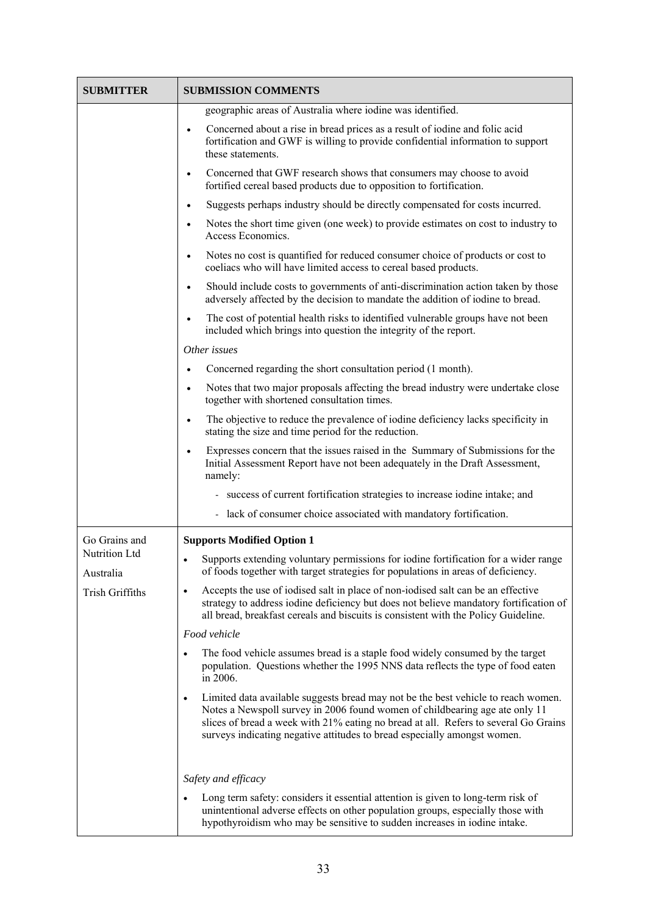| SUBMITTER | SUBMISSION COMMENTS |
|---|---|
| | geographic areas of Australia where iodine was identified.<br>• Concerned about a rise in bread prices as a result of iodine and folic acid fortification and GWF is willing to provide confidential information to support these statements.<br>• Concerned that GWF research shows that consumers may choose to avoid fortified cereal based products due to opposition to fortification.<br>• Suggests perhaps industry should be directly compensated for costs incurred.<br>• Notes the short time given (one week) to provide estimates on cost to industry to Access Economics.<br>• Notes no cost is quantified for reduced consumer choice of products or cost to coeliacs who will have limited access to cereal based products.<br>• Should include costs to governments of anti-discrimination action taken by those adversely affected by the decision to mandate the addition of iodine to bread.<br>• The cost of potential health risks to identified vulnerable groups have not been included which brings into question the integrity of the report.<br>*Other issues*<br>• Concerned regarding the short consultation period (1 month).<br>• Notes that two major proposals affecting the bread industry were undertake close together with shortened consultation times.<br>• The objective to reduce the prevalence of iodine deficiency lacks specificity in stating the size and time period for the reduction.<br>• Expresses concern that the issues raised in the Summary of Submissions for the Initial Assessment Report have not been adequately in the Draft Assessment, namely:<br>- success of current fortification strategies to increase iodine intake; and<br>- lack of consumer choice associated with mandatory fortification. |
| Go Grains and Nutrition Ltd<br>Australia<br>Trish Griffiths | **Supports Modified Option 1**<br>• Supports extending voluntary permissions for iodine fortification for a wider range of foods together with target strategies for populations in areas of deficiency.<br>• Accepts the use of iodised salt in place of non-iodised salt can be an effective strategy to address iodine deficiency but does not believe mandatory fortification of all bread, breakfast cereals and biscuits is consistent with the Policy Guideline.<br>*Food vehicle*<br>• The food vehicle assumes bread is a staple food widely consumed by the target population. Questions whether the 1995 NNS data reflects the type of food eaten in 2006.<br>• Limited data available suggests bread may not be the best vehicle to reach women. Notes a Newspoll survey in 2006 found women of childbearing age ate only 11 slices of bread a week with 21% eating no bread at all. Refers to several Go Grains surveys indicating negative attitudes to bread especially amongst women.<br>*Safety and efficacy*<br>• Long term safety: considers it essential attention is given to long-term risk of unintentional adverse effects on other population groups, especially those with hypothyroidism who may be sensitive to sudden increases in iodine intake. |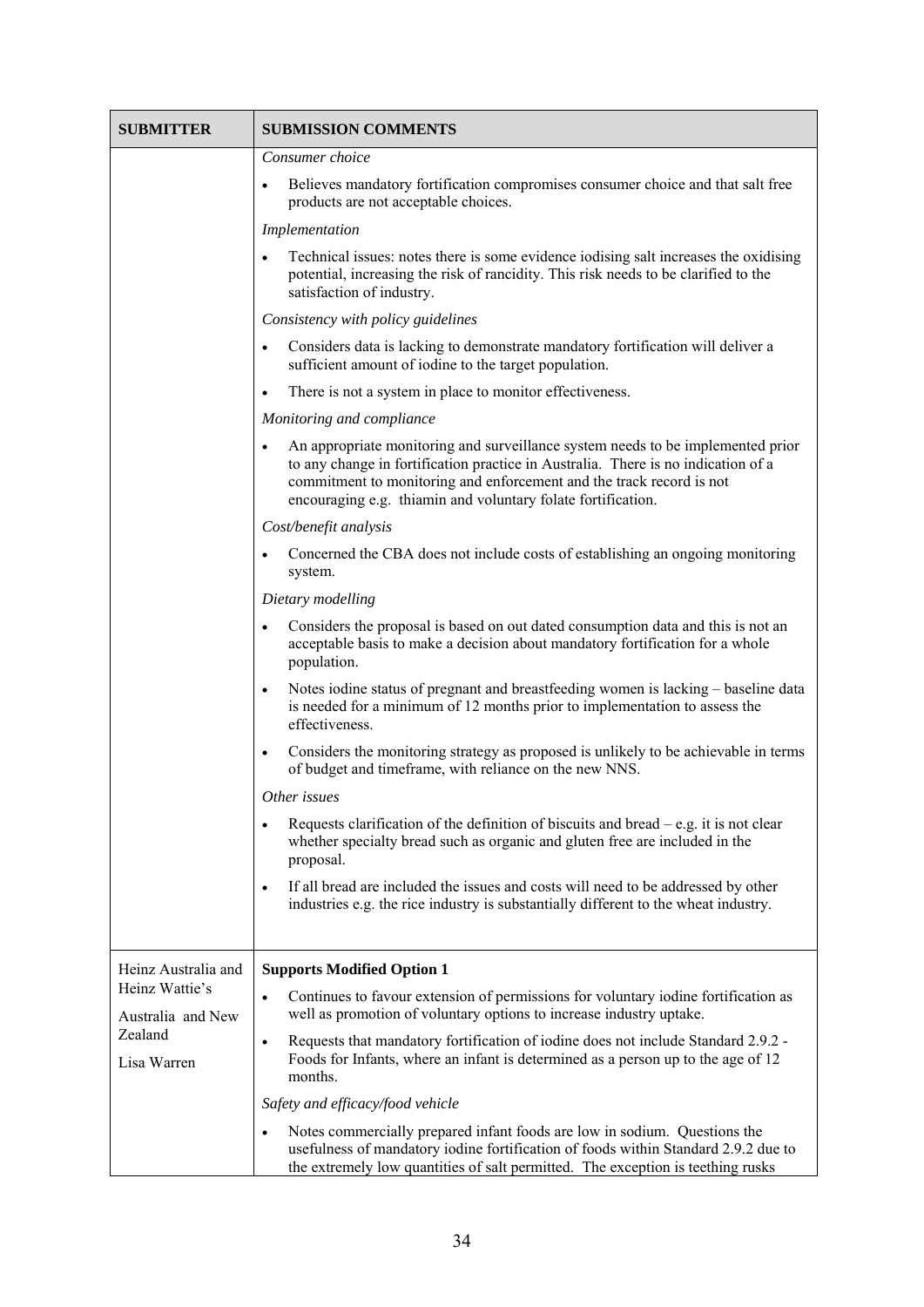| SUBMITTER | SUBMISSION COMMENTS |
|---|---|
| | *Consumer choice*<br>• Believes mandatory fortification compromises consumer choice and that salt free products are not acceptable choices.<br>*Implementation*<br>• Technical issues: notes there is some evidence iodising salt increases the oxidising potential, increasing the risk of rancidity. This risk needs to be clarified to the satisfaction of industry.<br>*Consistency with policy guidelines*<br>• Considers data is lacking to demonstrate mandatory fortification will deliver a sufficient amount of iodine to the target population.<br>• There is not a system in place to monitor effectiveness.<br>*Monitoring and compliance*<br>• An appropriate monitoring and surveillance system needs to be implemented prior to any change in fortification practice in Australia. There is no indication of a commitment to monitoring and enforcement and the track record is not encouraging e.g. thiamin and voluntary folate fortification.<br>*Cost/benefit analysis*<br>• Concerned the CBA does not include costs of establishing an ongoing monitoring system.<br>*Dietary modelling*<br>• Considers the proposal is based on out dated consumption data and this is not an acceptable basis to make a decision about mandatory fortification for a whole population.<br>• Notes iodine status of pregnant and breastfeeding women is lacking – baseline data is needed for a minimum of 12 months prior to implementation to assess the effectiveness.<br>• Considers the monitoring strategy as proposed is unlikely to be achievable in terms of budget and timeframe, with reliance on the new NNS.<br>*Other issues*<br>• Requests clarification of the definition of biscuits and bread – e.g. it is not clear whether specialty bread such as organic and gluten free are included in the proposal.<br>• If all bread are included the issues and costs will need to be addressed by other industries e.g. the rice industry is substantially different to the wheat industry. |
| Heinz Australia and Heinz Wattie's Australia and New Zealand<br>Lisa Warren | **Supports Modified Option 1**<br>• Continues to favour extension of permissions for voluntary iodine fortification as well as promotion of voluntary options to increase industry uptake.<br>• Requests that mandatory fortification of iodine does not include Standard 2.9.2 - Foods for Infants, where an infant is determined as a person up to the age of 12 months.<br>*Safety and efficacy/food vehicle*<br>• Notes commercially prepared infant foods are low in sodium. Questions the usefulness of mandatory iodine fortification of foods within Standard 2.9.2 due to the extremely low quantities of salt permitted. The exception is teething rusks |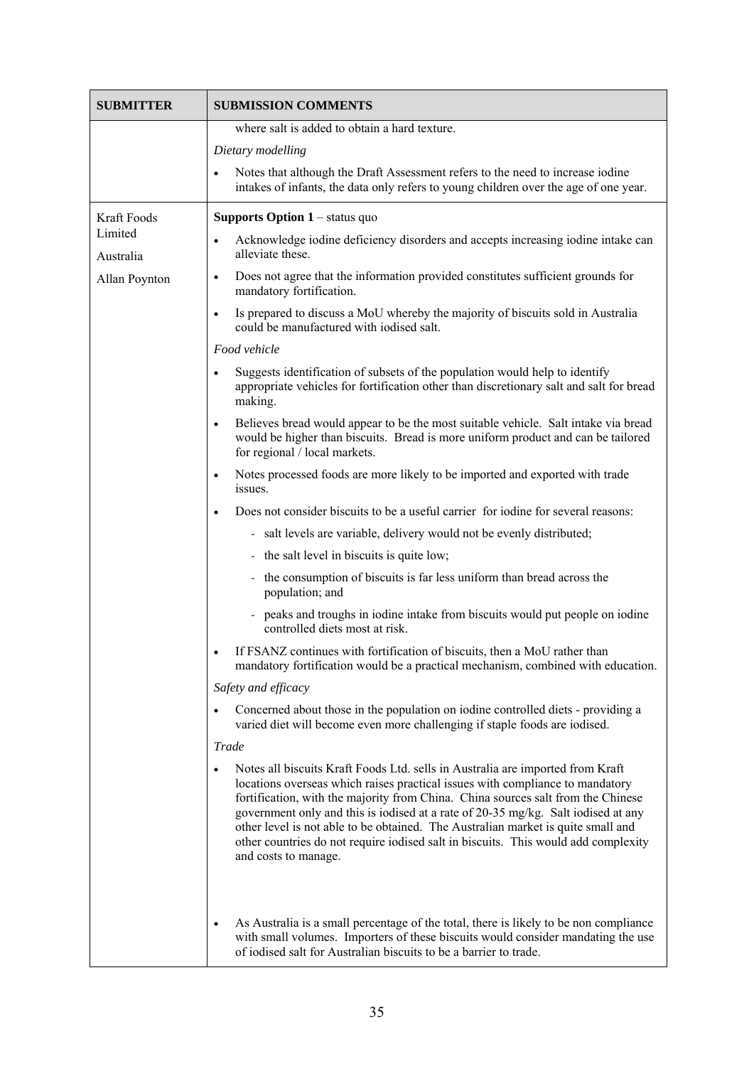| SUBMITTER | SUBMISSION COMMENTS |
|---|---|
| | where salt is added to obtain a hard texture.<br>*Dietary modelling*<br>• Notes that although the Draft Assessment refers to the need to increase iodine intakes of infants, the data only refers to young children over the age of one year. |
| Kraft Foods Limited<br>Australia<br>Allan Poynton | **Supports Option 1** – status quo<br>• Acknowledge iodine deficiency disorders and accepts increasing iodine intake can alleviate these.<br>• Does not agree that the information provided constitutes sufficient grounds for mandatory fortification.<br>• Is prepared to discuss a MoU whereby the majority of biscuits sold in Australia could be manufactured with iodised salt.<br>*Food vehicle*<br>• Suggests identification of subsets of the population would help to identify appropriate vehicles for fortification other than discretionary salt and salt for bread making.<br>• Believes bread would appear to be the most suitable vehicle. Salt intake via bread would be higher than biscuits. Bread is more uniform product and can be tailored for regional / local markets.<br>• Notes processed foods are more likely to be imported and exported with trade issues.<br>• Does not consider biscuits to be a useful carrier for iodine for several reasons:<br>&nbsp;&nbsp;- salt levels are variable, delivery would not be evenly distributed;<br>&nbsp;&nbsp;- the salt level in biscuits is quite low;<br>&nbsp;&nbsp;- the consumption of biscuits is far less uniform than bread across the population; and<br>&nbsp;&nbsp;- peaks and troughs in iodine intake from biscuits would put people on iodine controlled diets most at risk.<br>• If FSANZ continues with fortification of biscuits, then a MoU rather than mandatory fortification would be a practical mechanism, combined with education.<br>*Safety and efficacy*<br>• Concerned about those in the population on iodine controlled diets - providing a varied diet will become even more challenging if staple foods are iodised.<br>*Trade*<br>• Notes all biscuits Kraft Foods Ltd. sells in Australia are imported from Kraft locations overseas which raises practical issues with compliance to mandatory fortification, with the majority from China. China sources salt from the Chinese government only and this is iodised at a rate of 20-35 mg/kg. Salt iodised at any other level is not able to be obtained. The Australian market is quite small and other countries do not require iodised salt in biscuits. This would add complexity and costs to manage.<br>• As Australia is a small percentage of the total, there is likely to be non compliance with small volumes. Importers of these biscuits would consider mandating the use of iodised salt for Australian biscuits to be a barrier to trade. |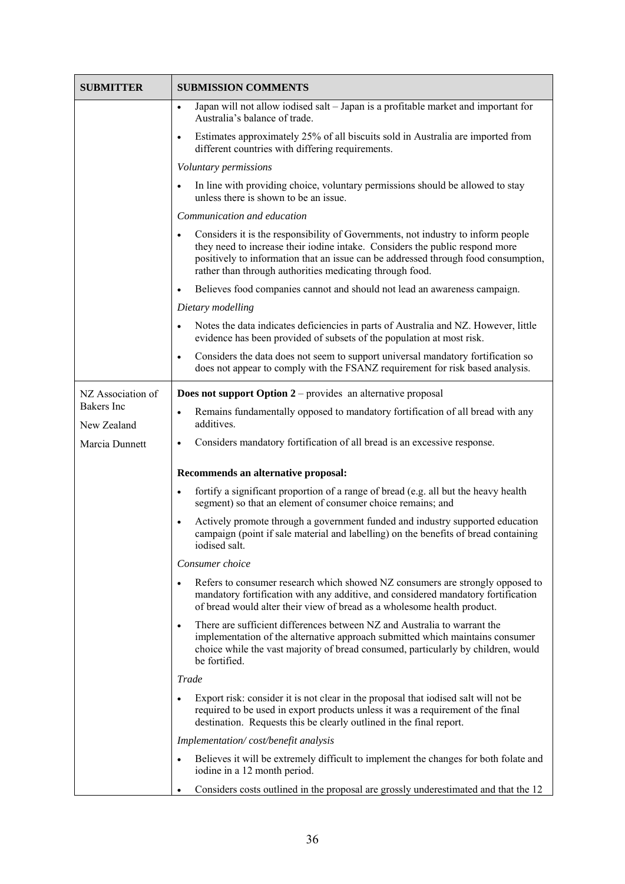| SUBMITTER | SUBMISSION COMMENTS |
|---|---|
| | • Japan will not allow iodised salt – Japan is a profitable market and important for Australia's balance of trade.<br>• Estimates approximately 25% of all biscuits sold in Australia are imported from different countries with differing requirements.<br>*Voluntary permissions*<br>• In line with providing choice, voluntary permissions should be allowed to stay unless there is shown to be an issue.<br>*Communication and education*<br>• Considers it is the responsibility of Governments, not industry to inform people they need to increase their iodine intake. Considers the public respond more positively to information that an issue can be addressed through food consumption, rather than through authorities medicating through food.<br>• Believes food companies cannot and should not lead an awareness campaign.<br>*Dietary modelling*<br>• Notes the data indicates deficiencies in parts of Australia and NZ. However, little evidence has been provided of subsets of the population at most risk.<br>• Considers the data does not seem to support universal mandatory fortification so does not appear to comply with the FSANZ requirement for risk based analysis. |
| NZ Association of Bakers Inc<br>New Zealand<br>Marcia Dunnett | **Does not support Option 2** – provides an alternative proposal<br>• Remains fundamentally opposed to mandatory fortification of all bread with any additives.<br>• Considers mandatory fortification of all bread is an excessive response.<br>**Recommends an alternative proposal:**<br>• fortify a significant proportion of a range of bread (e.g. all but the heavy health segment) so that an element of consumer choice remains; and<br>• Actively promote through a government funded and industry supported education campaign (point if sale material and labelling) on the benefits of bread containing iodised salt.<br>*Consumer choice*<br>• Refers to consumer research which showed NZ consumers are strongly opposed to mandatory fortification with any additive, and considered mandatory fortification of bread would alter their view of bread as a wholesome health product.<br>• There are sufficient differences between NZ and Australia to warrant the implementation of the alternative approach submitted which maintains consumer choice while the vast majority of bread consumed, particularly by children, would be fortified.<br>*Trade*<br>• Export risk: consider it is not clear in the proposal that iodised salt will not be required to be used in export products unless it was a requirement of the final destination. Requests this be clearly outlined in the final report.<br>*Implementation/ cost/benefit analysis*<br>• Believes it will be extremely difficult to implement the changes for both folate and iodine in a 12 month period.<br>• Considers costs outlined in the proposal are grossly underestimated and that the 12 |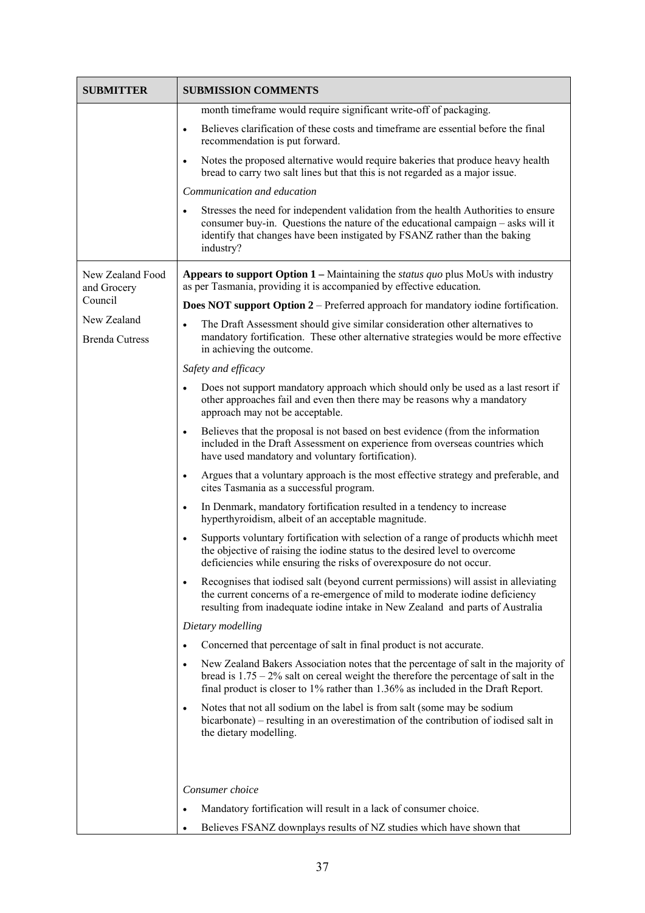| SUBMITTER | SUBMISSION COMMENTS |
|---|---|
| | month timeframe would require significant write-off of packaging.<br>• Believes clarification of these costs and timeframe are essential before the final recommendation is put forward.<br>• Notes the proposed alternative would require bakeries that produce heavy health bread to carry two salt lines but that this is not regarded as a major issue.<br>*Communication and education*<br>• Stresses the need for independent validation from the health Authorities to ensure consumer buy-in. Questions the nature of the educational campaign – asks will it identify that changes have been instigated by FSANZ rather than the baking industry? |
| New Zealand Food and Grocery Council<br>New Zealand<br>Brenda Cutress | **Appears to support Option 1 –** Maintaining the *status quo* plus MoUs with industry as per Tasmania, providing it is accompanied by effective education.<br>**Does NOT support Option 2** – Preferred approach for mandatory iodine fortification.<br>• The Draft Assessment should give similar consideration other alternatives to mandatory fortification. These other alternative strategies would be more effective in achieving the outcome.<br>*Safety and efficacy*<br>• Does not support mandatory approach which should only be used as a last resort if other approaches fail and even then there may be reasons why a mandatory approach may not be acceptable.<br>• Believes that the proposal is not based on best evidence (from the information included in the Draft Assessment on experience from overseas countries which have used mandatory and voluntary fortification).<br>• Argues that a voluntary approach is the most effective strategy and preferable, and cites Tasmania as a successful program.<br>• In Denmark, mandatory fortification resulted in a tendency to increase hyperthyroidism, albeit of an acceptable magnitude.<br>• Supports voluntary fortification with selection of a range of products whichh meet the objective of raising the iodine status to the desired level to overcome deficiencies while ensuring the risks of overexposure do not occur.<br>• Recognises that iodised salt (beyond current permissions) will assist in alleviating the current concerns of a re-emergence of mild to moderate iodine deficiency resulting from inadequate iodine intake in New Zealand and parts of Australia<br>*Dietary modelling*<br>• Concerned that percentage of salt in final product is not accurate.<br>• New Zealand Bakers Association notes that the percentage of salt in the majority of bread is 1.75 – 2% salt on cereal weight the therefore the percentage of salt in the final product is closer to 1% rather than 1.36% as included in the Draft Report.<br>• Notes that not all sodium on the label is from salt (some may be sodium bicarbonate) – resulting in an overestimation of the contribution of iodised salt in the dietary modelling.<br>*Consumer choice*<br>• Mandatory fortification will result in a lack of consumer choice.<br>• Believes FSANZ downplays results of NZ studies which have shown that |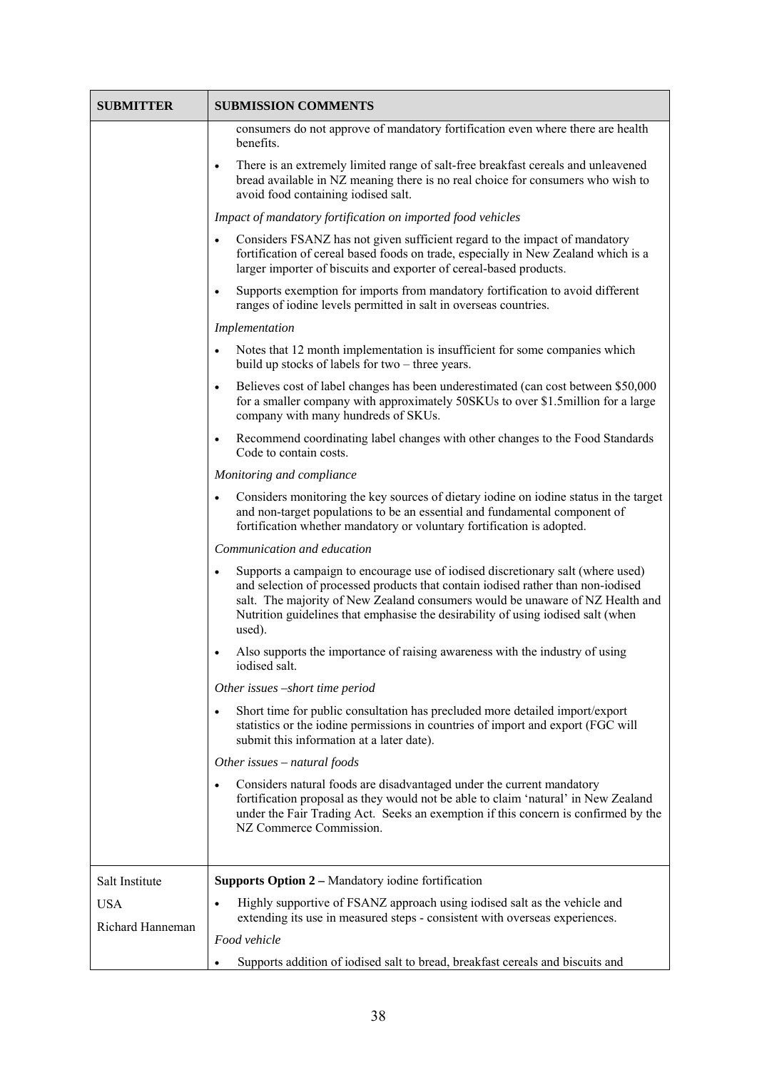| SUBMITTER | SUBMISSION COMMENTS |
|---|---|
| | consumers do not approve of mandatory fortification even where there are health benefits.<br>• There is an extremely limited range of salt-free breakfast cereals and unleavened bread available in NZ meaning there is no real choice for consumers who wish to avoid food containing iodised salt.<br>*Impact of mandatory fortification on imported food vehicles*<br>• Considers FSANZ has not given sufficient regard to the impact of mandatory fortification of cereal based foods on trade, especially in New Zealand which is a larger importer of biscuits and exporter of cereal-based products.<br>• Supports exemption for imports from mandatory fortification to avoid different ranges of iodine levels permitted in salt in overseas countries.<br>*Implementation*<br>• Notes that 12 month implementation is insufficient for some companies which build up stocks of labels for two – three years.<br>• Believes cost of label changes has been underestimated (can cost between $50,000 for a smaller company with approximately 50SKUs to over $1.5million for a large company with many hundreds of SKUs.<br>• Recommend coordinating label changes with other changes to the Food Standards Code to contain costs.<br>*Monitoring and compliance*<br>• Considers monitoring the key sources of dietary iodine on iodine status in the target and non-target populations to be an essential and fundamental component of fortification whether mandatory or voluntary fortification is adopted.<br>*Communication and education*<br>• Supports a campaign to encourage use of iodised discretionary salt (where used) and selection of processed products that contain iodised rather than non-iodised salt. The majority of New Zealand consumers would be unaware of NZ Health and Nutrition guidelines that emphasise the desirability of using iodised salt (when used).<br>• Also supports the importance of raising awareness with the industry of using iodised salt.<br>*Other issues –short time period*<br>• Short time for public consultation has precluded more detailed import/export statistics or the iodine permissions in countries of import and export (FGC will submit this information at a later date).<br>*Other issues – natural foods*<br>• Considers natural foods are disadvantaged under the current mandatory fortification proposal as they would not be able to claim 'natural' in New Zealand under the Fair Trading Act. Seeks an exemption if this concern is confirmed by the NZ Commerce Commission. |
| Salt Institute<br>USA<br>Richard Hanneman | **Supports Option 2 –** Mandatory iodine fortification<br>• Highly supportive of FSANZ approach using iodised salt as the vehicle and extending its use in measured steps - consistent with overseas experiences.<br>*Food vehicle*<br>• Supports addition of iodised salt to bread, breakfast cereals and biscuits and |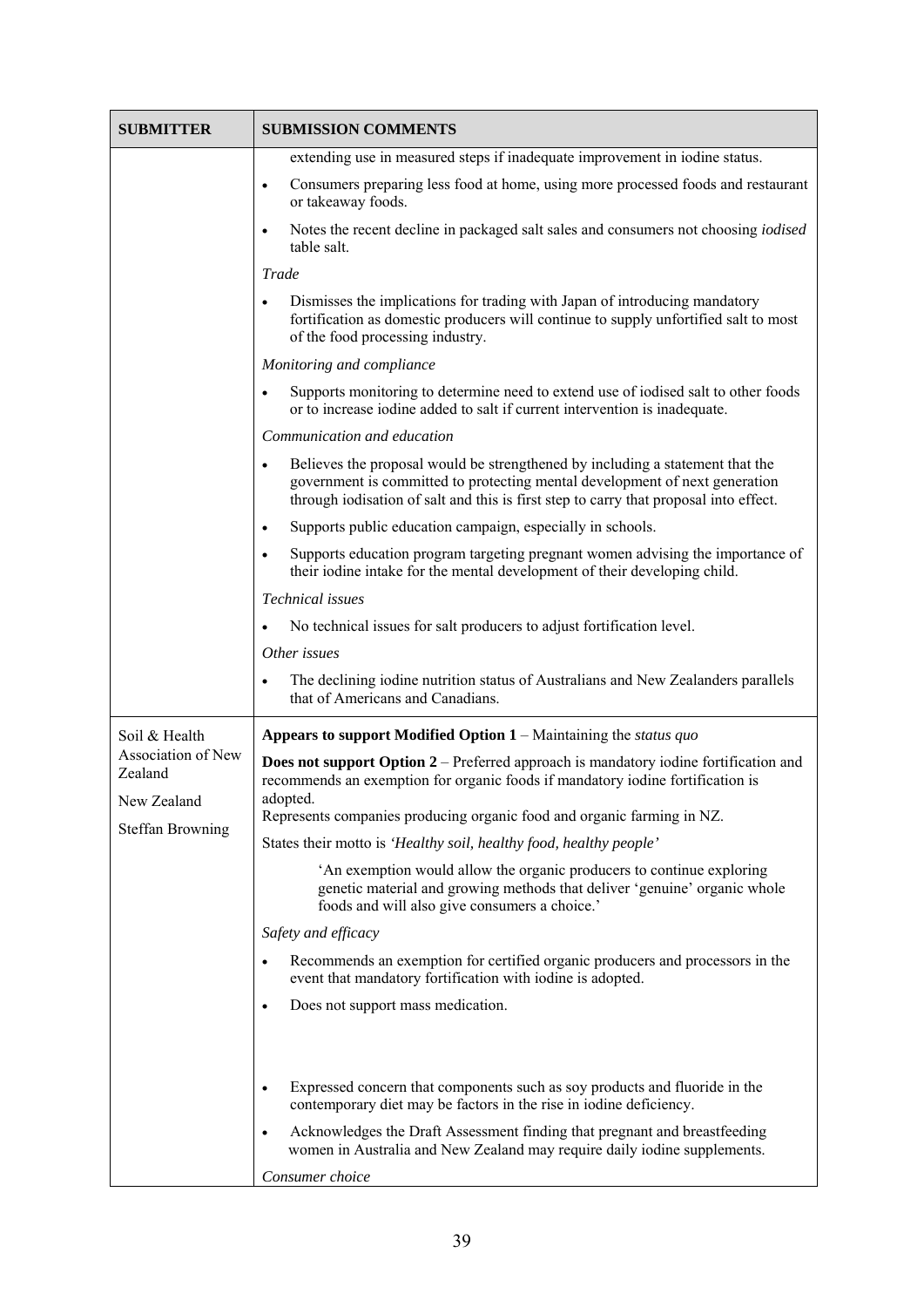| SUBMITTER | SUBMISSION COMMENTS |
|---|---|
| | extending use in measured steps if inadequate improvement in iodine status.<br>• Consumers preparing less food at home, using more processed foods and restaurant or takeaway foods.<br>• Notes the recent decline in packaged salt sales and consumers not choosing *iodised* table salt.<br>*Trade*<br>• Dismisses the implications for trading with Japan of introducing mandatory fortification as domestic producers will continue to supply unfortified salt to most of the food processing industry.<br>*Monitoring and compliance*<br>• Supports monitoring to determine need to extend use of iodised salt to other foods or to increase iodine added to salt if current intervention is inadequate.<br>*Communication and education*<br>• Believes the proposal would be strengthened by including a statement that the government is committed to protecting mental development of next generation through iodisation of salt and this is first step to carry that proposal into effect.<br>• Supports public education campaign, especially in schools.<br>• Supports education program targeting pregnant women advising the importance of their iodine intake for the mental development of their developing child.<br>*Technical issues*<br>• No technical issues for salt producers to adjust fortification level.<br>*Other issues*<br>• The declining iodine nutrition status of Australians and New Zealanders parallels that of Americans and Canadians. |
| Soil & Health Association of New Zealand<br><br>New Zealand<br><br>Steffan Browning | **Appears to support Modified Option 1** – Maintaining the *status quo*<br>**Does not support Option 2** – Preferred approach is mandatory iodine fortification and recommends an exemption for organic foods if mandatory iodine fortification is adopted.<br>Represents companies producing organic food and organic farming in NZ.<br>States their motto is *'Healthy soil, healthy food, healthy people'*<br>'An exemption would allow the organic producers to continue exploring genetic material and growing methods that deliver 'genuine' organic whole foods and will also give consumers a choice.'<br>*Safety and efficacy*<br>• Recommends an exemption for certified organic producers and processors in the event that mandatory fortification with iodine is adopted.<br>• Does not support mass medication.<br>• Expressed concern that components such as soy products and fluoride in the contemporary diet may be factors in the rise in iodine deficiency.<br>• Acknowledges the Draft Assessment finding that pregnant and breastfeeding women in Australia and New Zealand may require daily iodine supplements.<br>*Consumer choice* |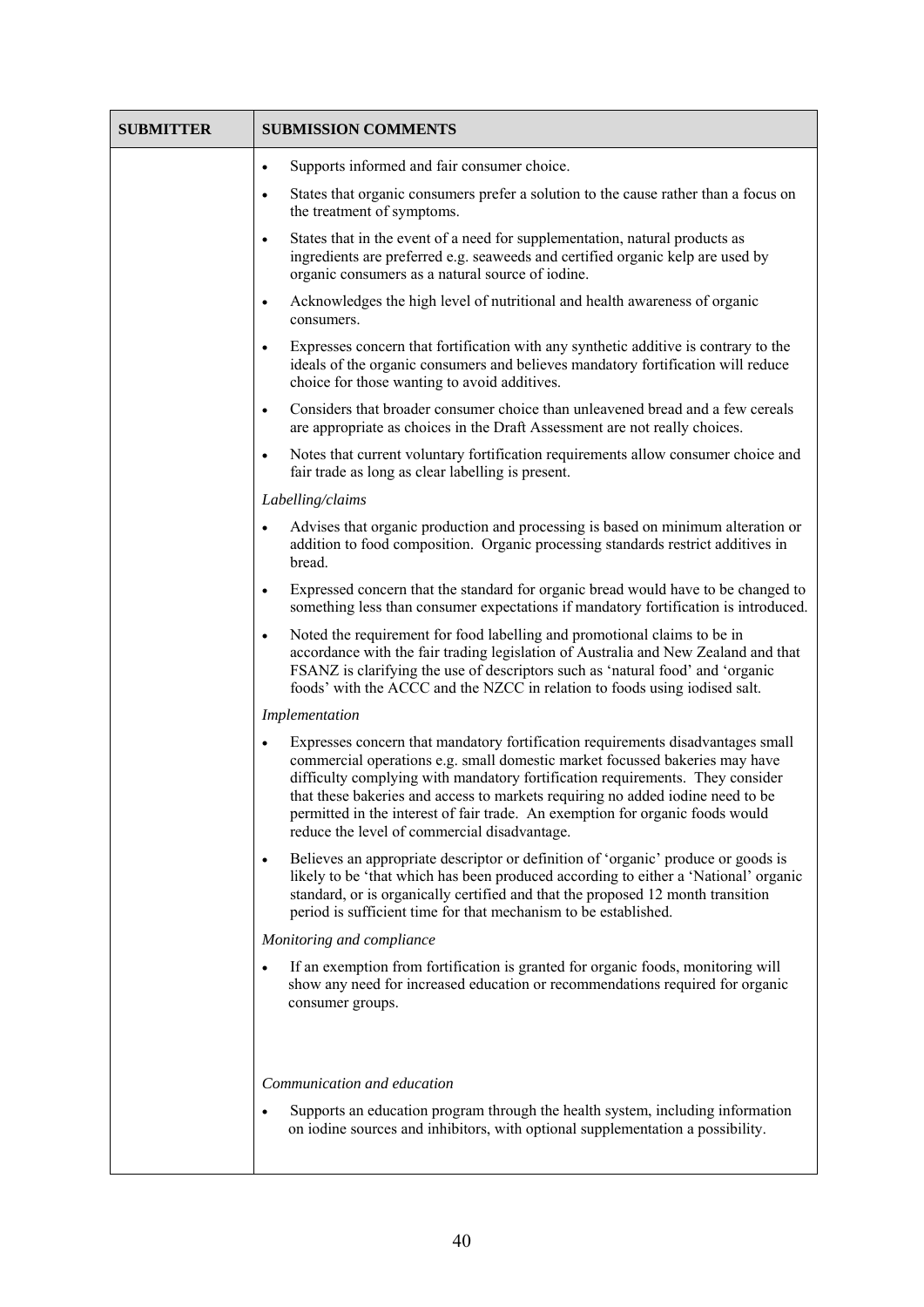| SUBMITTER | SUBMISSION COMMENTS |
|---|---|
| | • Supports informed and fair consumer choice.<br>• States that organic consumers prefer a solution to the cause rather than a focus on the treatment of symptoms.<br>• States that in the event of a need for supplementation, natural products as ingredients are preferred e.g. seaweeds and certified organic kelp are used by organic consumers as a natural source of iodine.<br>• Acknowledges the high level of nutritional and health awareness of organic consumers.<br>• Expresses concern that fortification with any synthetic additive is contrary to the ideals of the organic consumers and believes mandatory fortification will reduce choice for those wanting to avoid additives.<br>• Considers that broader consumer choice than unleavened bread and a few cereals are appropriate as choices in the Draft Assessment are not really choices.<br>• Notes that current voluntary fortification requirements allow consumer choice and fair trade as long as clear labelling is present.<br>*Labelling/claims*<br>• Advises that organic production and processing is based on minimum alteration or addition to food composition. Organic processing standards restrict additives in bread.<br>• Expressed concern that the standard for organic bread would have to be changed to something less than consumer expectations if mandatory fortification is introduced.<br>• Noted the requirement for food labelling and promotional claims to be in accordance with the fair trading legislation of Australia and New Zealand and that FSANZ is clarifying the use of descriptors such as 'natural food' and 'organic foods' with the ACCC and the NZCC in relation to foods using iodised salt.<br>*Implementation*<br>• Expresses concern that mandatory fortification requirements disadvantages small commercial operations e.g. small domestic market focussed bakeries may have difficulty complying with mandatory fortification requirements. They consider that these bakeries and access to markets requiring no added iodine need to be permitted in the interest of fair trade. An exemption for organic foods would reduce the level of commercial disadvantage.<br>• Believes an appropriate descriptor or definition of 'organic' produce or goods is likely to be 'that which has been produced according to either a 'National' organic standard, or is organically certified and that the proposed 12 month transition period is sufficient time for that mechanism to be established.<br>*Monitoring and compliance*<br>• If an exemption from fortification is granted for organic foods, monitoring will show any need for increased education or recommendations required for organic consumer groups.<br>*Communication and education*<br>• Supports an education program through the health system, including information on iodine sources and inhibitors, with optional supplementation a possibility. |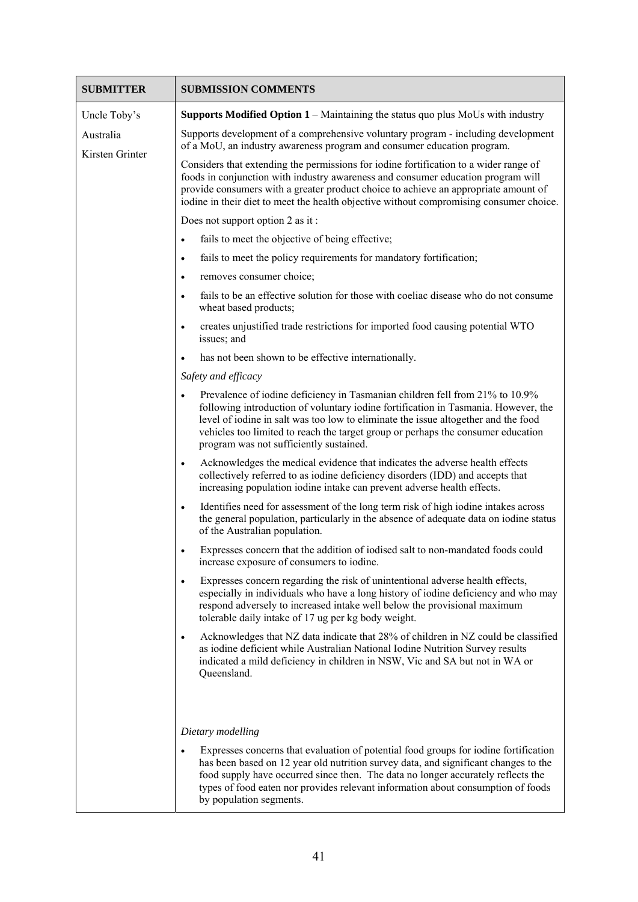| SUBMITTER | SUBMISSION COMMENTS |
|---|---|
| Uncle Toby's<br>Australia<br>Kirsten Grinter | **Supports Modified Option 1** – Maintaining the status quo plus MoUs with industry<br><br>Supports development of a comprehensive voluntary program - including development of a MoU, an industry awareness program and consumer education program.<br><br>Considers that extending the permissions for iodine fortification to a wider range of foods in conjunction with industry awareness and consumer education program will provide consumers with a greater product choice to achieve an appropriate amount of iodine in their diet to meet the health objective without compromising consumer choice.<br><br>Does not support option 2 as it :<br>• fails to meet the objective of being effective;<br>• fails to meet the policy requirements for mandatory fortification;<br>• removes consumer choice;<br>• fails to be an effective solution for those with coeliac disease who do not consume wheat based products;<br>• creates unjustified trade restrictions for imported food causing potential WTO issues; and<br>• has not been shown to be effective internationally.<br><br>*Safety and efficacy*<br>• Prevalence of iodine deficiency in Tasmanian children fell from 21% to 10.9% following introduction of voluntary iodine fortification in Tasmania. However, the level of iodine in salt was too low to eliminate the issue altogether and the food vehicles too limited to reach the target group or perhaps the consumer education program was not sufficiently sustained.<br>• Acknowledges the medical evidence that indicates the adverse health effects collectively referred to as iodine deficiency disorders (IDD) and accepts that increasing population iodine intake can prevent adverse health effects.<br>• Identifies need for assessment of the long term risk of high iodine intakes across the general population, particularly in the absence of adequate data on iodine status of the Australian population.<br>• Expresses concern that the addition of iodised salt to non-mandated foods could increase exposure of consumers to iodine.<br>• Expresses concern regarding the risk of unintentional adverse health effects, especially in individuals who have a long history of iodine deficiency and who may respond adversely to increased intake well below the provisional maximum tolerable daily intake of 17 ug per kg body weight.<br>• Acknowledges that NZ data indicate that 28% of children in NZ could be classified as iodine deficient while Australian National Iodine Nutrition Survey results indicated a mild deficiency in children in NSW, Vic and SA but not in WA or Queensland.<br><br>*Dietary modelling*<br>• Expresses concerns that evaluation of potential food groups for iodine fortification has been based on 12 year old nutrition survey data, and significant changes to the food supply have occurred since then. The data no longer accurately reflects the types of food eaten nor provides relevant information about consumption of foods by population segments. |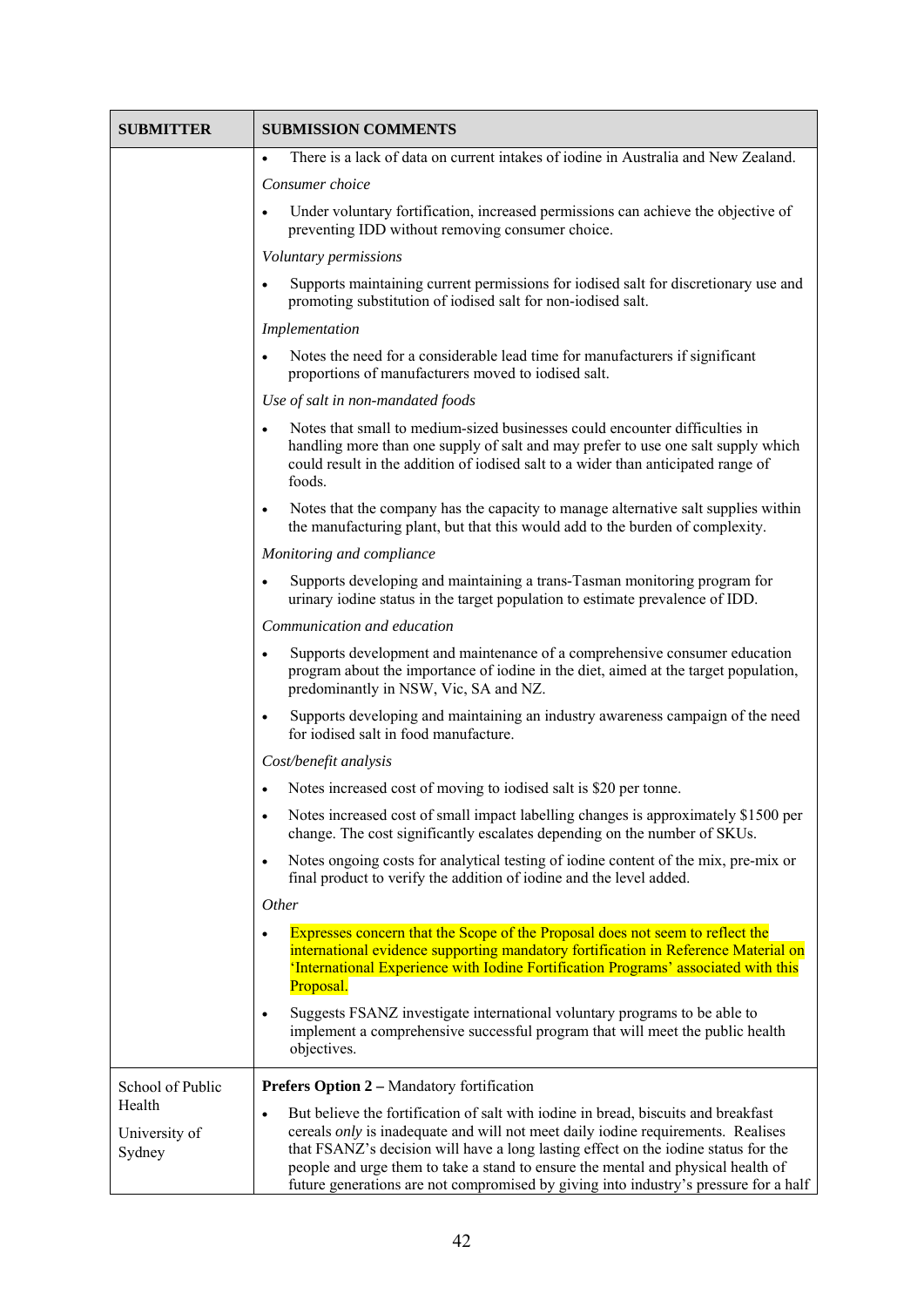| SUBMITTER | SUBMISSION COMMENTS |
| --- | --- |
| | • There is a lack of data on current intakes of iodine in Australia and New Zealand.<br>*Consumer choice*<br>• Under voluntary fortification, increased permissions can achieve the objective of preventing IDD without removing consumer choice.<br>*Voluntary permissions*<br>• Supports maintaining current permissions for iodised salt for discretionary use and promoting substitution of iodised salt for non-iodised salt.<br>*Implementation*<br>• Notes the need for a considerable lead time for manufacturers if significant proportions of manufacturers moved to iodised salt.<br>*Use of salt in non-mandated foods*<br>• Notes that small to medium-sized businesses could encounter difficulties in handling more than one supply of salt and may prefer to use one salt supply which could result in the addition of iodised salt to a wider than anticipated range of foods.<br>• Notes that the company has the capacity to manage alternative salt supplies within the manufacturing plant, but that this would add to the burden of complexity.<br>*Monitoring and compliance*<br>• Supports developing and maintaining a trans-Tasman monitoring program for urinary iodine status in the target population to estimate prevalence of IDD.<br>*Communication and education*<br>• Supports development and maintenance of a comprehensive consumer education program about the importance of iodine in the diet, aimed at the target population, predominantly in NSW, Vic, SA and NZ.<br>• Supports developing and maintaining an industry awareness campaign of the need for iodised salt in food manufacture.<br>*Cost/benefit analysis*<br>• Notes increased cost of moving to iodised salt is $20 per tonne.<br>• Notes increased cost of small impact labelling changes is approximately $1500 per change. The cost significantly escalates depending on the number of SKUs.<br>• Notes ongoing costs for analytical testing of iodine content of the mix, pre-mix or final product to verify the addition of iodine and the level added.<br>*Other*<br>• Expresses concern that the Scope of the Proposal does not seem to reflect the international evidence supporting mandatory fortification in Reference Material on 'International Experience with Iodine Fortification Programs' associated with this Proposal.<br>• Suggests FSANZ investigate international voluntary programs to be able to implement a comprehensive successful program that will meet the public health objectives. |
| School of Public Health<br>University of Sydney | **Prefers Option 2 –** Mandatory fortification<br>• But believe the fortification of salt with iodine in bread, biscuits and breakfast cereals *only* is inadequate and will not meet daily iodine requirements. Realises that FSANZ's decision will have a long lasting effect on the iodine status for the people and urge them to take a stand to ensure the mental and physical health of future generations are not compromised by giving into industry's pressure for a half |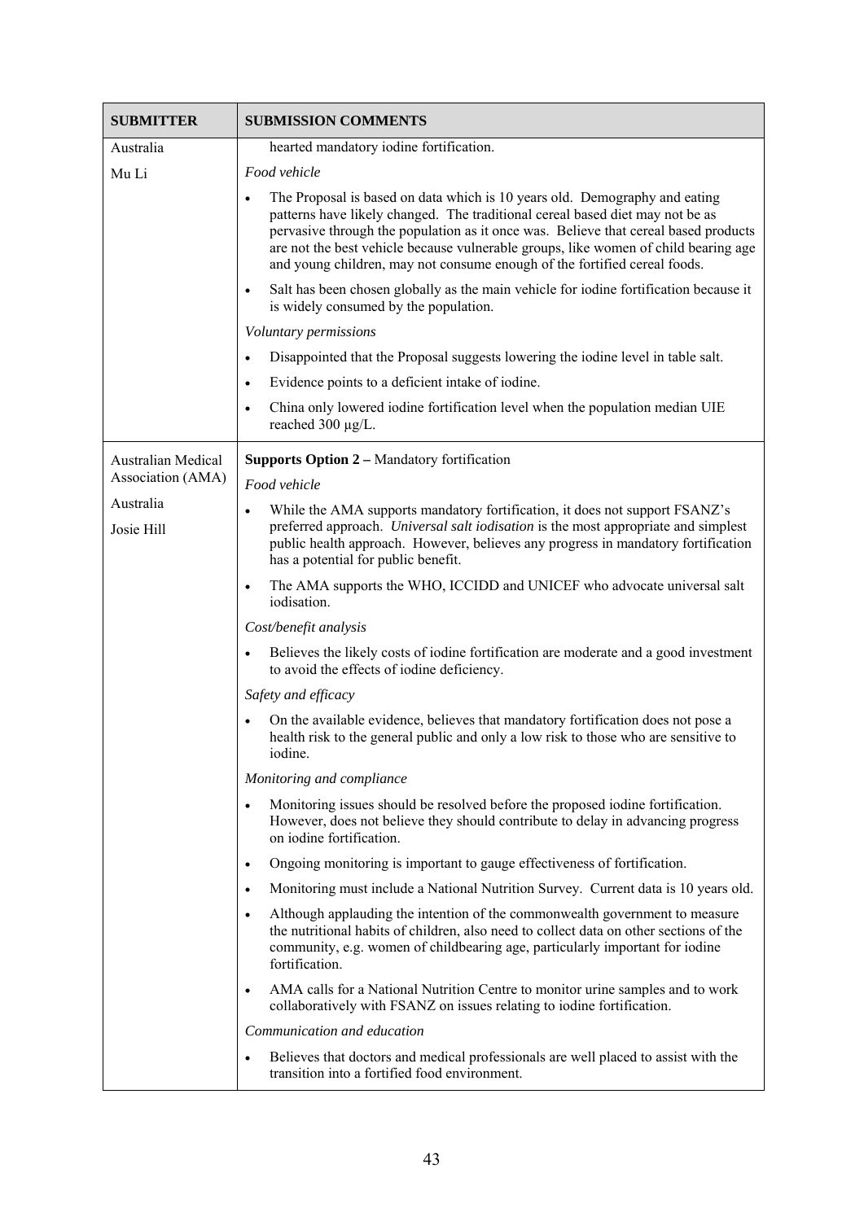| SUBMITTER | SUBMISSION COMMENTS |
|---|---|
| Australia<br><br>Mu Li | hearted mandatory iodine fortification.<br><br>*Food vehicle*<br><br>• The Proposal is based on data which is 10 years old. Demography and eating patterns have likely changed. The traditional cereal based diet may not be as pervasive through the population as it once was. Believe that cereal based products are not the best vehicle because vulnerable groups, like women of child bearing age and young children, may not consume enough of the fortified cereal foods.<br><br>• Salt has been chosen globally as the main vehicle for iodine fortification because it is widely consumed by the population.<br><br>*Voluntary permissions*<br><br>• Disappointed that the Proposal suggests lowering the iodine level in table salt.<br><br>• Evidence points to a deficient intake of iodine.<br><br>• China only lowered iodine fortification level when the population median UIE reached 300 µg/L. |
| Australian Medical Association (AMA)<br><br>Australia<br><br>Josie Hill | **Supports Option 2 –** Mandatory fortification<br><br>*Food vehicle*<br><br>• While the AMA supports mandatory fortification, it does not support FSANZ's preferred approach. *Universal salt iodisation* is the most appropriate and simplest public health approach. However, believes any progress in mandatory fortification has a potential for public benefit.<br><br>• The AMA supports the WHO, ICCIDD and UNICEF who advocate universal salt iodisation.<br><br>*Cost/benefit analysis*<br><br>• Believes the likely costs of iodine fortification are moderate and a good investment to avoid the effects of iodine deficiency.<br><br>*Safety and efficacy*<br><br>• On the available evidence, believes that mandatory fortification does not pose a health risk to the general public and only a low risk to those who are sensitive to iodine.<br><br>*Monitoring and compliance*<br><br>• Monitoring issues should be resolved before the proposed iodine fortification. However, does not believe they should contribute to delay in advancing progress on iodine fortification.<br><br>• Ongoing monitoring is important to gauge effectiveness of fortification.<br><br>• Monitoring must include a National Nutrition Survey. Current data is 10 years old.<br><br>• Although applauding the intention of the commonwealth government to measure the nutritional habits of children, also need to collect data on other sections of the community, e.g. women of childbearing age, particularly important for iodine fortification.<br><br>• AMA calls for a National Nutrition Centre to monitor urine samples and to work collaboratively with FSANZ on issues relating to iodine fortification.<br><br>*Communication and education*<br><br>• Believes that doctors and medical professionals are well placed to assist with the transition into a fortified food environment. |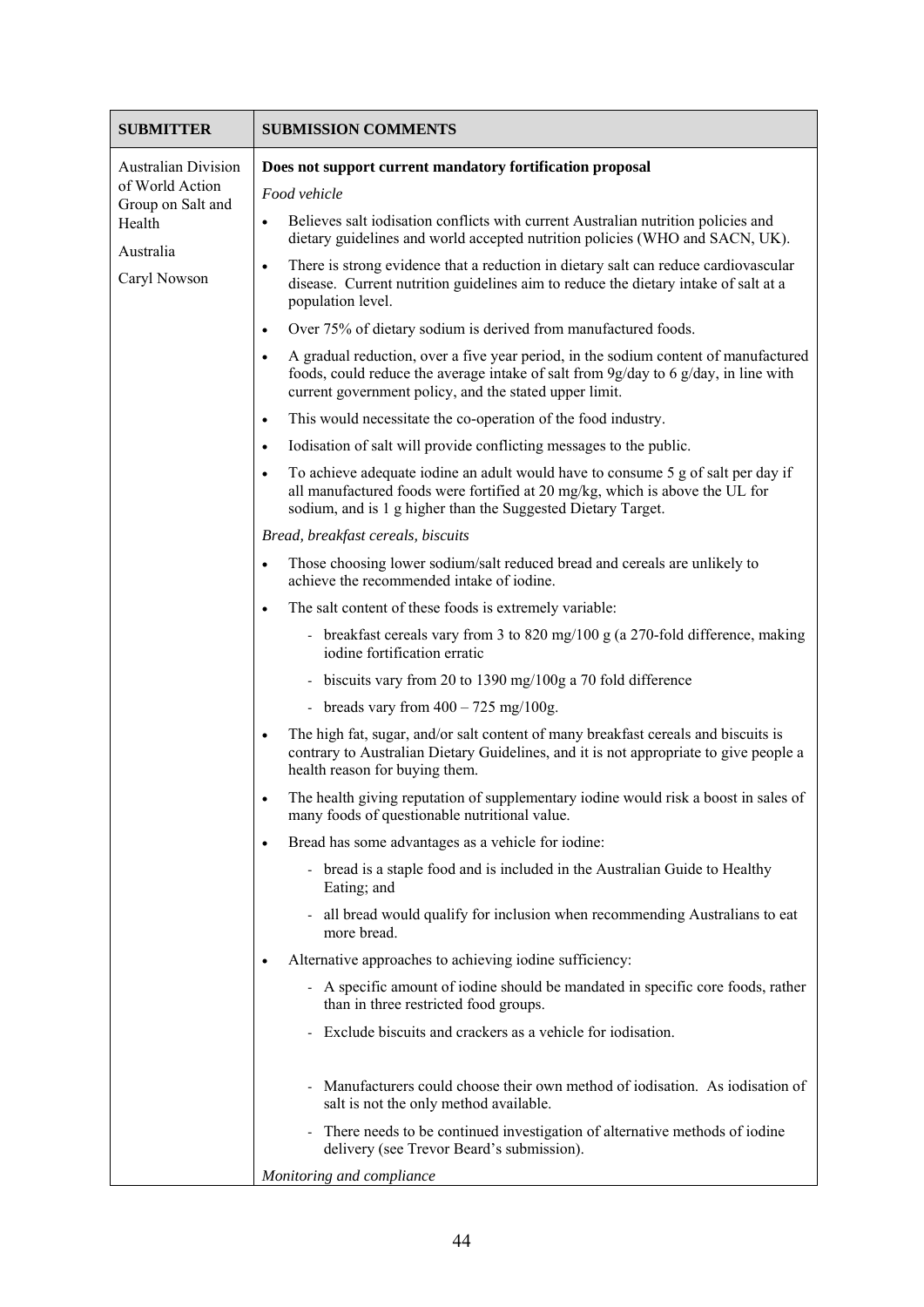| SUBMITTER | SUBMISSION COMMENTS |
|---|---|
| Australian Division of World Action Group on Salt and Health<br><br>Australia<br><br>Caryl Nowson | **Does not support current mandatory fortification proposal**<br><br>*Food vehicle*<br><br>• Believes salt iodisation conflicts with current Australian nutrition policies and dietary guidelines and world accepted nutrition policies (WHO and SACN, UK).<br>• There is strong evidence that a reduction in dietary salt can reduce cardiovascular disease. Current nutrition guidelines aim to reduce the dietary intake of salt at a population level.<br>• Over 75% of dietary sodium is derived from manufactured foods.<br>• A gradual reduction, over a five year period, in the sodium content of manufactured foods, could reduce the average intake of salt from 9g/day to 6 g/day, in line with current government policy, and the stated upper limit.<br>• This would necessitate the co-operation of the food industry.<br>• Iodisation of salt will provide conflicting messages to the public.<br>• To achieve adequate iodine an adult would have to consume 5 g of salt per day if all manufactured foods were fortified at 20 mg/kg, which is above the UL for sodium, and is 1 g higher than the Suggested Dietary Target.<br><br>*Bread, breakfast cereals, biscuits*<br><br>• Those choosing lower sodium/salt reduced bread and cereals are unlikely to achieve the recommended intake of iodine.<br>• The salt content of these foods is extremely variable:<br>  - breakfast cereals vary from 3 to 820 mg/100 g (a 270-fold difference, making iodine fortification erratic<br>  - biscuits vary from 20 to 1390 mg/100g a 70 fold difference<br>  - breads vary from 400 – 725 mg/100g.<br>• The high fat, sugar, and/or salt content of many breakfast cereals and biscuits is contrary to Australian Dietary Guidelines, and it is not appropriate to give people a health reason for buying them.<br>• The health giving reputation of supplementary iodine would risk a boost in sales of many foods of questionable nutritional value.<br>• Bread has some advantages as a vehicle for iodine:<br>  - bread is a staple food and is included in the Australian Guide to Healthy Eating; and<br>  - all bread would qualify for inclusion when recommending Australians to eat more bread.<br>• Alternative approaches to achieving iodine sufficiency:<br>  - A specific amount of iodine should be mandated in specific core foods, rather than in three restricted food groups.<br>  - Exclude biscuits and crackers as a vehicle for iodisation.<br>  - Manufacturers could choose their own method of iodisation. As iodisation of salt is not the only method available.<br>  - There needs to be continued investigation of alternative methods of iodine delivery (see Trevor Beard's submission).<br><br>*Monitoring and compliance* |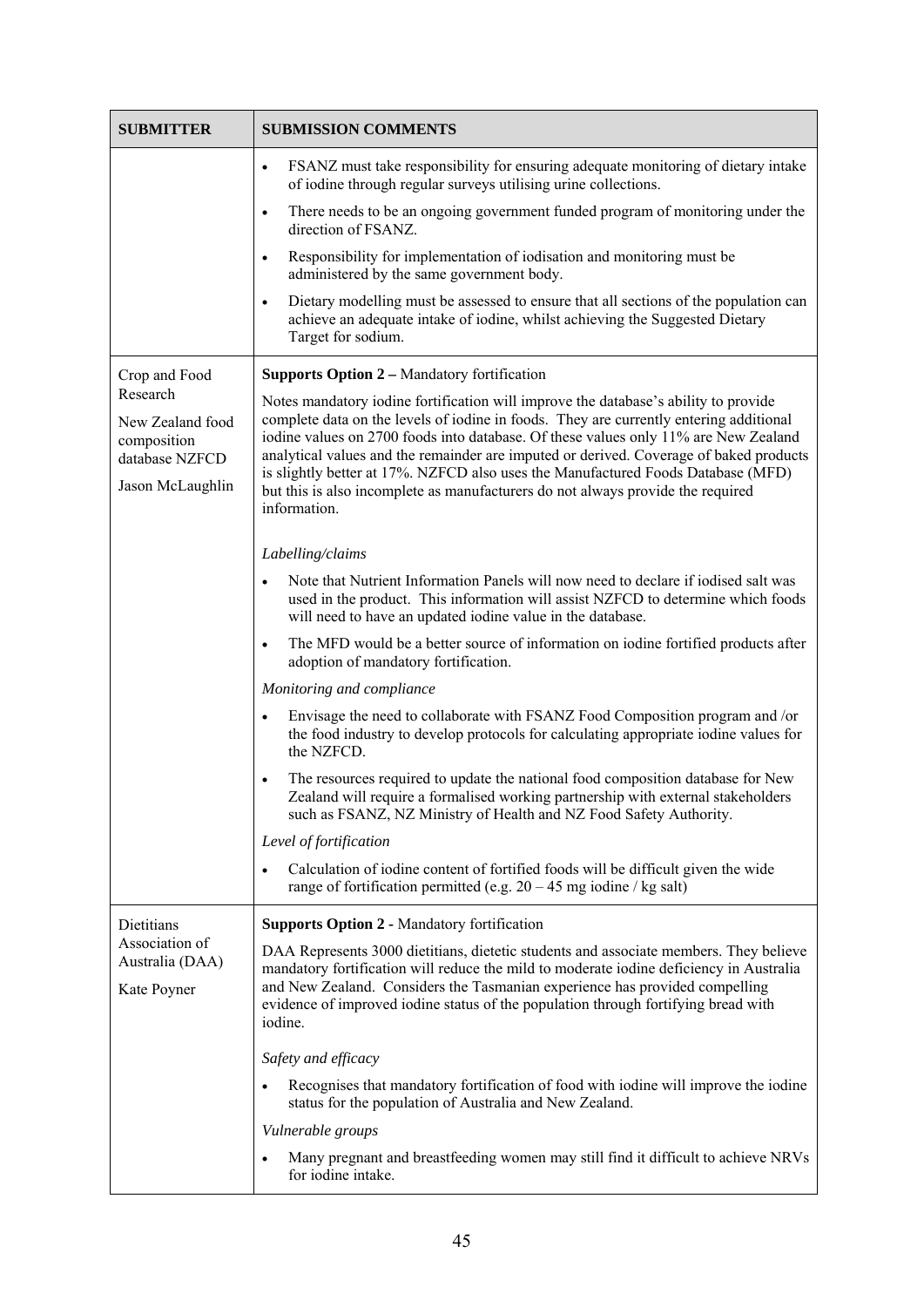| SUBMITTER | SUBMISSION COMMENTS |
|---|---|
| | • FSANZ must take responsibility for ensuring adequate monitoring of dietary intake of iodine through regular surveys utilising urine collections.<br>• There needs to be an ongoing government funded program of monitoring under the direction of FSANZ.<br>• Responsibility for implementation of iodisation and monitoring must be administered by the same government body.<br>• Dietary modelling must be assessed to ensure that all sections of the population can achieve an adequate intake of iodine, whilst achieving the Suggested Dietary Target for sodium. |
| Crop and Food Research<br><br>New Zealand food composition database NZFCD<br><br>Jason McLaughlin | **Supports Option 2 –** Mandatory fortification<br><br>Notes mandatory iodine fortification will improve the database's ability to provide complete data on the levels of iodine in foods. They are currently entering additional iodine values on 2700 foods into database. Of these values only 11% are New Zealand analytical values and the remainder are imputed or derived. Coverage of baked products is slightly better at 17%. NZFCD also uses the Manufactured Foods Database (MFD) but this is also incomplete as manufacturers do not always provide the required information.<br><br>*Labelling/claims*<br>• Note that Nutrient Information Panels will now need to declare if iodised salt was used in the product. This information will assist NZFCD to determine which foods will need to have an updated iodine value in the database.<br>• The MFD would be a better source of information on iodine fortified products after adoption of mandatory fortification.<br><br>*Monitoring and compliance*<br>• Envisage the need to collaborate with FSANZ Food Composition program and /or the food industry to develop protocols for calculating appropriate iodine values for the NZFCD.<br>• The resources required to update the national food composition database for New Zealand will require a formalised working partnership with external stakeholders such as FSANZ, NZ Ministry of Health and NZ Food Safety Authority.<br><br>*Level of fortification*<br>• Calculation of iodine content of fortified foods will be difficult given the wide range of fortification permitted (e.g. 20 – 45 mg iodine / kg salt) |
| Dietitians Association of Australia (DAA)<br><br>Kate Poyner | **Supports Option 2** - Mandatory fortification<br><br>DAA Represents 3000 dietitians, dietetic students and associate members. They believe mandatory fortification will reduce the mild to moderate iodine deficiency in Australia and New Zealand. Considers the Tasmanian experience has provided compelling evidence of improved iodine status of the population through fortifying bread with iodine.<br><br>*Safety and efficacy*<br>• Recognises that mandatory fortification of food with iodine will improve the iodine status for the population of Australia and New Zealand.<br><br>*Vulnerable groups*<br>• Many pregnant and breastfeeding women may still find it difficult to achieve NRVs for iodine intake. |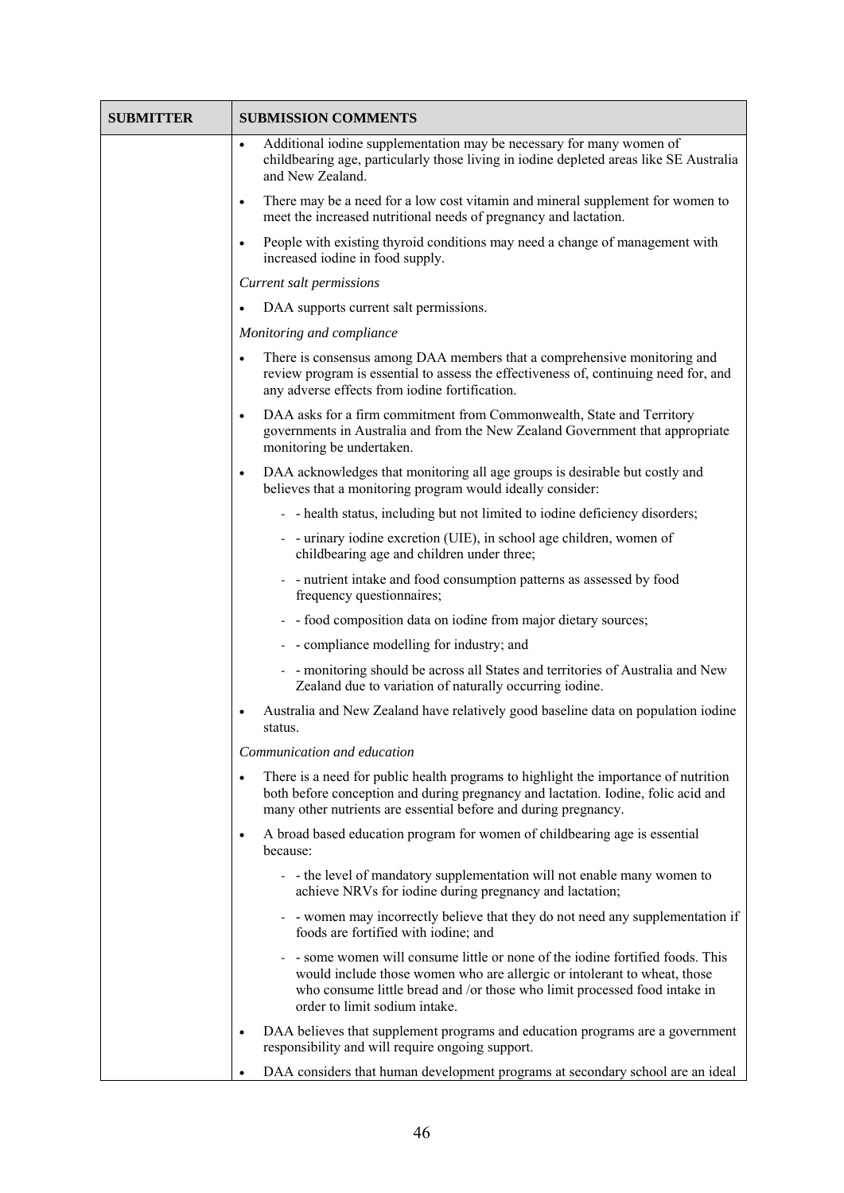| SUBMITTER | SUBMISSION COMMENTS |
|---|---|
| | • Additional iodine supplementation may be necessary for many women of childbearing age, particularly those living in iodine depleted areas like SE Australia and New Zealand.<br>• There may be a need for a low cost vitamin and mineral supplement for women to meet the increased nutritional needs of pregnancy and lactation.<br>• People with existing thyroid conditions may need a change of management with increased iodine in food supply.<br>*Current salt permissions*<br>• DAA supports current salt permissions.<br>*Monitoring and compliance*<br>• There is consensus among DAA members that a comprehensive monitoring and review program is essential to assess the effectiveness of, continuing need for, and any adverse effects from iodine fortification.<br>• DAA asks for a firm commitment from Commonwealth, State and Territory governments in Australia and from the New Zealand Government that appropriate monitoring be undertaken.<br>• DAA acknowledges that monitoring all age groups is desirable but costly and believes that a monitoring program would ideally consider:<br>- - health status, including but not limited to iodine deficiency disorders;<br>- - urinary iodine excretion (UIE), in school age children, women of childbearing age and children under three;<br>- - nutrient intake and food consumption patterns as assessed by food frequency questionnaires;<br>- - food composition data on iodine from major dietary sources;<br>- - compliance modelling for industry; and<br>- - monitoring should be across all States and territories of Australia and New Zealand due to variation of naturally occurring iodine.<br>• Australia and New Zealand have relatively good baseline data on population iodine status.<br>*Communication and education*<br>• There is a need for public health programs to highlight the importance of nutrition both before conception and during pregnancy and lactation. Iodine, folic acid and many other nutrients are essential before and during pregnancy.<br>• A broad based education program for women of childbearing age is essential because:<br>- - the level of mandatory supplementation will not enable many women to achieve NRVs for iodine during pregnancy and lactation;<br>- - women may incorrectly believe that they do not need any supplementation if foods are fortified with iodine; and<br>- - some women will consume little or none of the iodine fortified foods. This would include those women who are allergic or intolerant to wheat, those who consume little bread and /or those who limit processed food intake in order to limit sodium intake.<br>• DAA believes that supplement programs and education programs are a government responsibility and will require ongoing support.<br>• DAA considers that human development programs at secondary school are an ideal |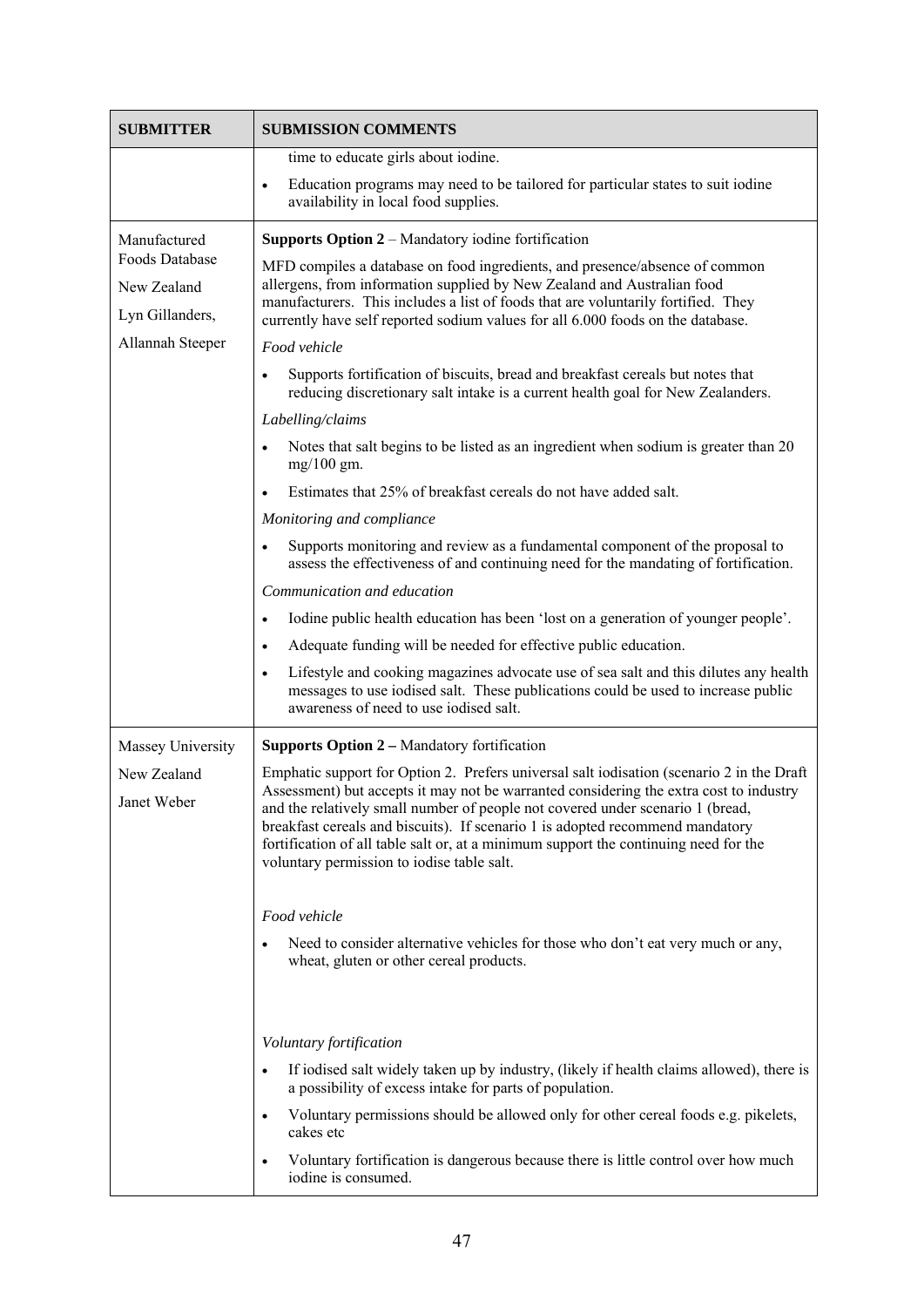| SUBMITTER | SUBMISSION COMMENTS |
| --- | --- |
| | time to educate girls about iodine.<br>• Education programs may need to be tailored for particular states to suit iodine availability in local food supplies. |
| Manufactured Foods Database<br>New Zealand<br>Lyn Gillanders,<br>Allannah Steeper | **Supports Option 2** – Mandatory iodine fortification<br>MFD compiles a database on food ingredients, and presence/absence of common allergens, from information supplied by New Zealand and Australian food manufacturers. This includes a list of foods that are voluntarily fortified. They currently have self reported sodium values for all 6.000 foods on the database.<br>*Food vehicle*<br>• Supports fortification of biscuits, bread and breakfast cereals but notes that reducing discretionary salt intake is a current health goal for New Zealanders.<br>*Labelling/claims*<br>• Notes that salt begins to be listed as an ingredient when sodium is greater than 20 mg/100 gm.<br>• Estimates that 25% of breakfast cereals do not have added salt.<br>*Monitoring and compliance*<br>• Supports monitoring and review as a fundamental component of the proposal to assess the effectiveness of and continuing need for the mandating of fortification.<br>*Communication and education*<br>• Iodine public health education has been 'lost on a generation of younger people'.<br>• Adequate funding will be needed for effective public education.<br>• Lifestyle and cooking magazines advocate use of sea salt and this dilutes any health messages to use iodised salt. These publications could be used to increase public awareness of need to use iodised salt. |
| Massey University<br>New Zealand<br>Janet Weber | **Supports Option 2 –** Mandatory fortification<br>Emphatic support for Option 2. Prefers universal salt iodisation (scenario 2 in the Draft Assessment) but accepts it may not be warranted considering the extra cost to industry and the relatively small number of people not covered under scenario 1 (bread, breakfast cereals and biscuits). If scenario 1 is adopted recommend mandatory fortification of all table salt or, at a minimum support the continuing need for the voluntary permission to iodise table salt.<br>*Food vehicle*<br>• Need to consider alternative vehicles for those who don't eat very much or any, wheat, gluten or other cereal products.<br>*Voluntary fortification*<br>• If iodised salt widely taken up by industry, (likely if health claims allowed), there is a possibility of excess intake for parts of population.<br>• Voluntary permissions should be allowed only for other cereal foods e.g. pikelets, cakes etc<br>• Voluntary fortification is dangerous because there is little control over how much iodine is consumed. |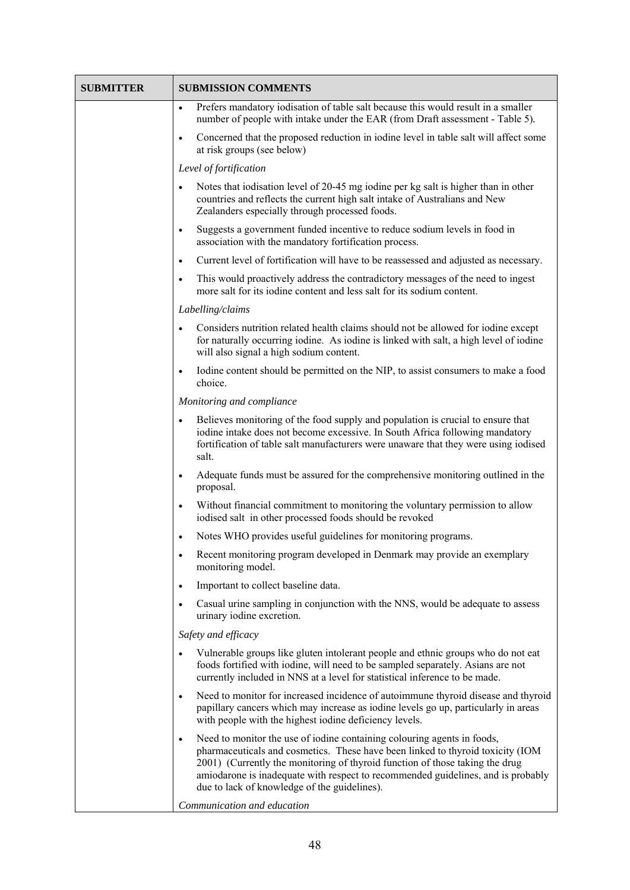| SUBMITTER | SUBMISSION COMMENTS |
|---|---|
| | • Prefers mandatory iodisation of table salt because this would result in a smaller number of people with intake under the EAR (from Draft assessment - Table 5).<br>• Concerned that the proposed reduction in iodine level in table salt will affect some at risk groups (see below)<br>*Level of fortification*<br>• Notes that iodisation level of 20-45 mg iodine per kg salt is higher than in other countries and reflects the current high salt intake of Australians and New Zealanders especially through processed foods.<br>• Suggests a government funded incentive to reduce sodium levels in food in association with the mandatory fortification process.<br>• Current level of fortification will have to be reassessed and adjusted as necessary.<br>• This would proactively address the contradictory messages of the need to ingest more salt for its iodine content and less salt for its sodium content.<br>*Labelling/claims*<br>• Considers nutrition related health claims should not be allowed for iodine except for naturally occurring iodine. As iodine is linked with salt, a high level of iodine will also signal a high sodium content.<br>• Iodine content should be permitted on the NIP, to assist consumers to make a food choice.<br>*Monitoring and compliance*<br>• Believes monitoring of the food supply and population is crucial to ensure that iodine intake does not become excessive. In South Africa following mandatory fortification of table salt manufacturers were unaware that they were using iodised salt.<br>• Adequate funds must be assured for the comprehensive monitoring outlined in the proposal.<br>• Without financial commitment to monitoring the voluntary permission to allow iodised salt in other processed foods should be revoked<br>• Notes WHO provides useful guidelines for monitoring programs.<br>• Recent monitoring program developed in Denmark may provide an exemplary monitoring model.<br>• Important to collect baseline data.<br>• Casual urine sampling in conjunction with the NNS, would be adequate to assess urinary iodine excretion.<br>*Safety and efficacy*<br>• Vulnerable groups like gluten intolerant people and ethnic groups who do not eat foods fortified with iodine, will need to be sampled separately. Asians are not currently included in NNS at a level for statistical inference to be made.<br>• Need to monitor for increased incidence of autoimmune thyroid disease and thyroid papillary cancers which may increase as iodine levels go up, particularly in areas with people with the highest iodine deficiency levels.<br>• Need to monitor the use of iodine containing colouring agents in foods, pharmaceuticals and cosmetics. These have been linked to thyroid toxicity (IOM 2001) (Currently the monitoring of thyroid function of those taking the drug amiodarone is inadequate with respect to recommended guidelines, and is probably due to lack of knowledge of the guidelines).<br>*Communication and education* |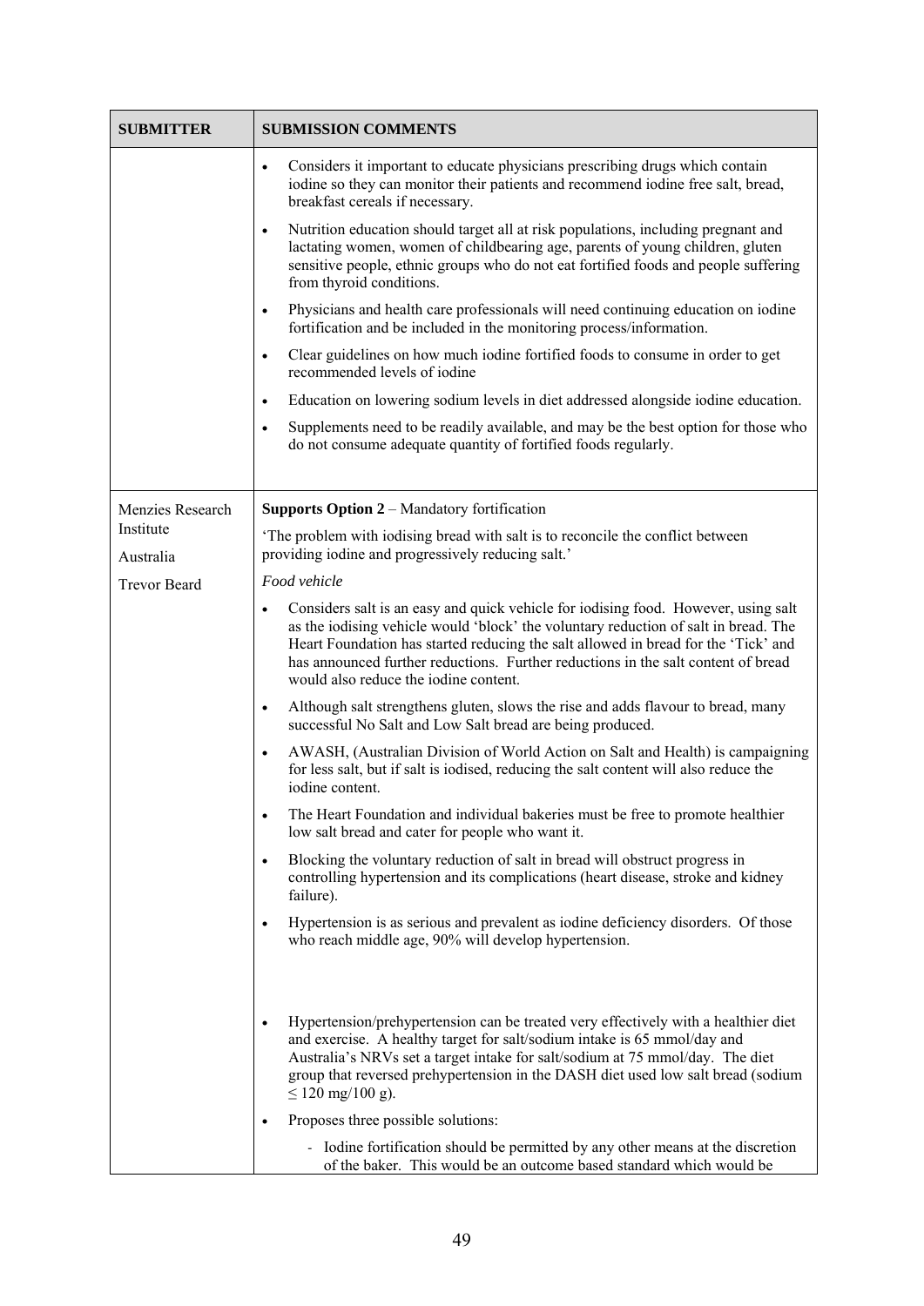| SUBMITTER | SUBMISSION COMMENTS |
|---|---|
| | • Considers it important to educate physicians prescribing drugs which contain iodine so they can monitor their patients and recommend iodine free salt, bread, breakfast cereals if necessary.<br>• Nutrition education should target all at risk populations, including pregnant and lactating women, women of childbearing age, parents of young children, gluten sensitive people, ethnic groups who do not eat fortified foods and people suffering from thyroid conditions.<br>• Physicians and health care professionals will need continuing education on iodine fortification and be included in the monitoring process/information.<br>• Clear guidelines on how much iodine fortified foods to consume in order to get recommended levels of iodine<br>• Education on lowering sodium levels in diet addressed alongside iodine education.<br>• Supplements need to be readily available, and may be the best option for those who do not consume adequate quantity of fortified foods regularly. |
| Menzies Research Institute<br>Australia<br>Trevor Beard | **Supports Option 2** – Mandatory fortification<br>'The problem with iodising bread with salt is to reconcile the conflict between providing iodine and progressively reducing salt.'<br>*Food vehicle*<br>• Considers salt is an easy and quick vehicle for iodising food. However, using salt as the iodising vehicle would 'block' the voluntary reduction of salt in bread. The Heart Foundation has started reducing the salt allowed in bread for the 'Tick' and has announced further reductions. Further reductions in the salt content of bread would also reduce the iodine content.<br>• Although salt strengthens gluten, slows the rise and adds flavour to bread, many successful No Salt and Low Salt bread are being produced.<br>• AWASH, (Australian Division of World Action on Salt and Health) is campaigning for less salt, but if salt is iodised, reducing the salt content will also reduce the iodine content.<br>• The Heart Foundation and individual bakeries must be free to promote healthier low salt bread and cater for people who want it.<br>• Blocking the voluntary reduction of salt in bread will obstruct progress in controlling hypertension and its complications (heart disease, stroke and kidney failure).<br>• Hypertension is as serious and prevalent as iodine deficiency disorders. Of those who reach middle age, 90% will develop hypertension.<br>• Hypertension/prehypertension can be treated very effectively with a healthier diet and exercise. A healthy target for salt/sodium intake is 65 mmol/day and Australia's NRVs set a target intake for salt/sodium at 75 mmol/day. The diet group that reversed prehypertension in the DASH diet used low salt bread (sodium ≤ 120 mg/100 g).<br>• Proposes three possible solutions:<br>&nbsp;&nbsp;- Iodine fortification should be permitted by any other means at the discretion of the baker. This would be an outcome based standard which would be |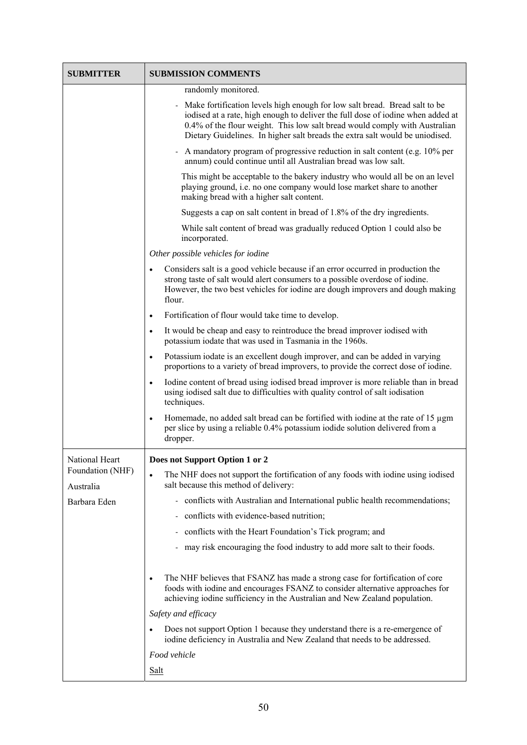| SUBMITTER | SUBMISSION COMMENTS |
|---|---|
| | randomly monitored.<br>- Make fortification levels high enough for low salt bread. Bread salt to be iodised at a rate, high enough to deliver the full dose of iodine when added at 0.4% of the flour weight. This low salt bread would comply with Australian Dietary Guidelines. In higher salt breads the extra salt would be uniodised.<br>- A mandatory program of progressive reduction in salt content (e.g. 10% per annum) could continue until all Australian bread was low salt.<br>This might be acceptable to the bakery industry who would all be on an level playing ground, i.e. no one company would lose market share to another making bread with a higher salt content.<br>Suggests a cap on salt content in bread of 1.8% of the dry ingredients.<br>While salt content of bread was gradually reduced Option 1 could also be incorporated.<br>*Other possible vehicles for iodine*<br>• Considers salt is a good vehicle because if an error occurred in production the strong taste of salt would alert consumers to a possible overdose of iodine. However, the two best vehicles for iodine are dough improvers and dough making flour.<br>• Fortification of flour would take time to develop.<br>• It would be cheap and easy to reintroduce the bread improver iodised with potassium iodate that was used in Tasmania in the 1960s.<br>• Potassium iodate is an excellent dough improver, and can be added in varying proportions to a variety of bread improvers, to provide the correct dose of iodine.<br>• Iodine content of bread using iodised bread improver is more reliable than in bread using iodised salt due to difficulties with quality control of salt iodisation techniques.<br>• Homemade, no added salt bread can be fortified with iodine at the rate of 15 µgm per slice by using a reliable 0.4% potassium iodide solution delivered from a dropper. |
| National Heart Foundation (NHF)<br>Australia<br>Barbara Eden | **Does not Support Option 1 or 2**<br>• The NHF does not support the fortification of any foods with iodine using iodised salt because this method of delivery:<br>- conflicts with Australian and International public health recommendations;<br>- conflicts with evidence-based nutrition;<br>- conflicts with the Heart Foundation's Tick program; and<br>- may risk encouraging the food industry to add more salt to their foods.<br>• The NHF believes that FSANZ has made a strong case for fortification of core foods with iodine and encourages FSANZ to consider alternative approaches for achieving iodine sufficiency in the Australian and New Zealand population.<br>*Safety and efficacy*<br>• Does not support Option 1 because they understand there is a re-emergence of iodine deficiency in Australia and New Zealand that needs to be addressed.<br>*Food vehicle*<br>Salt |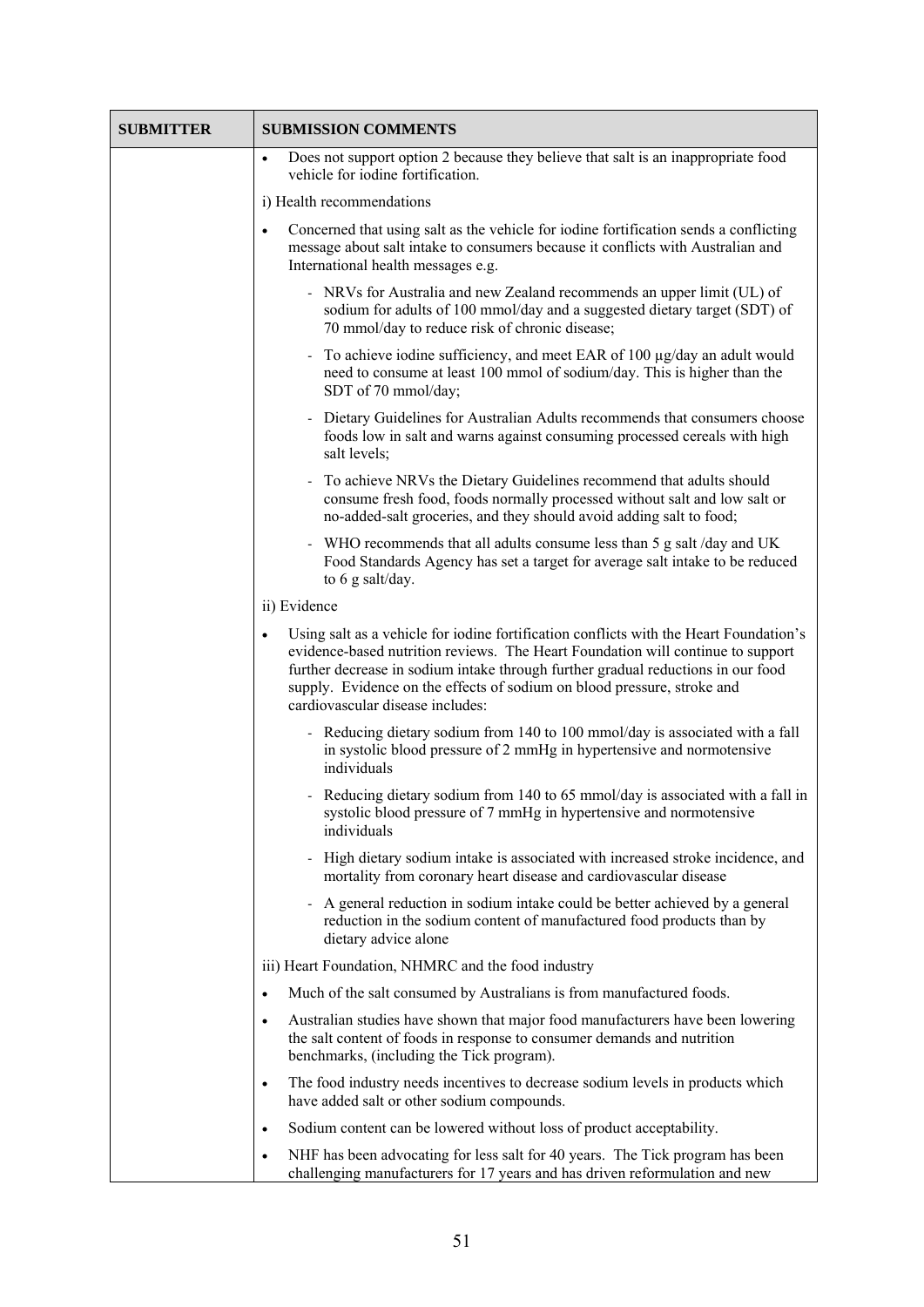| SUBMITTER | SUBMISSION COMMENTS |
|---|---|
| | • Does not support option 2 because they believe that salt is an inappropriate food vehicle for iodine fortification.<br><br>i) Health recommendations<br><br>• Concerned that using salt as the vehicle for iodine fortification sends a conflicting message about salt intake to consumers because it conflicts with Australian and International health messages e.g.<br>  - NRVs for Australia and new Zealand recommends an upper limit (UL) of sodium for adults of 100 mmol/day and a suggested dietary target (SDT) of 70 mmol/day to reduce risk of chronic disease;<br>  - To achieve iodine sufficiency, and meet EAR of 100 µg/day an adult would need to consume at least 100 mmol of sodium/day. This is higher than the SDT of 70 mmol/day;<br>  - Dietary Guidelines for Australian Adults recommends that consumers choose foods low in salt and warns against consuming processed cereals with high salt levels;<br>  - To achieve NRVs the Dietary Guidelines recommend that adults should consume fresh food, foods normally processed without salt and low salt or no-added-salt groceries, and they should avoid adding salt to food;<br>  - WHO recommends that all adults consume less than 5 g salt /day and UK Food Standards Agency has set a target for average salt intake to be reduced to 6 g salt/day.<br><br>ii) Evidence<br><br>• Using salt as a vehicle for iodine fortification conflicts with the Heart Foundation's evidence-based nutrition reviews. The Heart Foundation will continue to support further decrease in sodium intake through further gradual reductions in our food supply. Evidence on the effects of sodium on blood pressure, stroke and cardiovascular disease includes:<br>  - Reducing dietary sodium from 140 to 100 mmol/day is associated with a fall in systolic blood pressure of 2 mmHg in hypertensive and normotensive individuals<br>  - Reducing dietary sodium from 140 to 65 mmol/day is associated with a fall in systolic blood pressure of 7 mmHg in hypertensive and normotensive individuals<br>  - High dietary sodium intake is associated with increased stroke incidence, and mortality from coronary heart disease and cardiovascular disease<br>  - A general reduction in sodium intake could be better achieved by a general reduction in the sodium content of manufactured food products than by dietary advice alone<br><br>iii) Heart Foundation, NHMRC and the food industry<br><br>• Much of the salt consumed by Australians is from manufactured foods.<br>• Australian studies have shown that major food manufacturers have been lowering the salt content of foods in response to consumer demands and nutrition benchmarks, (including the Tick program).<br>• The food industry needs incentives to decrease sodium levels in products which have added salt or other sodium compounds.<br>• Sodium content can be lowered without loss of product acceptability.<br>• NHF has been advocating for less salt for 40 years. The Tick program has been challenging manufacturers for 17 years and has driven reformulation and new |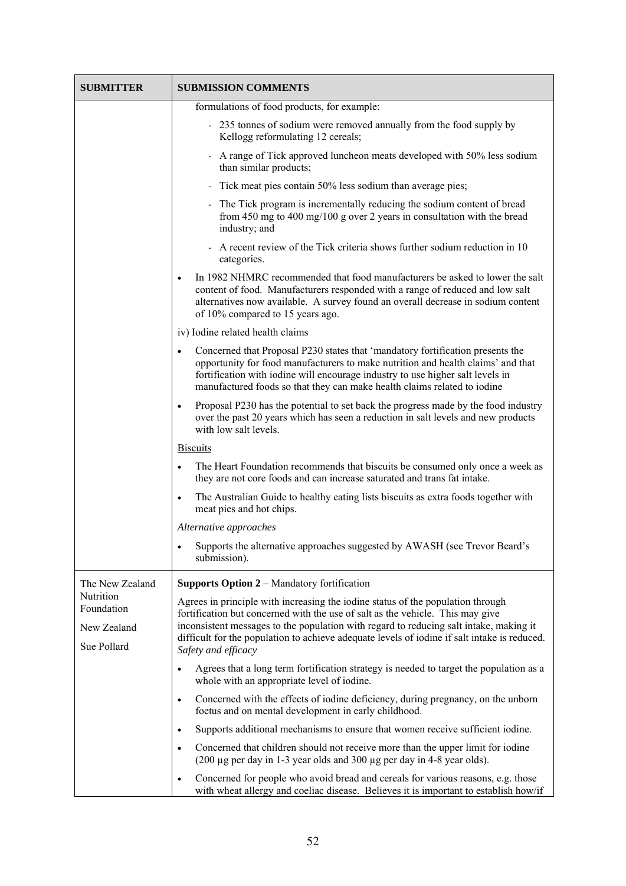| SUBMITTER | SUBMISSION COMMENTS |
|---|---|
| | formulations of food products, for example:<br>- 235 tonnes of sodium were removed annually from the food supply by Kellogg reformulating 12 cereals;<br>- A range of Tick approved luncheon meats developed with 50% less sodium than similar products;<br>- Tick meat pies contain 50% less sodium than average pies;<br>- The Tick program is incrementally reducing the sodium content of bread from 450 mg to 400 mg/100 g over 2 years in consultation with the bread industry; and<br>- A recent review of the Tick criteria shows further sodium reduction in 10 categories.<br>• In 1982 NHMRC recommended that food manufacturers be asked to lower the salt content of food. Manufacturers responded with a range of reduced and low salt alternatives now available. A survey found an overall decrease in sodium content of 10% compared to 15 years ago.<br>iv) Iodine related health claims<br>• Concerned that Proposal P230 states that 'mandatory fortification presents the opportunity for food manufacturers to make nutrition and health claims' and that fortification with iodine will encourage industry to use higher salt levels in manufactured foods so that they can make health claims related to iodine<br>• Proposal P230 has the potential to set back the progress made by the food industry over the past 20 years which has seen a reduction in salt levels and new products with low salt levels.<br><u>Biscuits</u><br>• The Heart Foundation recommends that biscuits be consumed only once a week as they are not core foods and can increase saturated and trans fat intake.<br>• The Australian Guide to healthy eating lists biscuits as extra foods together with meat pies and hot chips.<br>*Alternative approaches*<br>• Supports the alternative approaches suggested by AWASH (see Trevor Beard's submission). |
| The New Zealand Nutrition Foundation<br><br>New Zealand<br><br>Sue Pollard | **Supports Option 2** – Mandatory fortification<br>Agrees in principle with increasing the iodine status of the population through fortification but concerned with the use of salt as the vehicle. This may give inconsistent messages to the population with regard to reducing salt intake, making it difficult for the population to achieve adequate levels of iodine if salt intake is reduced.<br>*Safety and efficacy*<br>• Agrees that a long term fortification strategy is needed to target the population as a whole with an appropriate level of iodine.<br>• Concerned with the effects of iodine deficiency, during pregnancy, on the unborn foetus and on mental development in early childhood.<br>• Supports additional mechanisms to ensure that women receive sufficient iodine.<br>• Concerned that children should not receive more than the upper limit for iodine (200 µg per day in 1-3 year olds and 300 µg per day in 4-8 year olds).<br>• Concerned for people who avoid bread and cereals for various reasons, e.g. those with wheat allergy and coeliac disease. Believes it is important to establish how/if |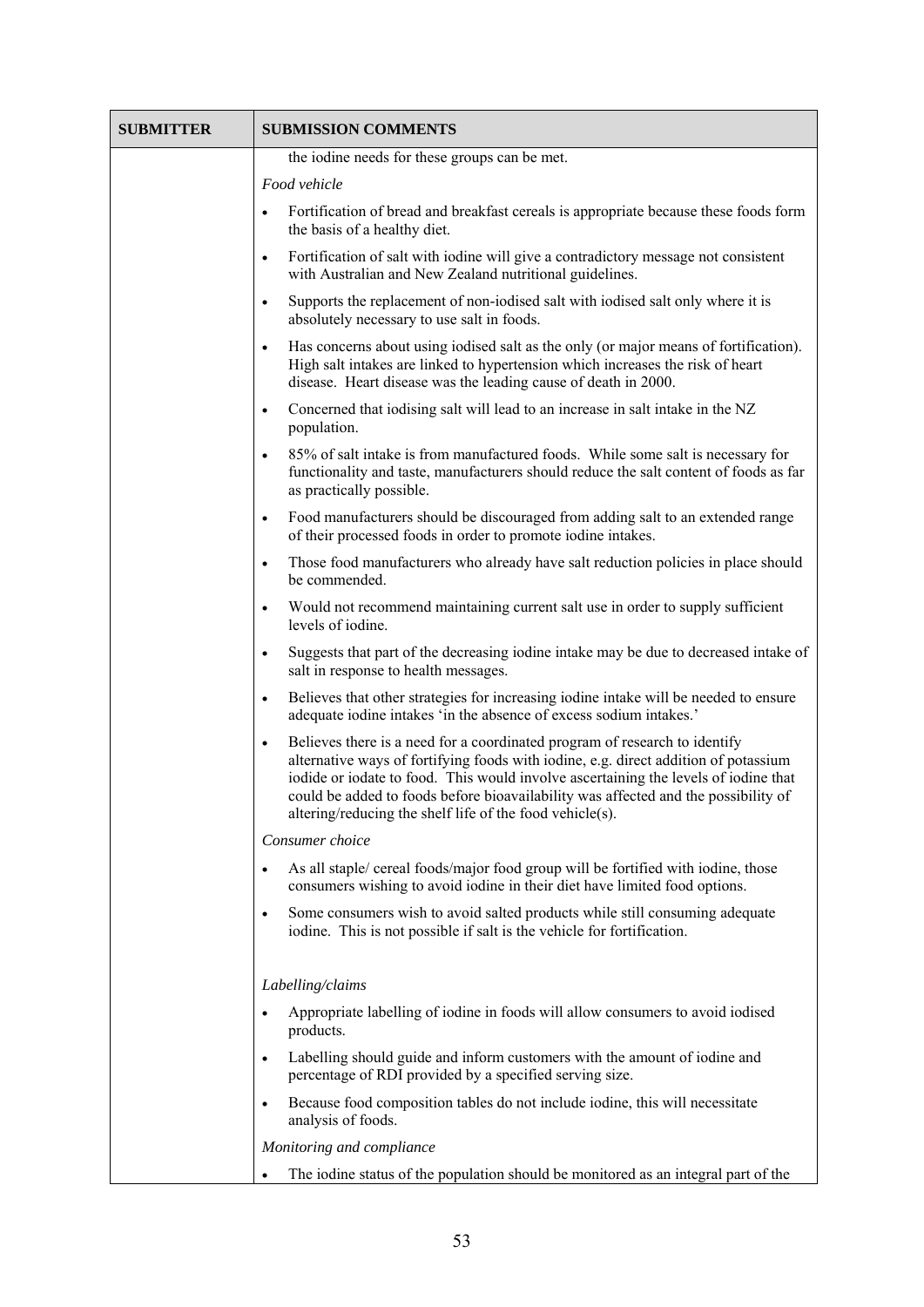| SUBMITTER | SUBMISSION COMMENTS |
|---|---|
| | the iodine needs for these groups can be met.<br><br>*Food vehicle*<br><br>• Fortification of bread and breakfast cereals is appropriate because these foods form the basis of a healthy diet.<br>• Fortification of salt with iodine will give a contradictory message not consistent with Australian and New Zealand nutritional guidelines.<br>• Supports the replacement of non-iodised salt with iodised salt only where it is absolutely necessary to use salt in foods.<br>• Has concerns about using iodised salt as the only (or major means of fortification). High salt intakes are linked to hypertension which increases the risk of heart disease. Heart disease was the leading cause of death in 2000.<br>• Concerned that iodising salt will lead to an increase in salt intake in the NZ population.<br>• 85% of salt intake is from manufactured foods. While some salt is necessary for functionality and taste, manufacturers should reduce the salt content of foods as far as practically possible.<br>• Food manufacturers should be discouraged from adding salt to an extended range of their processed foods in order to promote iodine intakes.<br>• Those food manufacturers who already have salt reduction policies in place should be commended.<br>• Would not recommend maintaining current salt use in order to supply sufficient levels of iodine.<br>• Suggests that part of the decreasing iodine intake may be due to decreased intake of salt in response to health messages.<br>• Believes that other strategies for increasing iodine intake will be needed to ensure adequate iodine intakes 'in the absence of excess sodium intakes.'<br>• Believes there is a need for a coordinated program of research to identify alternative ways of fortifying foods with iodine, e.g. direct addition of potassium iodide or iodate to food. This would involve ascertaining the levels of iodine that could be added to foods before bioavailability was affected and the possibility of altering/reducing the shelf life of the food vehicle(s).<br><br>*Consumer choice*<br><br>• As all staple/ cereal foods/major food group will be fortified with iodine, those consumers wishing to avoid iodine in their diet have limited food options.<br>• Some consumers wish to avoid salted products while still consuming adequate iodine. This is not possible if salt is the vehicle for fortification.<br><br>*Labelling/claims*<br><br>• Appropriate labelling of iodine in foods will allow consumers to avoid iodised products.<br>• Labelling should guide and inform customers with the amount of iodine and percentage of RDI provided by a specified serving size.<br>• Because food composition tables do not include iodine, this will necessitate analysis of foods.<br><br>*Monitoring and compliance*<br><br>• The iodine status of the population should be monitored as an integral part of the |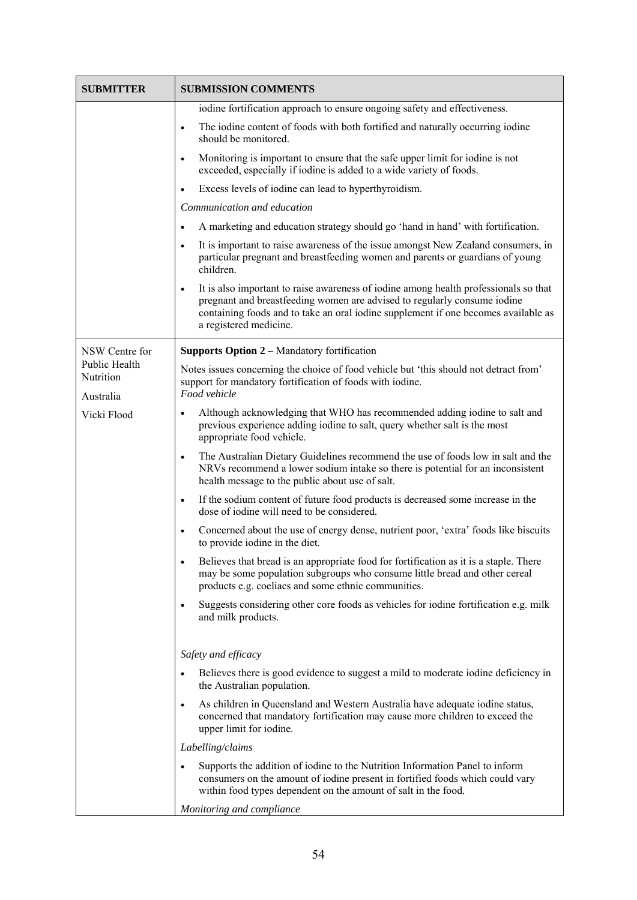| SUBMITTER | SUBMISSION COMMENTS |
|---|---|
| | iodine fortification approach to ensure ongoing safety and effectiveness.<br>• The iodine content of foods with both fortified and naturally occurring iodine should be monitored.<br>• Monitoring is important to ensure that the safe upper limit for iodine is not exceeded, especially if iodine is added to a wide variety of foods.<br>• Excess levels of iodine can lead to hyperthyroidism.<br>*Communication and education*<br>• A marketing and education strategy should go 'hand in hand' with fortification.<br>• It is important to raise awareness of the issue amongst New Zealand consumers, in particular pregnant and breastfeeding women and parents or guardians of young children.<br>• It is also important to raise awareness of iodine among health professionals so that pregnant and breastfeeding women are advised to regularly consume iodine containing foods and to take an oral iodine supplement if one becomes available as a registered medicine. |
| NSW Centre for Public Health Nutrition<br>Australia<br>Vicki Flood | **Supports Option 2 –** Mandatory fortification<br>Notes issues concerning the choice of food vehicle but 'this should not detract from' support for mandatory fortification of foods with iodine.<br>*Food vehicle*<br>• Although acknowledging that WHO has recommended adding iodine to salt and previous experience adding iodine to salt, query whether salt is the most appropriate food vehicle.<br>• The Australian Dietary Guidelines recommend the use of foods low in salt and the NRVs recommend a lower sodium intake so there is potential for an inconsistent health message to the public about use of salt.<br>• If the sodium content of future food products is decreased some increase in the dose of iodine will need to be considered.<br>• Concerned about the use of energy dense, nutrient poor, 'extra' foods like biscuits to provide iodine in the diet.<br>• Believes that bread is an appropriate food for fortification as it is a staple. There may be some population subgroups who consume little bread and other cereal products e.g. coeliacs and some ethnic communities.<br>• Suggests considering other core foods as vehicles for iodine fortification e.g. milk and milk products.<br><br>*Safety and efficacy*<br>• Believes there is good evidence to suggest a mild to moderate iodine deficiency in the Australian population.<br>• As children in Queensland and Western Australia have adequate iodine status, concerned that mandatory fortification may cause more children to exceed the upper limit for iodine.<br>*Labelling/claims*<br>• Supports the addition of iodine to the Nutrition Information Panel to inform consumers on the amount of iodine present in fortified foods which could vary within food types dependent on the amount of salt in the food.<br>*Monitoring and compliance* |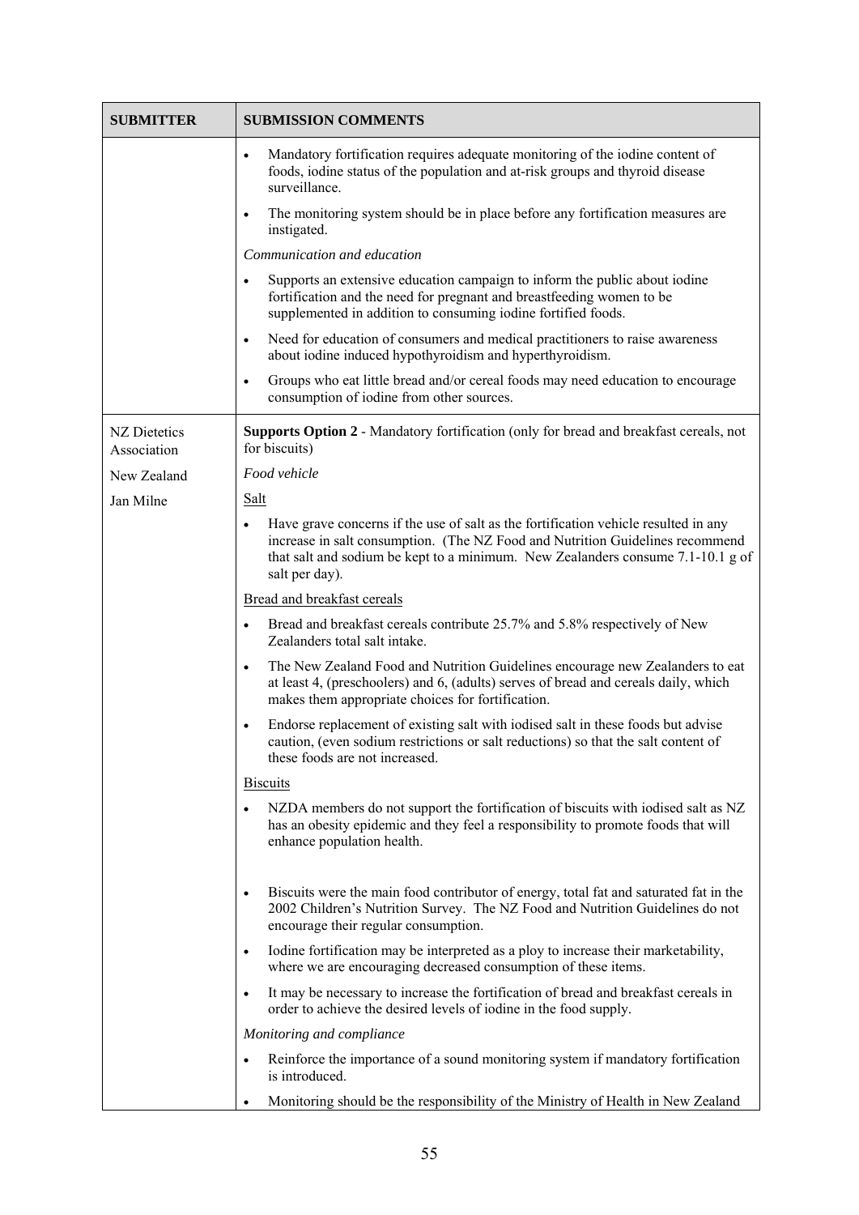| SUBMITTER | SUBMISSION COMMENTS |
|---|---|
| | • Mandatory fortification requires adequate monitoring of the iodine content of foods, iodine status of the population and at-risk groups and thyroid disease surveillance.<br>• The monitoring system should be in place before any fortification measures are instigated.<br>*Communication and education*<br>• Supports an extensive education campaign to inform the public about iodine fortification and the need for pregnant and breastfeeding women to be supplemented in addition to consuming iodine fortified foods.<br>• Need for education of consumers and medical practitioners to raise awareness about iodine induced hypothyroidism and hyperthyroidism.<br>• Groups who eat little bread and/or cereal foods may need education to encourage consumption of iodine from other sources. |
| NZ Dietetics Association<br><br>New Zealand<br><br>Jan Milne | **Supports Option 2** - Mandatory fortification (only for bread and breakfast cereals, not for biscuits)<br>*Food vehicle*<br><u>Salt</u><br>• Have grave concerns if the use of salt as the fortification vehicle resulted in any increase in salt consumption. (The NZ Food and Nutrition Guidelines recommend that salt and sodium be kept to a minimum. New Zealanders consume 7.1-10.1 g of salt per day).<br><u>Bread and breakfast cereals</u><br>• Bread and breakfast cereals contribute 25.7% and 5.8% respectively of New Zealanders total salt intake.<br>• The New Zealand Food and Nutrition Guidelines encourage new Zealanders to eat at least 4, (preschoolers) and 6, (adults) serves of bread and cereals daily, which makes them appropriate choices for fortification.<br>• Endorse replacement of existing salt with iodised salt in these foods but advise caution, (even sodium restrictions or salt reductions) so that the salt content of these foods are not increased.<br><u>Biscuits</u><br>• NZDA members do not support the fortification of biscuits with iodised salt as NZ has an obesity epidemic and they feel a responsibility to promote foods that will enhance population health.<br>• Biscuits were the main food contributor of energy, total fat and saturated fat in the 2002 Children's Nutrition Survey. The NZ Food and Nutrition Guidelines do not encourage their regular consumption.<br>• Iodine fortification may be interpreted as a ploy to increase their marketability, where we are encouraging decreased consumption of these items.<br>• It may be necessary to increase the fortification of bread and breakfast cereals in order to achieve the desired levels of iodine in the food supply.<br>*Monitoring and compliance*<br>• Reinforce the importance of a sound monitoring system if mandatory fortification is introduced.<br>• Monitoring should be the responsibility of the Ministry of Health in New Zealand |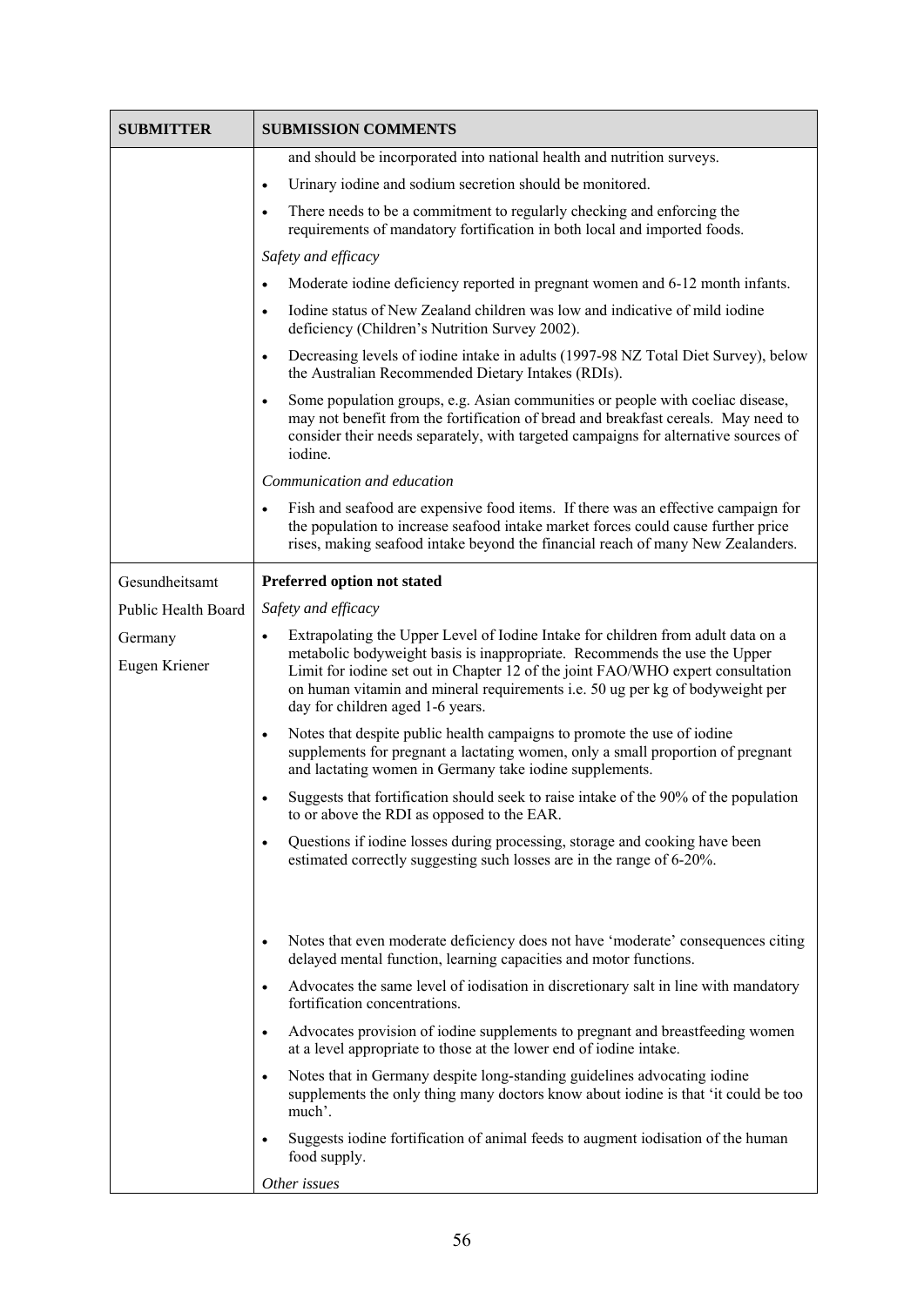| SUBMITTER | SUBMISSION COMMENTS |
|---|---|
| | and should be incorporated into national health and nutrition surveys.<br>• Urinary iodine and sodium secretion should be monitored.<br>• There needs to be a commitment to regularly checking and enforcing the requirements of mandatory fortification in both local and imported foods.<br>*Safety and efficacy*<br>• Moderate iodine deficiency reported in pregnant women and 6-12 month infants.<br>• Iodine status of New Zealand children was low and indicative of mild iodine deficiency (Children's Nutrition Survey 2002).<br>• Decreasing levels of iodine intake in adults (1997-98 NZ Total Diet Survey), below the Australian Recommended Dietary Intakes (RDIs).<br>• Some population groups, e.g. Asian communities or people with coeliac disease, may not benefit from the fortification of bread and breakfast cereals. May need to consider their needs separately, with targeted campaigns for alternative sources of iodine.<br>*Communication and education*<br>• Fish and seafood are expensive food items. If there was an effective campaign for the population to increase seafood intake market forces could cause further price rises, making seafood intake beyond the financial reach of many New Zealanders. |
| Gesundheitsamt<br>Public Health Board<br>Germany<br>Eugen Kriener | **Preferred option not stated**<br>*Safety and efficacy*<br>• Extrapolating the Upper Level of Iodine Intake for children from adult data on a metabolic bodyweight basis is inappropriate. Recommends the use the Upper Limit for iodine set out in Chapter 12 of the joint FAO/WHO expert consultation on human vitamin and mineral requirements i.e. 50 ug per kg of bodyweight per day for children aged 1-6 years.<br>• Notes that despite public health campaigns to promote the use of iodine supplements for pregnant a lactating women, only a small proportion of pregnant and lactating women in Germany take iodine supplements.<br>• Suggests that fortification should seek to raise intake of the 90% of the population to or above the RDI as opposed to the EAR.<br>• Questions if iodine losses during processing, storage and cooking have been estimated correctly suggesting such losses are in the range of 6-20%.<br>• Notes that even moderate deficiency does not have 'moderate' consequences citing delayed mental function, learning capacities and motor functions.<br>• Advocates the same level of iodisation in discretionary salt in line with mandatory fortification concentrations.<br>• Advocates provision of iodine supplements to pregnant and breastfeeding women at a level appropriate to those at the lower end of iodine intake.<br>• Notes that in Germany despite long-standing guidelines advocating iodine supplements the only thing many doctors know about iodine is that 'it could be too much'.<br>• Suggests iodine fortification of animal feeds to augment iodisation of the human food supply.<br>*Other issues* |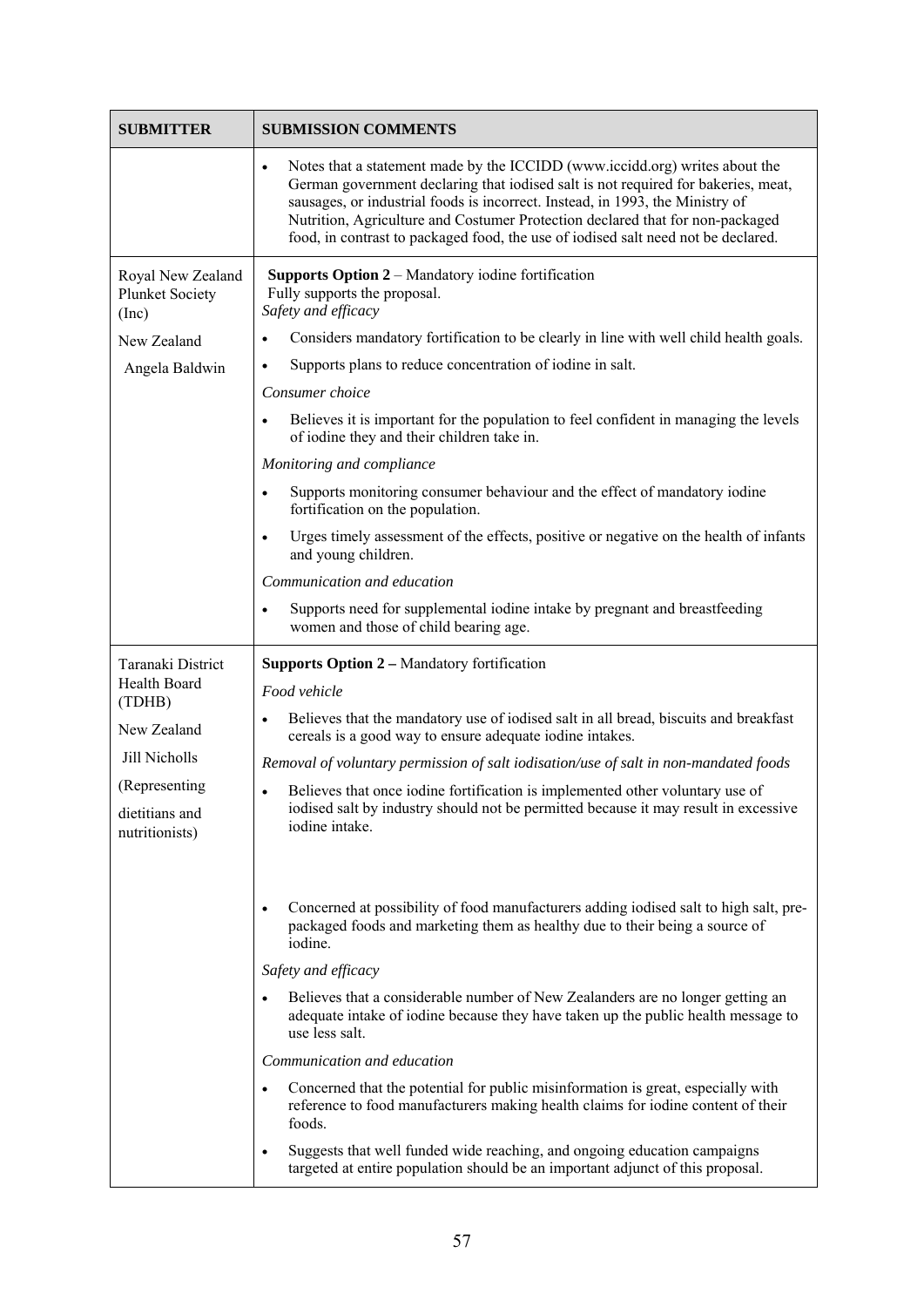| SUBMITTER | SUBMISSION COMMENTS |
|---|---|
| | • Notes that a statement made by the ICCIDD (www.iccidd.org) writes about the German government declaring that iodised salt is not required for bakeries, meat, sausages, or industrial foods is incorrect. Instead, in 1993, the Ministry of Nutrition, Agriculture and Costumer Protection declared that for non-packaged food, in contrast to packaged food, the use of iodised salt need not be declared. |
| Royal New Zealand Plunket Society (Inc)<br><br>New Zealand<br><br>Angela Baldwin | **Supports Option 2** – Mandatory iodine fortification<br>Fully supports the proposal.<br>*Safety and efficacy*<br>• Considers mandatory fortification to be clearly in line with well child health goals.<br>• Supports plans to reduce concentration of iodine in salt.<br>*Consumer choice*<br>• Believes it is important for the population to feel confident in managing the levels of iodine they and their children take in.<br>*Monitoring and compliance*<br>• Supports monitoring consumer behaviour and the effect of mandatory iodine fortification on the population.<br>• Urges timely assessment of the effects, positive or negative on the health of infants and young children.<br>*Communication and education*<br>• Supports need for supplemental iodine intake by pregnant and breastfeeding women and those of child bearing age. |
| Taranaki District Health Board (TDHB)<br><br>New Zealand<br><br>Jill Nicholls<br><br>(Representing dietitians and nutritionists) | **Supports Option 2 –** Mandatory fortification<br>*Food vehicle*<br>• Believes that the mandatory use of iodised salt in all bread, biscuits and breakfast cereals is a good way to ensure adequate iodine intakes.<br>*Removal of voluntary permission of salt iodisation/use of salt in non-mandated foods*<br>• Believes that once iodine fortification is implemented other voluntary use of iodised salt by industry should not be permitted because it may result in excessive iodine intake.<br>• Concerned at possibility of food manufacturers adding iodised salt to high salt, pre-packaged foods and marketing them as healthy due to their being a source of iodine.<br>*Safety and efficacy*<br>• Believes that a considerable number of New Zealanders are no longer getting an adequate intake of iodine because they have taken up the public health message to use less salt.<br>*Communication and education*<br>• Concerned that the potential for public misinformation is great, especially with reference to food manufacturers making health claims for iodine content of their foods.<br>• Suggests that well funded wide reaching, and ongoing education campaigns targeted at entire population should be an important adjunct of this proposal. |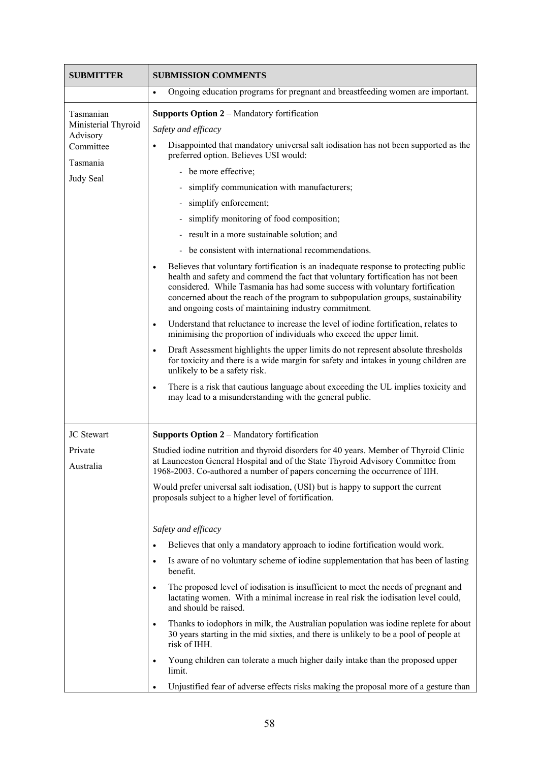| SUBMITTER | SUBMISSION COMMENTS |
|---|---|
| | • Ongoing education programs for pregnant and breastfeeding women are important. |
| Tasmanian Ministerial Thyroid Advisory Committee<br><br>Tasmania<br><br>Judy Seal | **Supports Option 2** – Mandatory fortification<br><br>*Safety and efficacy*<br><br>• Disappointed that mandatory universal salt iodisation has not been supported as the preferred option. Believes USI would:<br>- be more effective;<br>- simplify communication with manufacturers;<br>- simplify enforcement;<br>- simplify monitoring of food composition;<br>- result in a more sustainable solution; and<br>- be consistent with international recommendations.<br><br>• Believes that voluntary fortification is an inadequate response to protecting public health and safety and commend the fact that voluntary fortification has not been considered. While Tasmania has had some success with voluntary fortification concerned about the reach of the program to subpopulation groups, sustainability and ongoing costs of maintaining industry commitment.<br><br>• Understand that reluctance to increase the level of iodine fortification, relates to minimising the proportion of individuals who exceed the upper limit.<br><br>• Draft Assessment highlights the upper limits do not represent absolute thresholds for toxicity and there is a wide margin for safety and intakes in young children are unlikely to be a safety risk.<br><br>• There is a risk that cautious language about exceeding the UL implies toxicity and may lead to a misunderstanding with the general public. |
| JC Stewart<br><br>Private<br><br>Australia | **Supports Option 2** – Mandatory fortification<br><br>Studied iodine nutrition and thyroid disorders for 40 years. Member of Thyroid Clinic at Launceston General Hospital and of the State Thyroid Advisory Committee from 1968-2003. Co-authored a number of papers concerning the occurrence of IIH.<br><br>Would prefer universal salt iodisation, (USI) but is happy to support the current proposals subject to a higher level of fortification.<br><br>*Safety and efficacy*<br><br>• Believes that only a mandatory approach to iodine fortification would work.<br><br>• Is aware of no voluntary scheme of iodine supplementation that has been of lasting benefit.<br><br>• The proposed level of iodisation is insufficient to meet the needs of pregnant and lactating women. With a minimal increase in real risk the iodisation level could, and should be raised.<br><br>• Thanks to iodophors in milk, the Australian population was iodine replete for about 30 years starting in the mid sixties, and there is unlikely to be a pool of people at risk of IHH.<br><br>• Young children can tolerate a much higher daily intake than the proposed upper limit.<br><br>• Unjustified fear of adverse effects risks making the proposal more of a gesture than |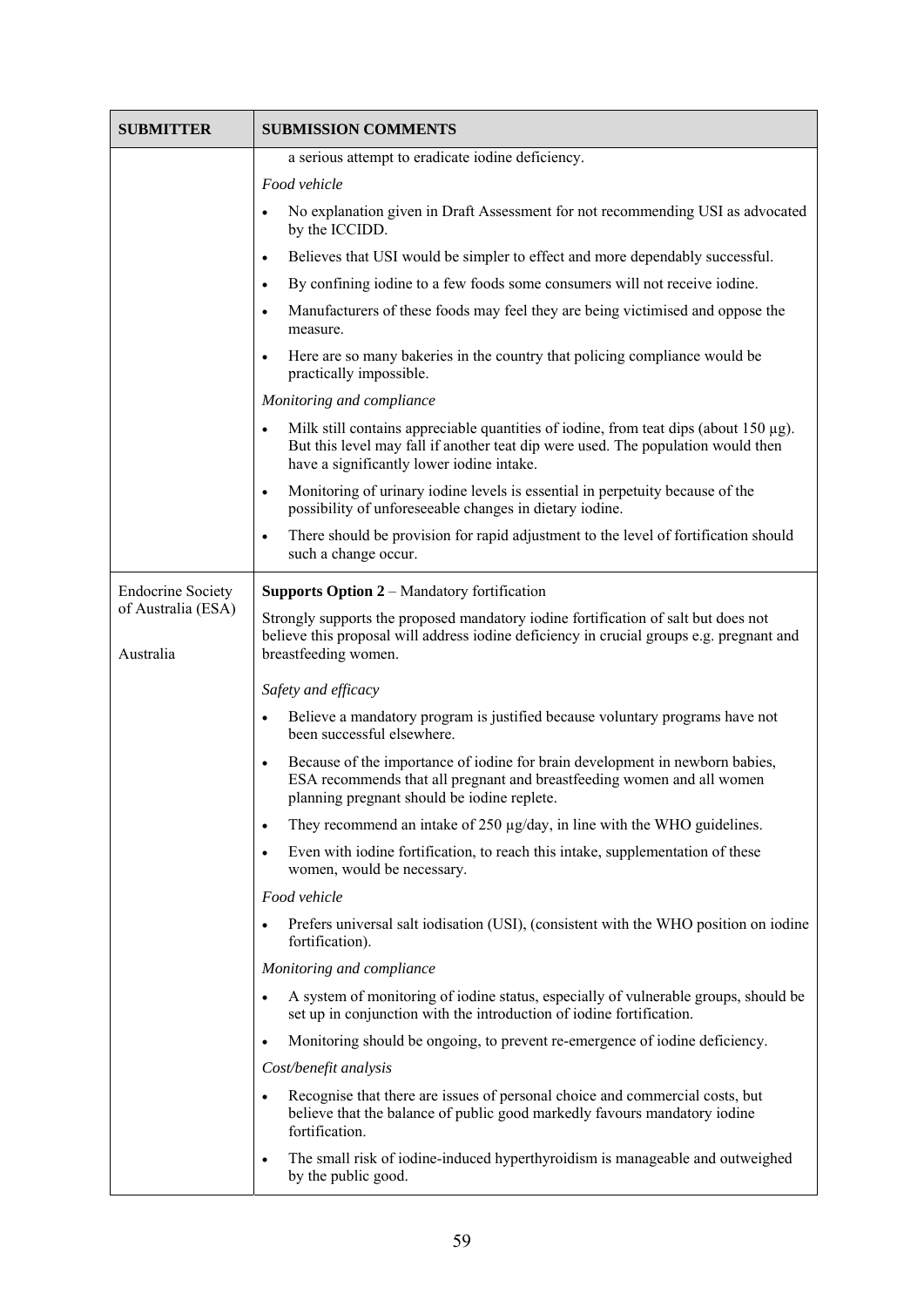| SUBMITTER | SUBMISSION COMMENTS |
|---|---|
| | a serious attempt to eradicate iodine deficiency.<br><br>*Food vehicle*<br><br>• No explanation given in Draft Assessment for not recommending USI as advocated by the ICCIDD.<br>• Believes that USI would be simpler to effect and more dependably successful.<br>• By confining iodine to a few foods some consumers will not receive iodine.<br>• Manufacturers of these foods may feel they are being victimised and oppose the measure.<br>• Here are so many bakeries in the country that policing compliance would be practically impossible.<br><br>*Monitoring and compliance*<br><br>• Milk still contains appreciable quantities of iodine, from teat dips (about 150 µg). But this level may fall if another teat dip were used. The population would then have a significantly lower iodine intake.<br>• Monitoring of urinary iodine levels is essential in perpetuity because of the possibility of unforeseeable changes in dietary iodine.<br>• There should be provision for rapid adjustment to the level of fortification should such a change occur. |
| Endocrine Society of Australia (ESA)<br><br>Australia | **Supports Option 2** – Mandatory fortification<br><br>Strongly supports the proposed mandatory iodine fortification of salt but does not believe this proposal will address iodine deficiency in crucial groups e.g. pregnant and breastfeeding women.<br><br>*Safety and efficacy*<br><br>• Believe a mandatory program is justified because voluntary programs have not been successful elsewhere.<br>• Because of the importance of iodine for brain development in newborn babies, ESA recommends that all pregnant and breastfeeding women and all women planning pregnant should be iodine replete.<br>• They recommend an intake of 250 µg/day, in line with the WHO guidelines.<br>• Even with iodine fortification, to reach this intake, supplementation of these women, would be necessary.<br><br>*Food vehicle*<br><br>• Prefers universal salt iodisation (USI), (consistent with the WHO position on iodine fortification).<br><br>*Monitoring and compliance*<br><br>• A system of monitoring of iodine status, especially of vulnerable groups, should be set up in conjunction with the introduction of iodine fortification.<br>• Monitoring should be ongoing, to prevent re-emergence of iodine deficiency.<br><br>*Cost/benefit analysis*<br><br>• Recognise that there are issues of personal choice and commercial costs, but believe that the balance of public good markedly favours mandatory iodine fortification.<br>• The small risk of iodine-induced hyperthyroidism is manageable and outweighed by the public good. |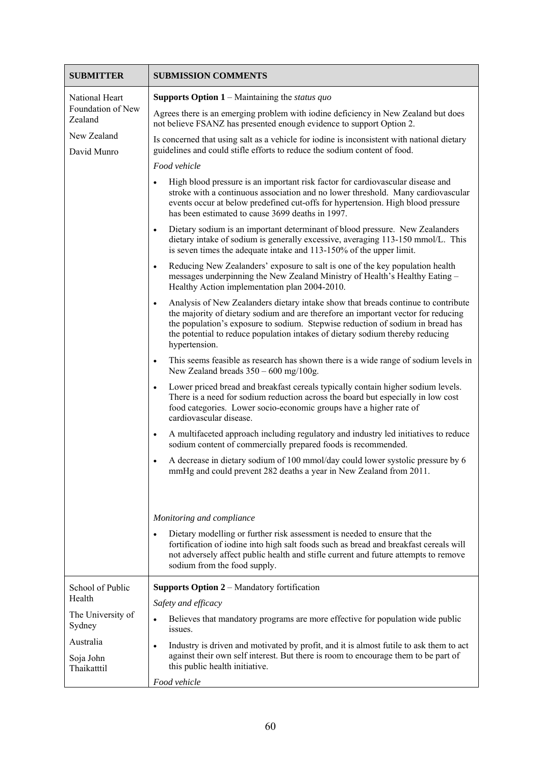| SUBMITTER | SUBMISSION COMMENTS |
|---|---|
| National Heart Foundation of New Zealand<br><br>New Zealand<br><br>David Munro | **Supports Option 1** – Maintaining the *status quo*<br><br>Agrees there is an emerging problem with iodine deficiency in New Zealand but does not believe FSANZ has presented enough evidence to support Option 2.<br><br>Is concerned that using salt as a vehicle for iodine is inconsistent with national dietary guidelines and could stifle efforts to reduce the sodium content of food.<br><br>*Food vehicle*<br><br>• High blood pressure is an important risk factor for cardiovascular disease and stroke with a continuous association and no lower threshold. Many cardiovascular events occur at below predefined cut-offs for hypertension. High blood pressure has been estimated to cause 3699 deaths in 1997.<br><br>• Dietary sodium is an important determinant of blood pressure. New Zealanders dietary intake of sodium is generally excessive, averaging 113-150 mmol/L. This is seven times the adequate intake and 113-150% of the upper limit.<br><br>• Reducing New Zealanders' exposure to salt is one of the key population health messages underpinning the New Zealand Ministry of Health's Healthy Eating – Healthy Action implementation plan 2004-2010.<br><br>• Analysis of New Zealanders dietary intake show that breads continue to contribute the majority of dietary sodium and are therefore an important vector for reducing the population's exposure to sodium. Stepwise reduction of sodium in bread has the potential to reduce population intakes of dietary sodium thereby reducing hypertension.<br><br>• This seems feasible as research has shown there is a wide range of sodium levels in New Zealand breads 350 – 600 mg/100g.<br><br>• Lower priced bread and breakfast cereals typically contain higher sodium levels. There is a need for sodium reduction across the board but especially in low cost food categories. Lower socio-economic groups have a higher rate of cardiovascular disease.<br><br>• A multifaceted approach including regulatory and industry led initiatives to reduce sodium content of commercially prepared foods is recommended.<br><br>• A decrease in dietary sodium of 100 mmol/day could lower systolic pressure by 6 mmHg and could prevent 282 deaths a year in New Zealand from 2011.<br><br>*Monitoring and compliance*<br><br>• Dietary modelling or further risk assessment is needed to ensure that the fortification of iodine into high salt foods such as bread and breakfast cereals will not adversely affect public health and stifle current and future attempts to remove sodium from the food supply. |
| School of Public Health<br><br>The University of Sydney<br><br>Australia<br><br>Soja John Thaikatttil | **Supports Option 2** – Mandatory fortification<br><br>*Safety and efficacy*<br><br>• Believes that mandatory programs are more effective for population wide public issues.<br><br>• Industry is driven and motivated by profit, and it is almost futile to ask them to act against their own self interest. But there is room to encourage them to be part of this public health initiative.<br><br>*Food vehicle* |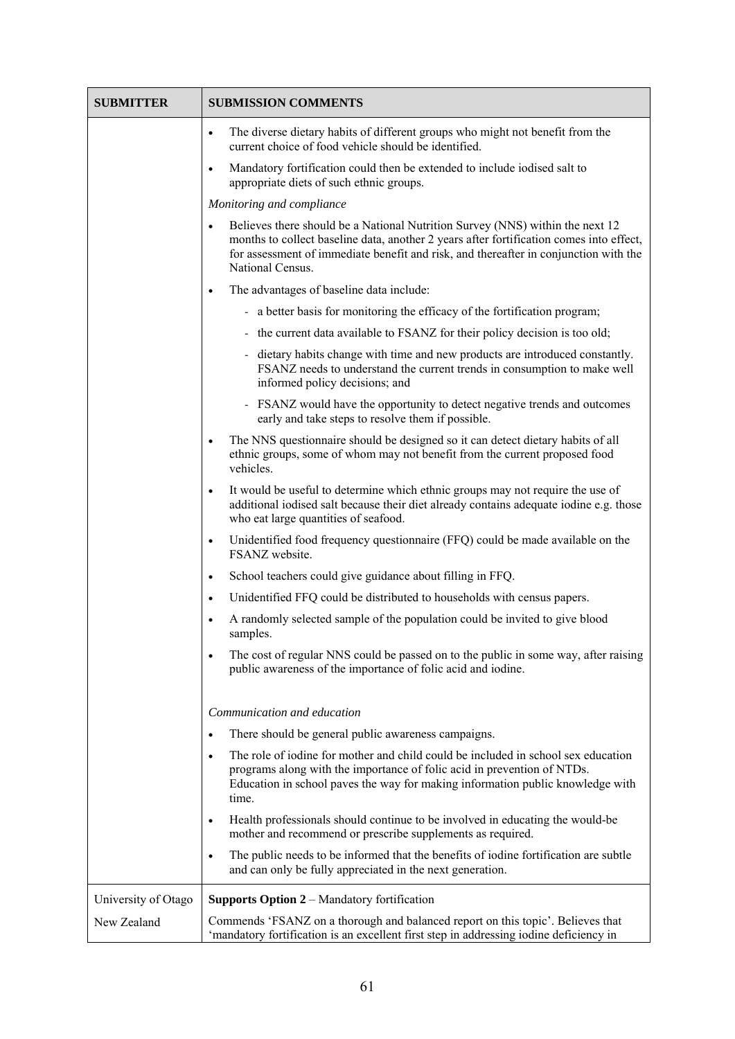| SUBMITTER | SUBMISSION COMMENTS |
|---|---|
| | • The diverse dietary habits of different groups who might not benefit from the current choice of food vehicle should be identified.<br>• Mandatory fortification could then be extended to include iodised salt to appropriate diets of such ethnic groups.<br>*Monitoring and compliance*<br>• Believes there should be a National Nutrition Survey (NNS) within the next 12 months to collect baseline data, another 2 years after fortification comes into effect, for assessment of immediate benefit and risk, and thereafter in conjunction with the National Census.<br>• The advantages of baseline data include:<br>- a better basis for monitoring the efficacy of the fortification program;<br>- the current data available to FSANZ for their policy decision is too old;<br>- dietary habits change with time and new products are introduced constantly. FSANZ needs to understand the current trends in consumption to make well informed policy decisions; and<br>- FSANZ would have the opportunity to detect negative trends and outcomes early and take steps to resolve them if possible.<br>• The NNS questionnaire should be designed so it can detect dietary habits of all ethnic groups, some of whom may not benefit from the current proposed food vehicles.<br>• It would be useful to determine which ethnic groups may not require the use of additional iodised salt because their diet already contains adequate iodine e.g. those who eat large quantities of seafood.<br>• Unidentified food frequency questionnaire (FFQ) could be made available on the FSANZ website.<br>• School teachers could give guidance about filling in FFQ.<br>• Unidentified FFQ could be distributed to households with census papers.<br>• A randomly selected sample of the population could be invited to give blood samples.<br>• The cost of regular NNS could be passed on to the public in some way, after raising public awareness of the importance of folic acid and iodine.<br>*Communication and education*<br>• There should be general public awareness campaigns.<br>• The role of iodine for mother and child could be included in school sex education programs along with the importance of folic acid in prevention of NTDs. Education in school paves the way for making information public knowledge with time.<br>• Health professionals should continue to be involved in educating the would-be mother and recommend or prescribe supplements as required.<br>• The public needs to be informed that the benefits of iodine fortification are subtle and can only be fully appreciated in the next generation. |
| University of Otago<br>New Zealand | **Supports Option 2** – Mandatory fortification<br>Commends 'FSANZ on a thorough and balanced report on this topic'. Believes that 'mandatory fortification is an excellent first step in addressing iodine deficiency in |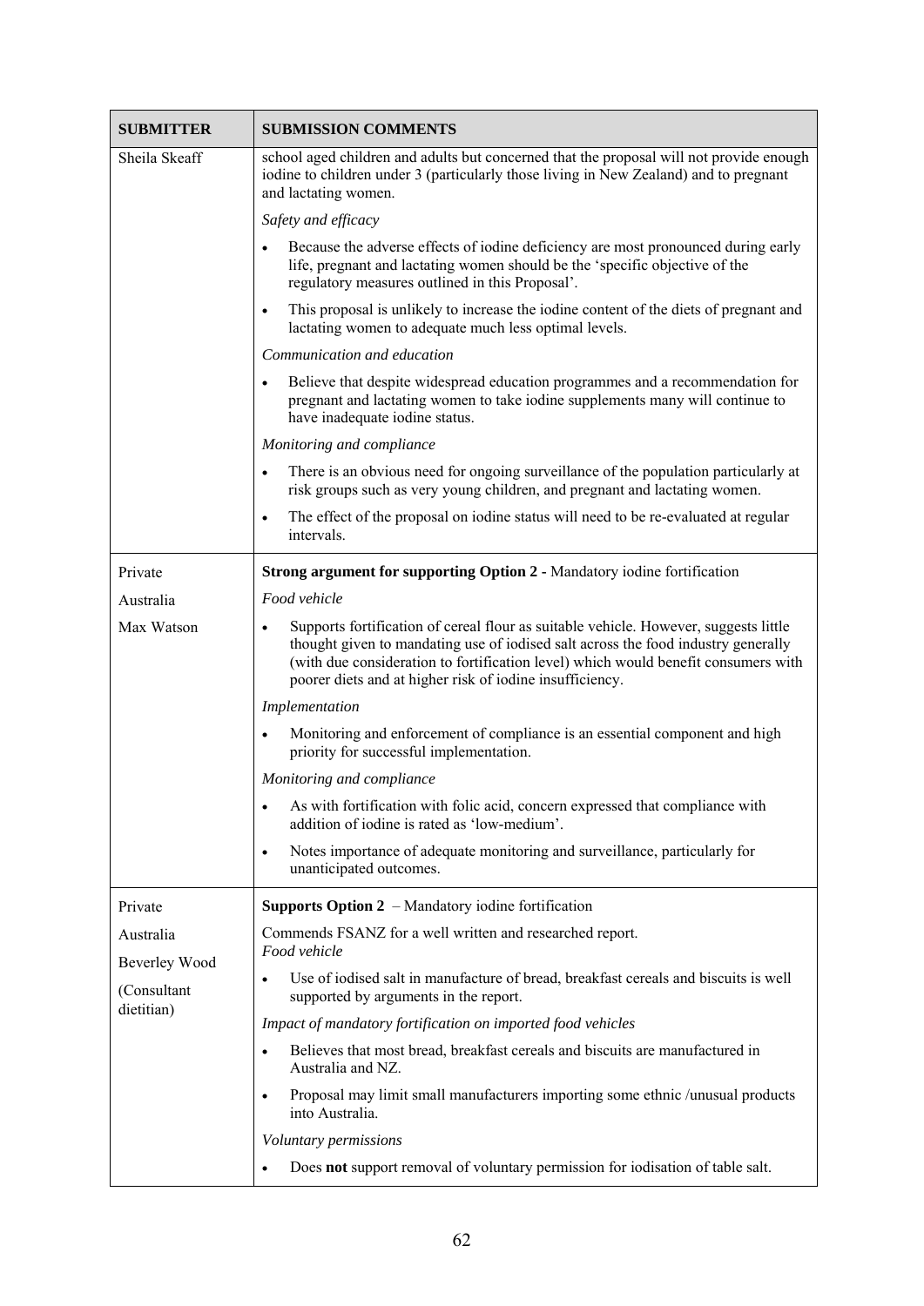| SUBMITTER | SUBMISSION COMMENTS |
|---|---|
| Sheila Skeaff | school aged children and adults but concerned that the proposal will not provide enough iodine to children under 3 (particularly those living in New Zealand) and to pregnant and lactating women.<br><br>*Safety and efficacy*<br><br>• Because the adverse effects of iodine deficiency are most pronounced during early life, pregnant and lactating women should be the 'specific objective of the regulatory measures outlined in this Proposal'.<br>• This proposal is unlikely to increase the iodine content of the diets of pregnant and lactating women to adequate much less optimal levels.<br><br>*Communication and education*<br><br>• Believe that despite widespread education programmes and a recommendation for pregnant and lactating women to take iodine supplements many will continue to have inadequate iodine status.<br><br>*Monitoring and compliance*<br><br>• There is an obvious need for ongoing surveillance of the population particularly at risk groups such as very young children, and pregnant and lactating women.<br>• The effect of the proposal on iodine status will need to be re-evaluated at regular intervals. |
| Private<br><br>Australia<br><br>Max Watson | **Strong argument for supporting Option 2 -** Mandatory iodine fortification<br><br>*Food vehicle*<br><br>• Supports fortification of cereal flour as suitable vehicle. However, suggests little thought given to mandating use of iodised salt across the food industry generally (with due consideration to fortification level) which would benefit consumers with poorer diets and at higher risk of iodine insufficiency.<br><br>*Implementation*<br><br>• Monitoring and enforcement of compliance is an essential component and high priority for successful implementation.<br><br>*Monitoring and compliance*<br><br>• As with fortification with folic acid, concern expressed that compliance with addition of iodine is rated as 'low-medium'.<br>• Notes importance of adequate monitoring and surveillance, particularly for unanticipated outcomes. |
| Private<br><br>Australia<br><br>Beverley Wood<br><br>(Consultant dietitian) | **Supports Option 2** – Mandatory iodine fortification<br><br>Commends FSANZ for a well written and researched report.<br>*Food vehicle*<br><br>• Use of iodised salt in manufacture of bread, breakfast cereals and biscuits is well supported by arguments in the report.<br><br>*Impact of mandatory fortification on imported food vehicles*<br><br>• Believes that most bread, breakfast cereals and biscuits are manufactured in Australia and NZ.<br>• Proposal may limit small manufacturers importing some ethnic /unusual products into Australia.<br><br>*Voluntary permissions*<br><br>• Does **not** support removal of voluntary permission for iodisation of table salt. |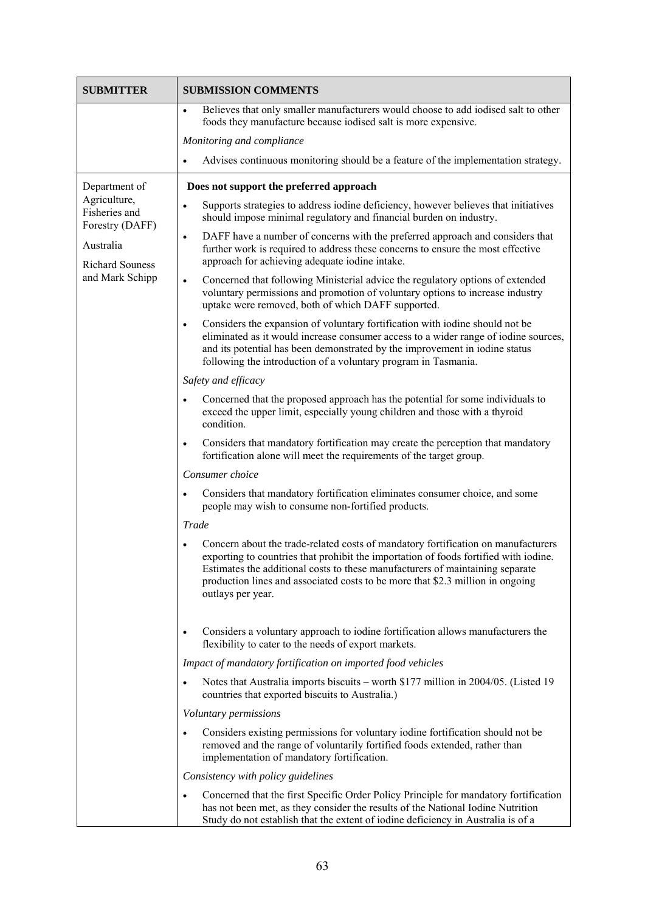| SUBMITTER | SUBMISSION COMMENTS |
|---|---|
| | • Believes that only smaller manufacturers would choose to add iodised salt to other foods they manufacture because iodised salt is more expensive.<br>*Monitoring and compliance*<br>• Advises continuous monitoring should be a feature of the implementation strategy. |
| Department of Agriculture, Fisheries and Forestry (DAFF)<br>Australia<br>Richard Souness and Mark Schipp | **Does not support the preferred approach**<br>• Supports strategies to address iodine deficiency, however believes that initiatives should impose minimal regulatory and financial burden on industry.<br>• DAFF have a number of concerns with the preferred approach and considers that further work is required to address these concerns to ensure the most effective approach for achieving adequate iodine intake.<br>• Concerned that following Ministerial advice the regulatory options of extended voluntary permissions and promotion of voluntary options to increase industry uptake were removed, both of which DAFF supported.<br>• Considers the expansion of voluntary fortification with iodine should not be eliminated as it would increase consumer access to a wider range of iodine sources, and its potential has been demonstrated by the improvement in iodine status following the introduction of a voluntary program in Tasmania.<br>*Safety and efficacy*<br>• Concerned that the proposed approach has the potential for some individuals to exceed the upper limit, especially young children and those with a thyroid condition.<br>• Considers that mandatory fortification may create the perception that mandatory fortification alone will meet the requirements of the target group.<br>*Consumer choice*<br>• Considers that mandatory fortification eliminates consumer choice, and some people may wish to consume non-fortified products.<br>*Trade*<br>• Concern about the trade-related costs of mandatory fortification on manufacturers exporting to countries that prohibit the importation of foods fortified with iodine. Estimates the additional costs to these manufacturers of maintaining separate production lines and associated costs to be more that $2.3 million in ongoing outlays per year.<br>• Considers a voluntary approach to iodine fortification allows manufacturers the flexibility to cater to the needs of export markets.<br>*Impact of mandatory fortification on imported food vehicles*<br>• Notes that Australia imports biscuits – worth $177 million in 2004/05. (Listed 19 countries that exported biscuits to Australia.)<br>*Voluntary permissions*<br>• Considers existing permissions for voluntary iodine fortification should not be removed and the range of voluntarily fortified foods extended, rather than implementation of mandatory fortification.<br>*Consistency with policy guidelines*<br>• Concerned that the first Specific Order Policy Principle for mandatory fortification has not been met, as they consider the results of the National Iodine Nutrition Study do not establish that the extent of iodine deficiency in Australia is of a |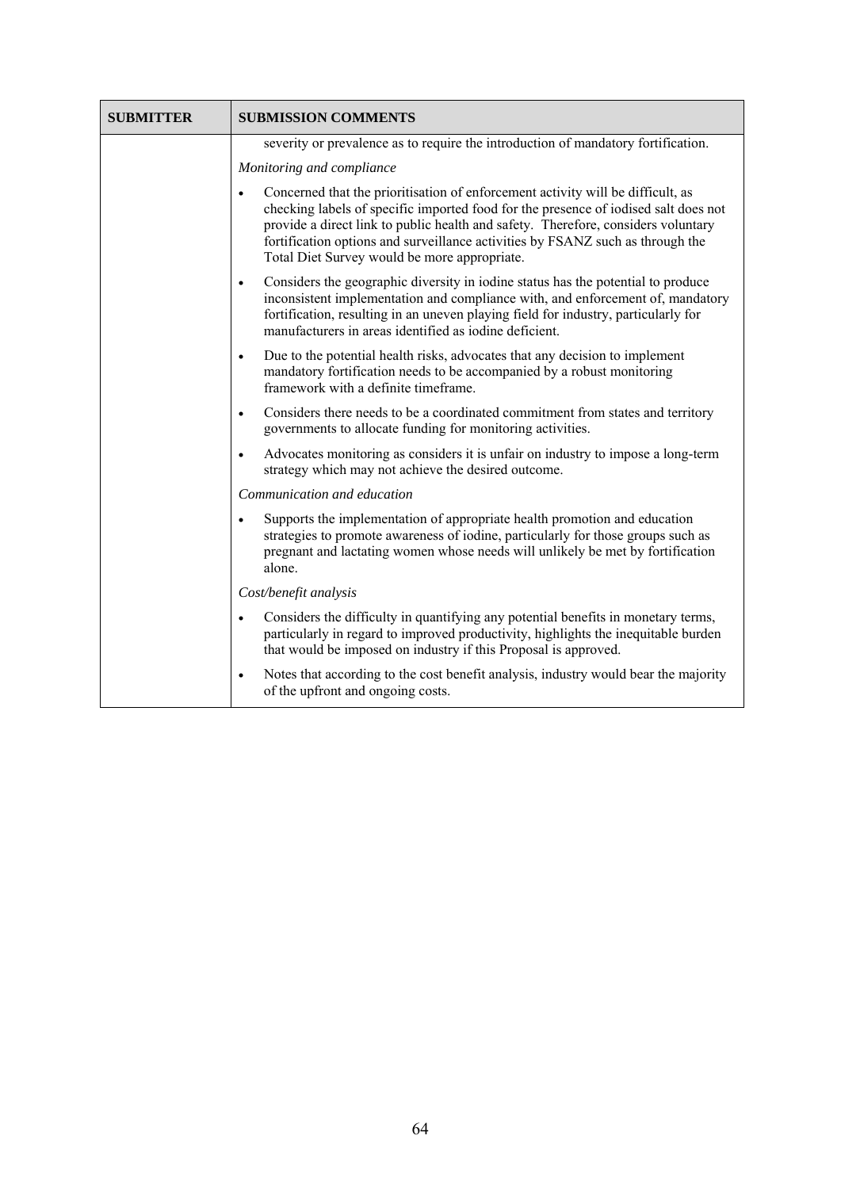| SUBMITTER | SUBMISSION COMMENTS |
|---|---|
| | severity or prevalence as to require the introduction of mandatory fortification.<br><br>*Monitoring and compliance*<br><br>• Concerned that the prioritisation of enforcement activity will be difficult, as checking labels of specific imported food for the presence of iodised salt does not provide a direct link to public health and safety. Therefore, considers voluntary fortification options and surveillance activities by FSANZ such as through the Total Diet Survey would be more appropriate.<br><br>• Considers the geographic diversity in iodine status has the potential to produce inconsistent implementation and compliance with, and enforcement of, mandatory fortification, resulting in an uneven playing field for industry, particularly for manufacturers in areas identified as iodine deficient.<br><br>• Due to the potential health risks, advocates that any decision to implement mandatory fortification needs to be accompanied by a robust monitoring framework with a definite timeframe.<br><br>• Considers there needs to be a coordinated commitment from states and territory governments to allocate funding for monitoring activities.<br><br>• Advocates monitoring as considers it is unfair on industry to impose a long-term strategy which may not achieve the desired outcome.<br><br>*Communication and education*<br><br>• Supports the implementation of appropriate health promotion and education strategies to promote awareness of iodine, particularly for those groups such as pregnant and lactating women whose needs will unlikely be met by fortification alone.<br><br>*Cost/benefit analysis*<br><br>• Considers the difficulty in quantifying any potential benefits in monetary terms, particularly in regard to improved productivity, highlights the inequitable burden that would be imposed on industry if this Proposal is approved.<br><br>• Notes that according to the cost benefit analysis, industry would bear the majority of the upfront and ongoing costs. |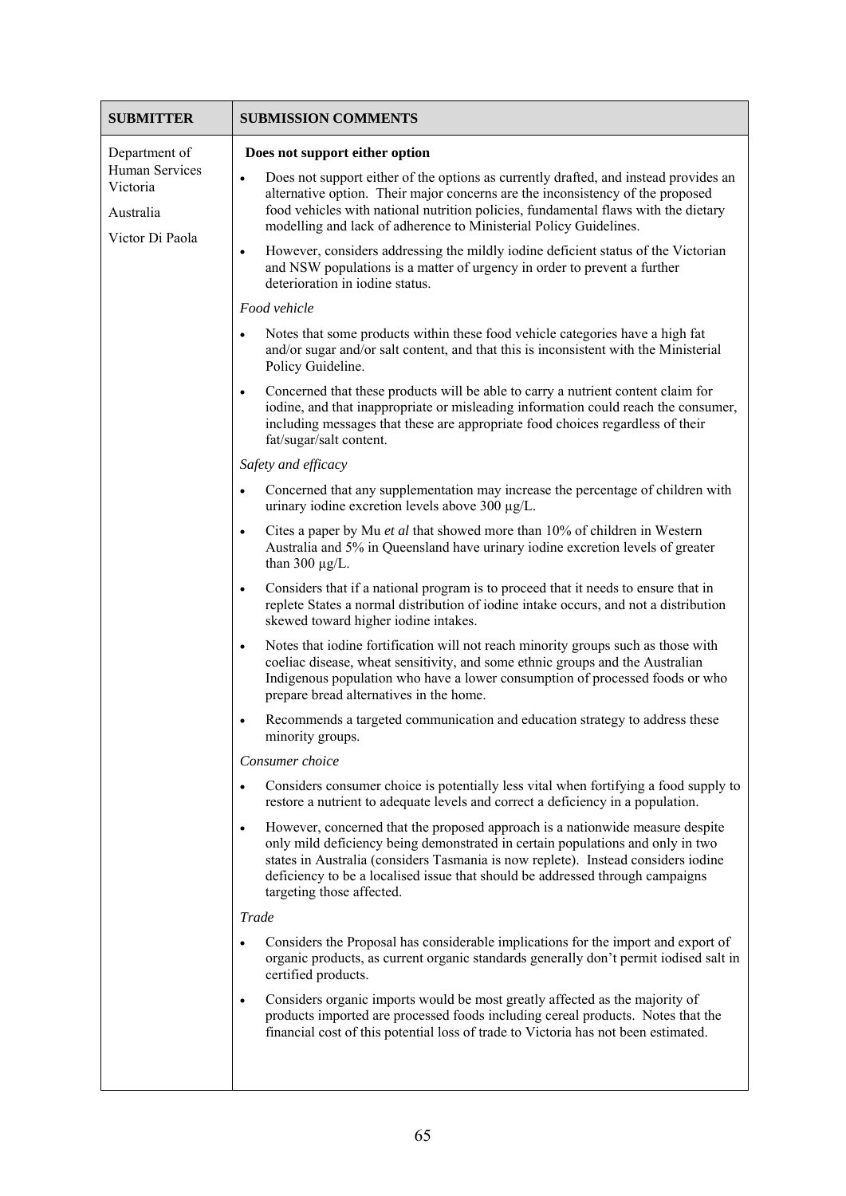| SUBMITTER | SUBMISSION COMMENTS |
|---|---|
| Department of Human Services Victoria<br><br>Australia<br><br>Victor Di Paola | **Does not support either option**<br><br>• Does not support either of the options as currently drafted, and instead provides an alternative option. Their major concerns are the inconsistency of the proposed food vehicles with national nutrition policies, fundamental flaws with the dietary modelling and lack of adherence to Ministerial Policy Guidelines.<br><br>• However, considers addressing the mildly iodine deficient status of the Victorian and NSW populations is a matter of urgency in order to prevent a further deterioration in iodine status.<br><br>*Food vehicle*<br><br>• Notes that some products within these food vehicle categories have a high fat and/or sugar and/or salt content, and that this is inconsistent with the Ministerial Policy Guideline.<br><br>• Concerned that these products will be able to carry a nutrient content claim for iodine, and that inappropriate or misleading information could reach the consumer, including messages that these are appropriate food choices regardless of their fat/sugar/salt content.<br><br>*Safety and efficacy*<br><br>• Concerned that any supplementation may increase the percentage of children with urinary iodine excretion levels above 300 µg/L.<br><br>• Cites a paper by Mu *et al* that showed more than 10% of children in Western Australia and 5% in Queensland have urinary iodine excretion levels of greater than 300 µg/L.<br><br>• Considers that if a national program is to proceed that it needs to ensure that in replete States a normal distribution of iodine intake occurs, and not a distribution skewed toward higher iodine intakes.<br><br>• Notes that iodine fortification will not reach minority groups such as those with coeliac disease, wheat sensitivity, and some ethnic groups and the Australian Indigenous population who have a lower consumption of processed foods or who prepare bread alternatives in the home.<br><br>• Recommends a targeted communication and education strategy to address these minority groups.<br><br>*Consumer choice*<br><br>• Considers consumer choice is potentially less vital when fortifying a food supply to restore a nutrient to adequate levels and correct a deficiency in a population.<br><br>• However, concerned that the proposed approach is a nationwide measure despite only mild deficiency being demonstrated in certain populations and only in two states in Australia (considers Tasmania is now replete). Instead considers iodine deficiency to be a localised issue that should be addressed through campaigns targeting those affected.<br><br>*Trade*<br><br>• Considers the Proposal has considerable implications for the import and export of organic products, as current organic standards generally don't permit iodised salt in certified products.<br><br>• Considers organic imports would be most greatly affected as the majority of products imported are processed foods including cereal products. Notes that the financial cost of this potential loss of trade to Victoria has not been estimated. |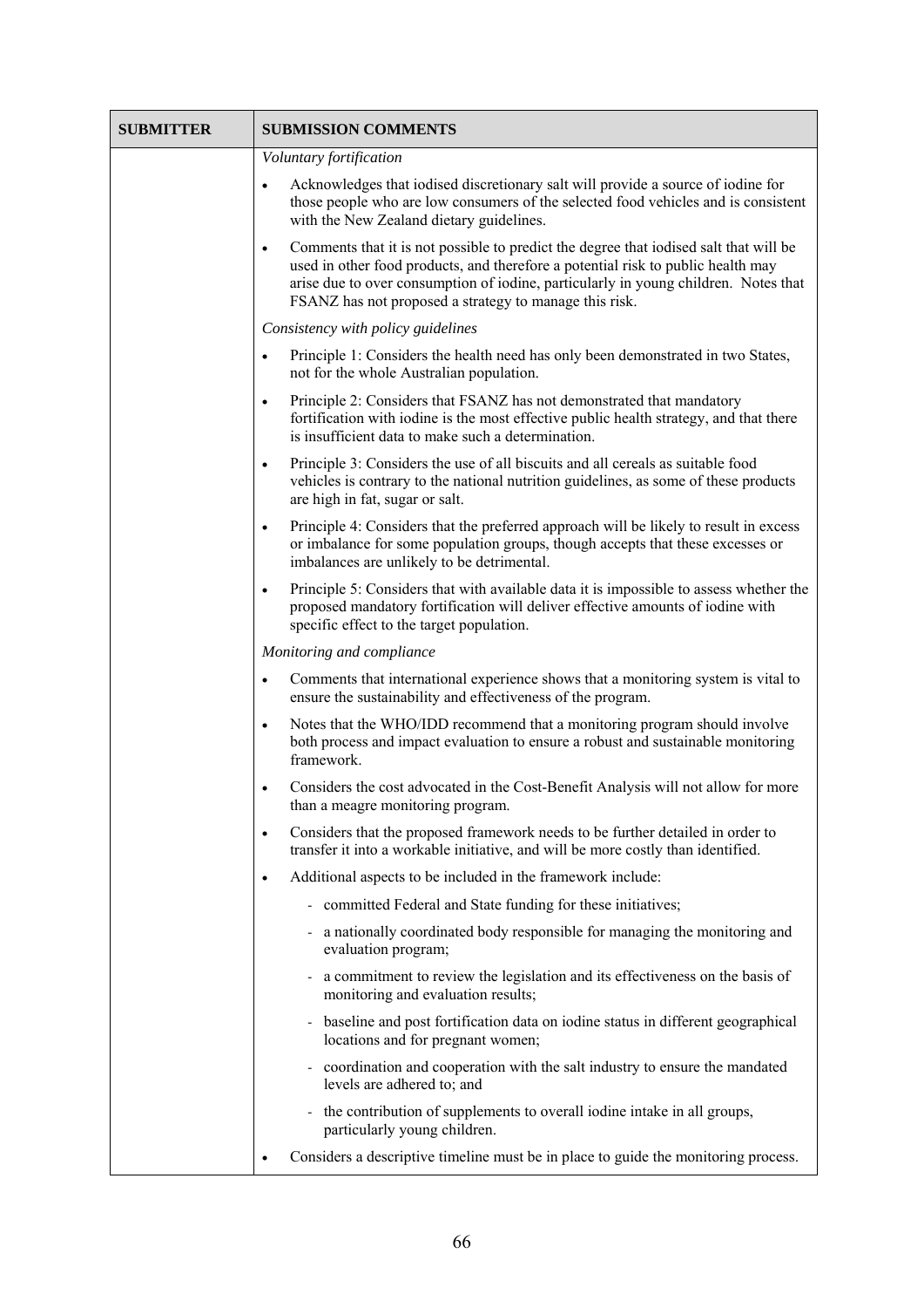| SUBMITTER | SUBMISSION COMMENTS |
|---|---|
| | *Voluntary fortification*<br>• Acknowledges that iodised discretionary salt will provide a source of iodine for those people who are low consumers of the selected food vehicles and is consistent with the New Zealand dietary guidelines.<br>• Comments that it is not possible to predict the degree that iodised salt that will be used in other food products, and therefore a potential risk to public health may arise due to over consumption of iodine, particularly in young children. Notes that FSANZ has not proposed a strategy to manage this risk.<br>*Consistency with policy guidelines*<br>• Principle 1: Considers the health need has only been demonstrated in two States, not for the whole Australian population.<br>• Principle 2: Considers that FSANZ has not demonstrated that mandatory fortification with iodine is the most effective public health strategy, and that there is insufficient data to make such a determination.<br>• Principle 3: Considers the use of all biscuits and all cereals as suitable food vehicles is contrary to the national nutrition guidelines, as some of these products are high in fat, sugar or salt.<br>• Principle 4: Considers that the preferred approach will be likely to result in excess or imbalance for some population groups, though accepts that these excesses or imbalances are unlikely to be detrimental.<br>• Principle 5: Considers that with available data it is impossible to assess whether the proposed mandatory fortification will deliver effective amounts of iodine with specific effect to the target population.<br>*Monitoring and compliance*<br>• Comments that international experience shows that a monitoring system is vital to ensure the sustainability and effectiveness of the program.<br>• Notes that the WHO/IDD recommend that a monitoring program should involve both process and impact evaluation to ensure a robust and sustainable monitoring framework.<br>• Considers the cost advocated in the Cost-Benefit Analysis will not allow for more than a meagre monitoring program.<br>• Considers that the proposed framework needs to be further detailed in order to transfer it into a workable initiative, and will be more costly than identified.<br>• Additional aspects to be included in the framework include:<br>  - committed Federal and State funding for these initiatives;<br>  - a nationally coordinated body responsible for managing the monitoring and evaluation program;<br>  - a commitment to review the legislation and its effectiveness on the basis of monitoring and evaluation results;<br>  - baseline and post fortification data on iodine status in different geographical locations and for pregnant women;<br>  - coordination and cooperation with the salt industry to ensure the mandated levels are adhered to; and<br>  - the contribution of supplements to overall iodine intake in all groups, particularly young children.<br>• Considers a descriptive timeline must be in place to guide the monitoring process. |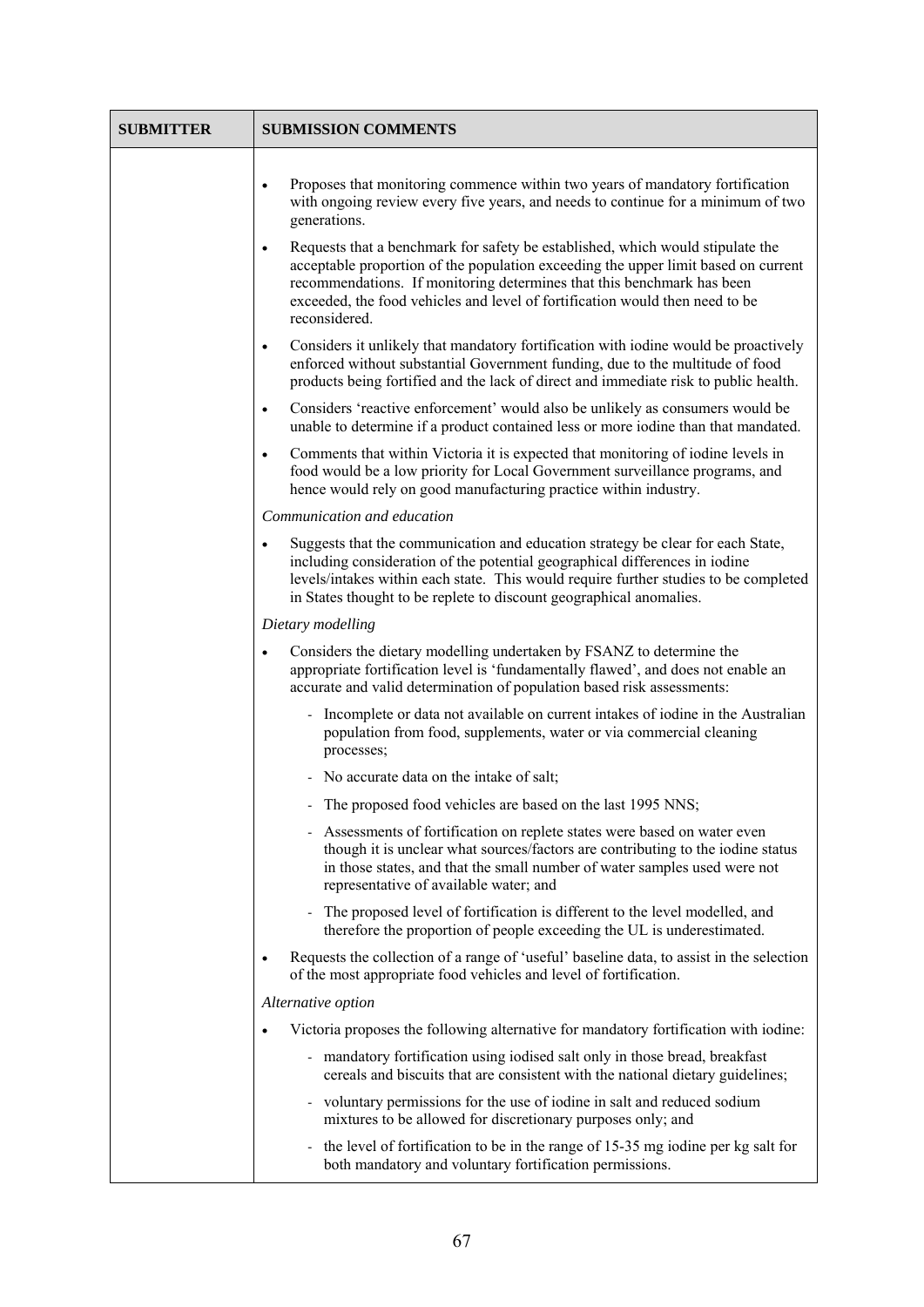| SUBMITTER | SUBMISSION COMMENTS |
| --- | --- |
| | • Proposes that monitoring commence within two years of mandatory fortification with ongoing review every five years, and needs to continue for a minimum of two generations.<br>• Requests that a benchmark for safety be established, which would stipulate the acceptable proportion of the population exceeding the upper limit based on current recommendations. If monitoring determines that this benchmark has been exceeded, the food vehicles and level of fortification would then need to be reconsidered.<br>• Considers it unlikely that mandatory fortification with iodine would be proactively enforced without substantial Government funding, due to the multitude of food products being fortified and the lack of direct and immediate risk to public health.<br>• Considers 'reactive enforcement' would also be unlikely as consumers would be unable to determine if a product contained less or more iodine than that mandated.<br>• Comments that within Victoria it is expected that monitoring of iodine levels in food would be a low priority for Local Government surveillance programs, and hence would rely on good manufacturing practice within industry.<br>*Communication and education*<br>• Suggests that the communication and education strategy be clear for each State, including consideration of the potential geographical differences in iodine levels/intakes within each state. This would require further studies to be completed in States thought to be replete to discount geographical anomalies.<br>*Dietary modelling*<br>• Considers the dietary modelling undertaken by FSANZ to determine the appropriate fortification level is 'fundamentally flawed', and does not enable an accurate and valid determination of population based risk assessments:<br>- Incomplete or data not available on current intakes of iodine in the Australian population from food, supplements, water or via commercial cleaning processes;<br>- No accurate data on the intake of salt;<br>- The proposed food vehicles are based on the last 1995 NNS;<br>- Assessments of fortification on replete states were based on water even though it is unclear what sources/factors are contributing to the iodine status in those states, and that the small number of water samples used were not representative of available water; and<br>- The proposed level of fortification is different to the level modelled, and therefore the proportion of people exceeding the UL is underestimated.<br>• Requests the collection of a range of 'useful' baseline data, to assist in the selection of the most appropriate food vehicles and level of fortification.<br>*Alternative option*<br>• Victoria proposes the following alternative for mandatory fortification with iodine:<br>- mandatory fortification using iodised salt only in those bread, breakfast cereals and biscuits that are consistent with the national dietary guidelines;<br>- voluntary permissions for the use of iodine in salt and reduced sodium mixtures to be allowed for discretionary purposes only; and<br>- the level of fortification to be in the range of 15-35 mg iodine per kg salt for both mandatory and voluntary fortification permissions. |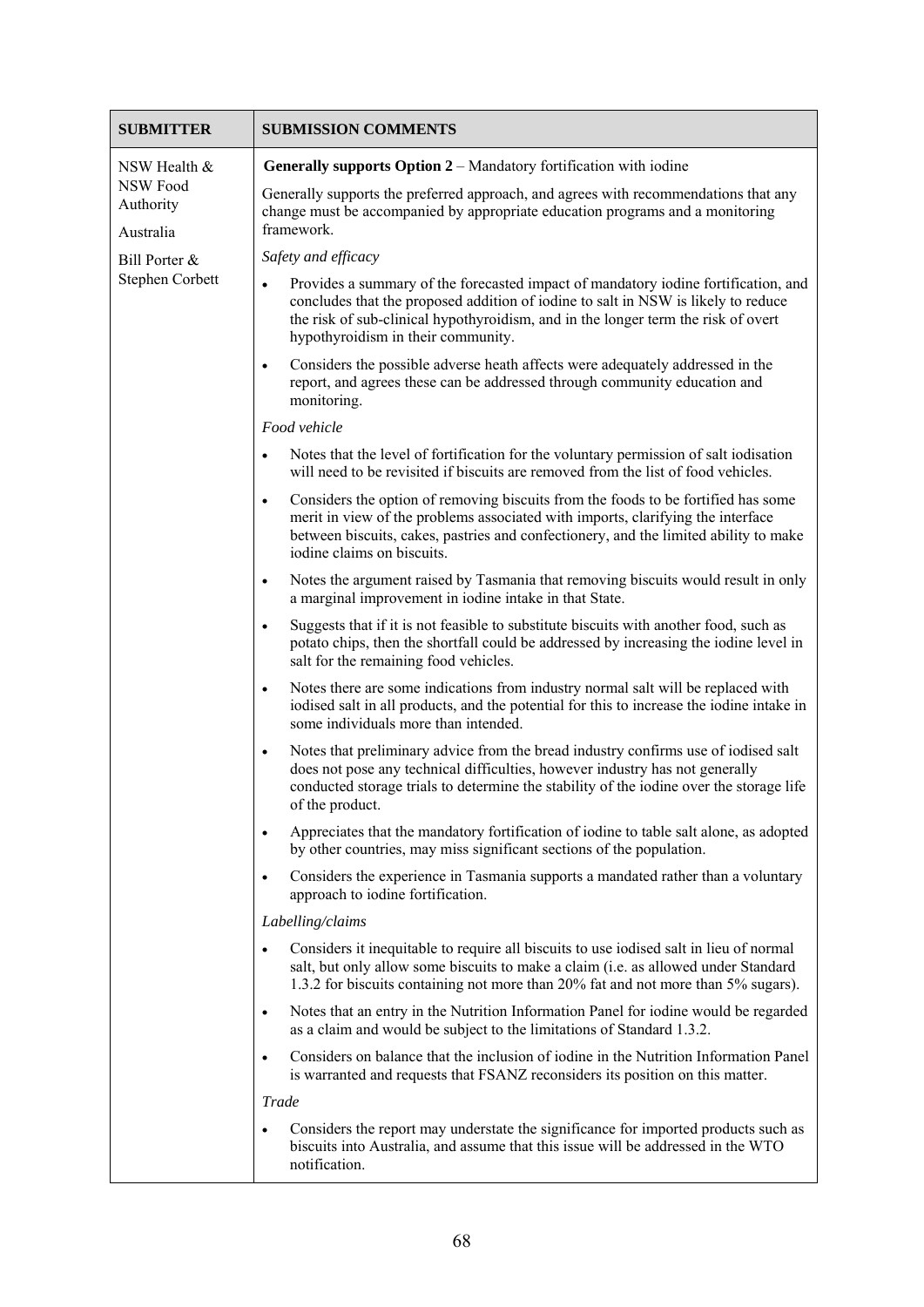| SUBMITTER | SUBMISSION COMMENTS |
| --- | --- |
| NSW Health & NSW Food Authority<br>Australia<br>Bill Porter & Stephen Corbett | **Generally supports Option 2** – Mandatory fortification with iodine<br><br>Generally supports the preferred approach, and agrees with recommendations that any change must be accompanied by appropriate education programs and a monitoring framework.<br><br>*Safety and efficacy*<br><br>• Provides a summary of the forecasted impact of mandatory iodine fortification, and concludes that the proposed addition of iodine to salt in NSW is likely to reduce the risk of sub-clinical hypothyroidism, and in the longer term the risk of overt hypothyroidism in their community.<br>• Considers the possible adverse heath affects were adequately addressed in the report, and agrees these can be addressed through community education and monitoring.<br><br>*Food vehicle*<br><br>• Notes that the level of fortification for the voluntary permission of salt iodisation will need to be revisited if biscuits are removed from the list of food vehicles.<br>• Considers the option of removing biscuits from the foods to be fortified has some merit in view of the problems associated with imports, clarifying the interface between biscuits, cakes, pastries and confectionery, and the limited ability to make iodine claims on biscuits.<br>• Notes the argument raised by Tasmania that removing biscuits would result in only a marginal improvement in iodine intake in that State.<br>• Suggests that if it is not feasible to substitute biscuits with another food, such as potato chips, then the shortfall could be addressed by increasing the iodine level in salt for the remaining food vehicles.<br>• Notes there are some indications from industry normal salt will be replaced with iodised salt in all products, and the potential for this to increase the iodine intake in some individuals more than intended.<br>• Notes that preliminary advice from the bread industry confirms use of iodised salt does not pose any technical difficulties, however industry has not generally conducted storage trials to determine the stability of the iodine over the storage life of the product.<br>• Appreciates that the mandatory fortification of iodine to table salt alone, as adopted by other countries, may miss significant sections of the population.<br>• Considers the experience in Tasmania supports a mandated rather than a voluntary approach to iodine fortification.<br><br>*Labelling/claims*<br><br>• Considers it inequitable to require all biscuits to use iodised salt in lieu of normal salt, but only allow some biscuits to make a claim (i.e. as allowed under Standard 1.3.2 for biscuits containing not more than 20% fat and not more than 5% sugars).<br>• Notes that an entry in the Nutrition Information Panel for iodine would be regarded as a claim and would be subject to the limitations of Standard 1.3.2.<br>• Considers on balance that the inclusion of iodine in the Nutrition Information Panel is warranted and requests that FSANZ reconsiders its position on this matter.<br><br>*Trade*<br><br>• Considers the report may understate the significance for imported products such as biscuits into Australia, and assume that this issue will be addressed in the WTO notification. |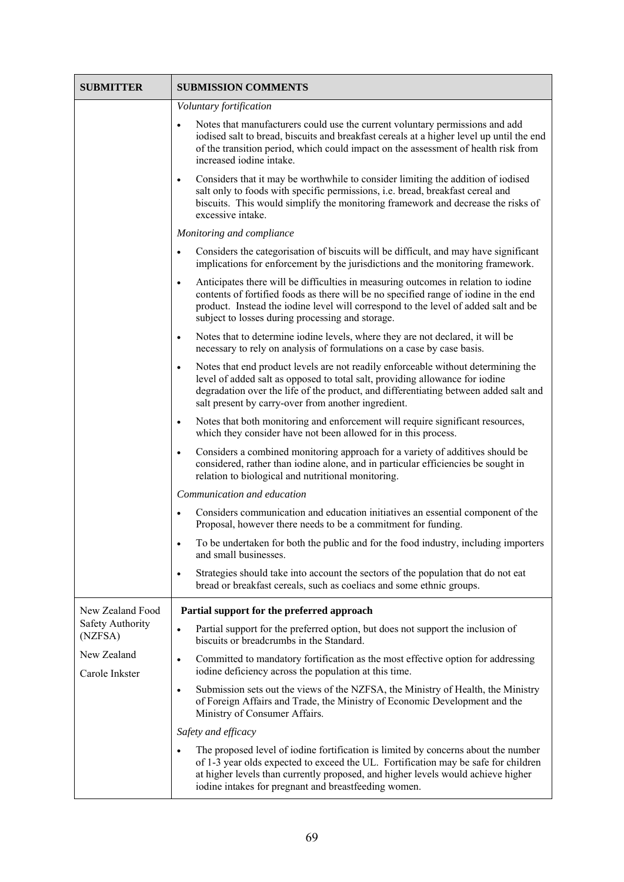| SUBMITTER | SUBMISSION COMMENTS |
|---|---|
| | *Voluntary fortification*<br>• Notes that manufacturers could use the current voluntary permissions and add iodised salt to bread, biscuits and breakfast cereals at a higher level up until the end of the transition period, which could impact on the assessment of health risk from increased iodine intake.<br>• Considers that it may be worthwhile to consider limiting the addition of iodised salt only to foods with specific permissions, i.e. bread, breakfast cereal and biscuits. This would simplify the monitoring framework and decrease the risks of excessive intake.<br>*Monitoring and compliance*<br>• Considers the categorisation of biscuits will be difficult, and may have significant implications for enforcement by the jurisdictions and the monitoring framework.<br>• Anticipates there will be difficulties in measuring outcomes in relation to iodine contents of fortified foods as there will be no specified range of iodine in the end product. Instead the iodine level will correspond to the level of added salt and be subject to losses during processing and storage.<br>• Notes that to determine iodine levels, where they are not declared, it will be necessary to rely on analysis of formulations on a case by case basis.<br>• Notes that end product levels are not readily enforceable without determining the level of added salt as opposed to total salt, providing allowance for iodine degradation over the life of the product, and differentiating between added salt and salt present by carry-over from another ingredient.<br>• Notes that both monitoring and enforcement will require significant resources, which they consider have not been allowed for in this process.<br>• Considers a combined monitoring approach for a variety of additives should be considered, rather than iodine alone, and in particular efficiencies be sought in relation to biological and nutritional monitoring.<br>*Communication and education*<br>• Considers communication and education initiatives an essential component of the Proposal, however there needs to be a commitment for funding.<br>• To be undertaken for both the public and for the food industry, including importers and small businesses.<br>• Strategies should take into account the sectors of the population that do not eat bread or breakfast cereals, such as coeliacs and some ethnic groups. |
| New Zealand Food Safety Authority (NZFSA)<br><br>New Zealand<br><br>Carole Inkster | **Partial support for the preferred approach**<br>• Partial support for the preferred option, but does not support the inclusion of biscuits or breadcrumbs in the Standard.<br>• Committed to mandatory fortification as the most effective option for addressing iodine deficiency across the population at this time.<br>• Submission sets out the views of the NZFSA, the Ministry of Health, the Ministry of Foreign Affairs and Trade, the Ministry of Economic Development and the Ministry of Consumer Affairs.<br>*Safety and efficacy*<br>• The proposed level of iodine fortification is limited by concerns about the number of 1-3 year olds expected to exceed the UL. Fortification may be safe for children at higher levels than currently proposed, and higher levels would achieve higher iodine intakes for pregnant and breastfeeding women. |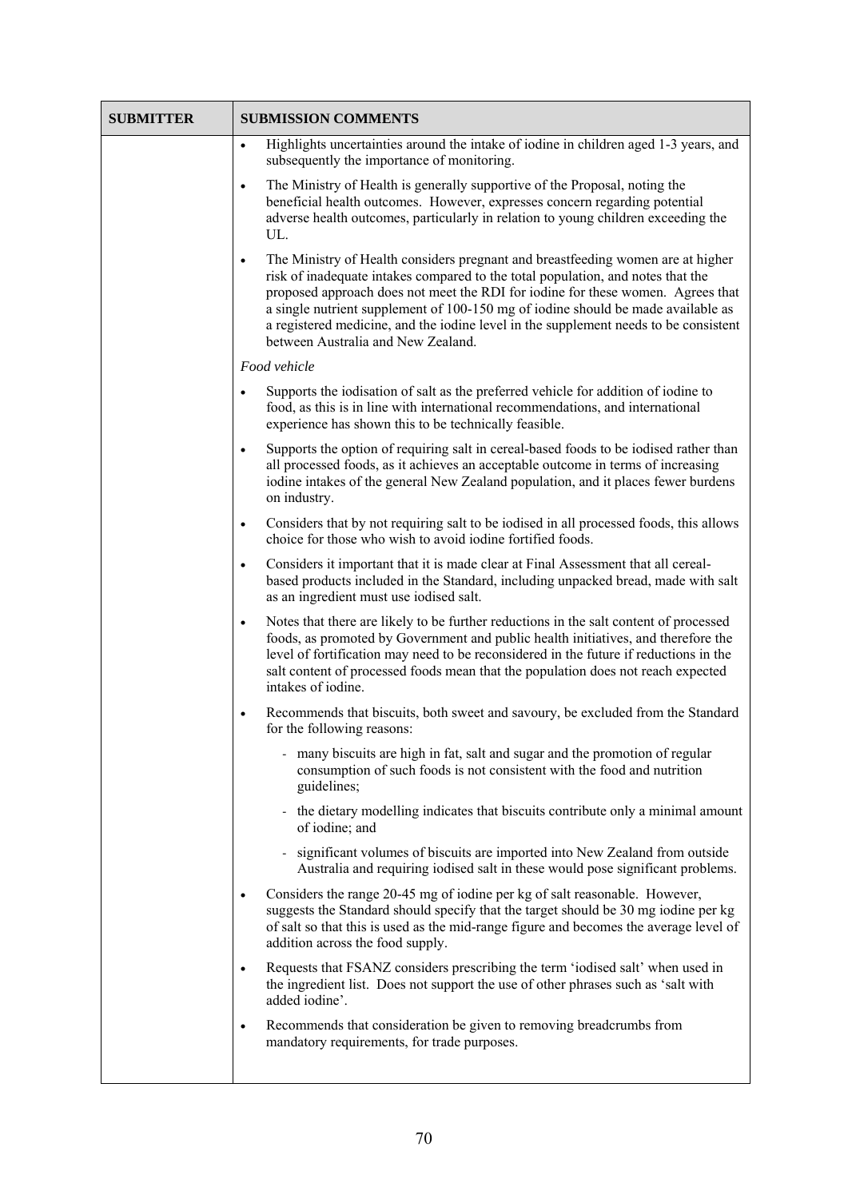| SUBMITTER | SUBMISSION COMMENTS |
|---|---|
| | • Highlights uncertainties around the intake of iodine in children aged 1-3 years, and subsequently the importance of monitoring.<br><br>• The Ministry of Health is generally supportive of the Proposal, noting the beneficial health outcomes. However, expresses concern regarding potential adverse health outcomes, particularly in relation to young children exceeding the UL.<br><br>• The Ministry of Health considers pregnant and breastfeeding women are at higher risk of inadequate intakes compared to the total population, and notes that the proposed approach does not meet the RDI for iodine for these women. Agrees that a single nutrient supplement of 100-150 mg of iodine should be made available as a registered medicine, and the iodine level in the supplement needs to be consistent between Australia and New Zealand.<br><br>*Food vehicle*<br><br>• Supports the iodisation of salt as the preferred vehicle for addition of iodine to food, as this is in line with international recommendations, and international experience has shown this to be technically feasible.<br><br>• Supports the option of requiring salt in cereal-based foods to be iodised rather than all processed foods, as it achieves an acceptable outcome in terms of increasing iodine intakes of the general New Zealand population, and it places fewer burdens on industry.<br><br>• Considers that by not requiring salt to be iodised in all processed foods, this allows choice for those who wish to avoid iodine fortified foods.<br><br>• Considers it important that it is made clear at Final Assessment that all cereal-based products included in the Standard, including unpacked bread, made with salt as an ingredient must use iodised salt.<br><br>• Notes that there are likely to be further reductions in the salt content of processed foods, as promoted by Government and public health initiatives, and therefore the level of fortification may need to be reconsidered in the future if reductions in the salt content of processed foods mean that the population does not reach expected intakes of iodine.<br><br>• Recommends that biscuits, both sweet and savoury, be excluded from the Standard for the following reasons:<br>  - many biscuits are high in fat, salt and sugar and the promotion of regular consumption of such foods is not consistent with the food and nutrition guidelines;<br>  - the dietary modelling indicates that biscuits contribute only a minimal amount of iodine; and<br>  - significant volumes of biscuits are imported into New Zealand from outside Australia and requiring iodised salt in these would pose significant problems.<br><br>• Considers the range 20-45 mg of iodine per kg of salt reasonable. However, suggests the Standard should specify that the target should be 30 mg iodine per kg of salt so that this is used as the mid-range figure and becomes the average level of addition across the food supply.<br><br>• Requests that FSANZ considers prescribing the term 'iodised salt' when used in the ingredient list. Does not support the use of other phrases such as 'salt with added iodine'.<br><br>• Recommends that consideration be given to removing breadcrumbs from mandatory requirements, for trade purposes. |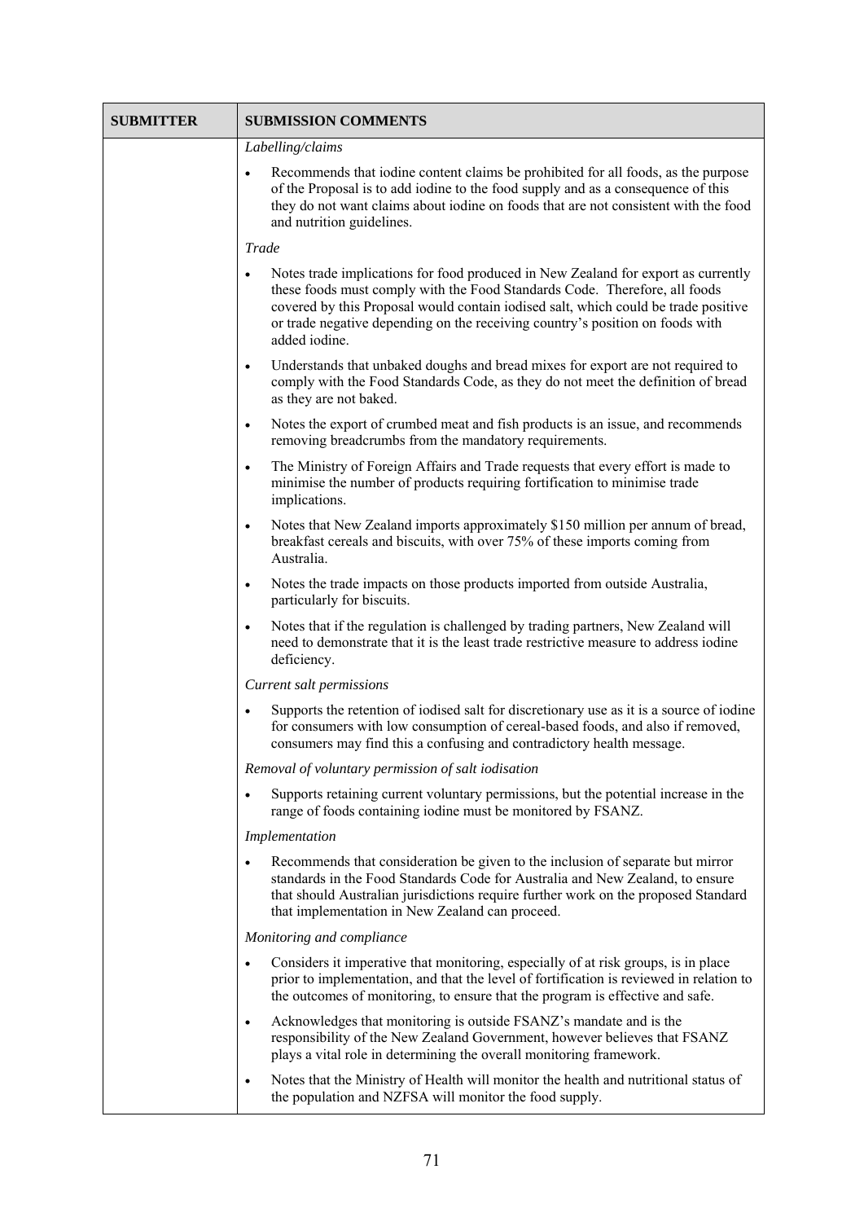| SUBMITTER | SUBMISSION COMMENTS |
|---|---|
| | *Labelling/claims*<br>• Recommends that iodine content claims be prohibited for all foods, as the purpose of the Proposal is to add iodine to the food supply and as a consequence of this they do not want claims about iodine on foods that are not consistent with the food and nutrition guidelines.<br>*Trade*<br>• Notes trade implications for food produced in New Zealand for export as currently these foods must comply with the Food Standards Code. Therefore, all foods covered by this Proposal would contain iodised salt, which could be trade positive or trade negative depending on the receiving country's position on foods with added iodine.<br>• Understands that unbaked doughs and bread mixes for export are not required to comply with the Food Standards Code, as they do not meet the definition of bread as they are not baked.<br>• Notes the export of crumbed meat and fish products is an issue, and recommends removing breadcrumbs from the mandatory requirements.<br>• The Ministry of Foreign Affairs and Trade requests that every effort is made to minimise the number of products requiring fortification to minimise trade implications.<br>• Notes that New Zealand imports approximately \$150 million per annum of bread, breakfast cereals and biscuits, with over 75% of these imports coming from Australia.<br>• Notes the trade impacts on those products imported from outside Australia, particularly for biscuits.<br>• Notes that if the regulation is challenged by trading partners, New Zealand will need to demonstrate that it is the least trade restrictive measure to address iodine deficiency.<br>*Current salt permissions*<br>• Supports the retention of iodised salt for discretionary use as it is a source of iodine for consumers with low consumption of cereal-based foods, and also if removed, consumers may find this a confusing and contradictory health message.<br>*Removal of voluntary permission of salt iodisation*<br>• Supports retaining current voluntary permissions, but the potential increase in the range of foods containing iodine must be monitored by FSANZ.<br>*Implementation*<br>• Recommends that consideration be given to the inclusion of separate but mirror standards in the Food Standards Code for Australia and New Zealand, to ensure that should Australian jurisdictions require further work on the proposed Standard that implementation in New Zealand can proceed.<br>*Monitoring and compliance*<br>• Considers it imperative that monitoring, especially of at risk groups, is in place prior to implementation, and that the level of fortification is reviewed in relation to the outcomes of monitoring, to ensure that the program is effective and safe.<br>• Acknowledges that monitoring is outside FSANZ's mandate and is the responsibility of the New Zealand Government, however believes that FSANZ plays a vital role in determining the overall monitoring framework.<br>• Notes that the Ministry of Health will monitor the health and nutritional status of the population and NZFSA will monitor the food supply. |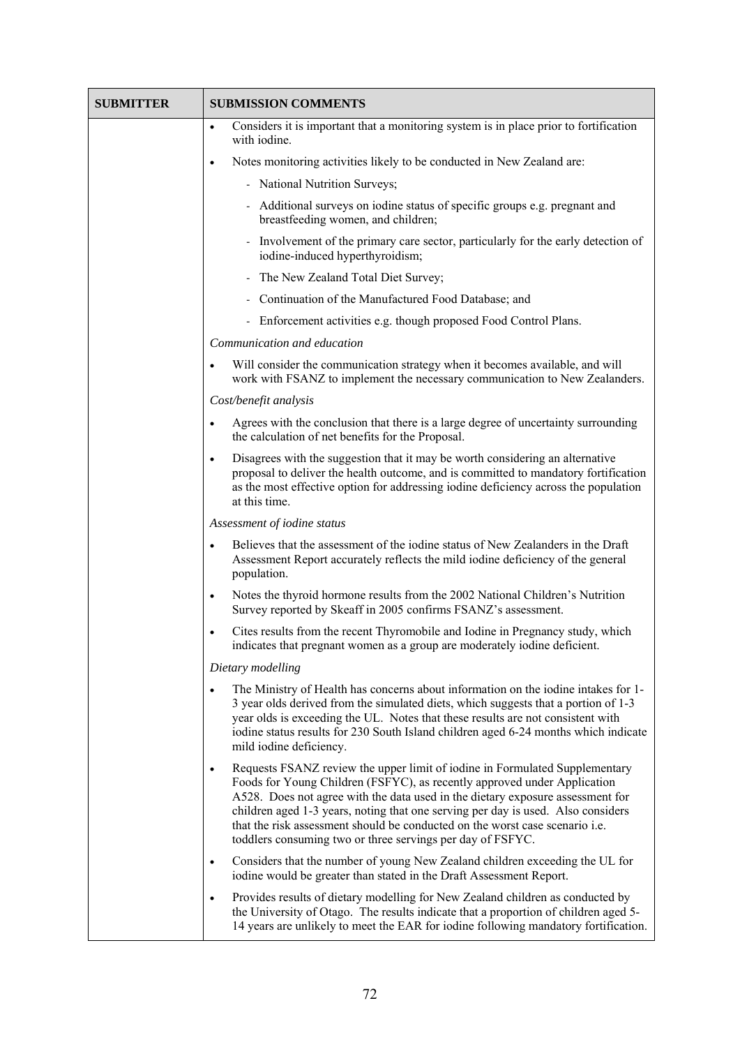| SUBMITTER | SUBMISSION COMMENTS |
|---|---|
| | • Considers it is important that a monitoring system is in place prior to fortification with iodine.<br>• Notes monitoring activities likely to be conducted in New Zealand are:<br>  - National Nutrition Surveys;<br>  - Additional surveys on iodine status of specific groups e.g. pregnant and breastfeeding women, and children;<br>  - Involvement of the primary care sector, particularly for the early detection of iodine-induced hyperthyroidism;<br>  - The New Zealand Total Diet Survey;<br>  - Continuation of the Manufactured Food Database; and<br>  - Enforcement activities e.g. though proposed Food Control Plans.<br>*Communication and education*<br>• Will consider the communication strategy when it becomes available, and will work with FSANZ to implement the necessary communication to New Zealanders.<br>*Cost/benefit analysis*<br>• Agrees with the conclusion that there is a large degree of uncertainty surrounding the calculation of net benefits for the Proposal.<br>• Disagrees with the suggestion that it may be worth considering an alternative proposal to deliver the health outcome, and is committed to mandatory fortification as the most effective option for addressing iodine deficiency across the population at this time.<br>*Assessment of iodine status*<br>• Believes that the assessment of the iodine status of New Zealanders in the Draft Assessment Report accurately reflects the mild iodine deficiency of the general population.<br>• Notes the thyroid hormone results from the 2002 National Children's Nutrition Survey reported by Skeaff in 2005 confirms FSANZ's assessment.<br>• Cites results from the recent Thyromobile and Iodine in Pregnancy study, which indicates that pregnant women as a group are moderately iodine deficient.<br>*Dietary modelling*<br>• The Ministry of Health has concerns about information on the iodine intakes for 1-3 year olds derived from the simulated diets, which suggests that a portion of 1-3 year olds is exceeding the UL. Notes that these results are not consistent with iodine status results for 230 South Island children aged 6-24 months which indicate mild iodine deficiency.<br>• Requests FSANZ review the upper limit of iodine in Formulated Supplementary Foods for Young Children (FSFYC), as recently approved under Application A528. Does not agree with the data used in the dietary exposure assessment for children aged 1-3 years, noting that one serving per day is used. Also considers that the risk assessment should be conducted on the worst case scenario i.e. toddlers consuming two or three servings per day of FSFYC.<br>• Considers that the number of young New Zealand children exceeding the UL for iodine would be greater than stated in the Draft Assessment Report.<br>• Provides results of dietary modelling for New Zealand children as conducted by the University of Otago. The results indicate that a proportion of children aged 5-14 years are unlikely to meet the EAR for iodine following mandatory fortification. |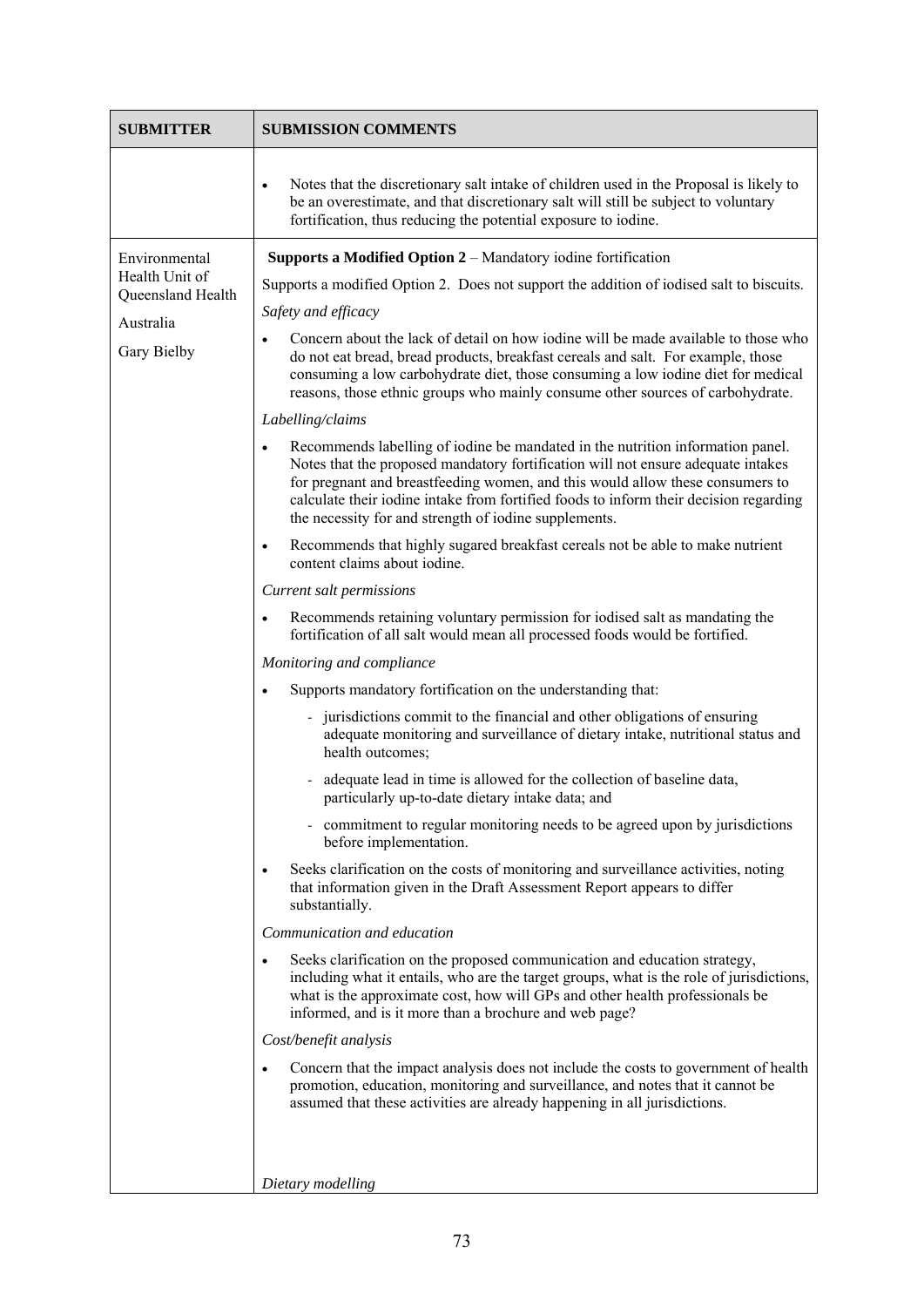| SUBMITTER | SUBMISSION COMMENTS |
|---|---|
| | • Notes that the discretionary salt intake of children used in the Proposal is likely to be an overestimate, and that discretionary salt will still be subject to voluntary fortification, thus reducing the potential exposure to iodine. |
| Environmental Health Unit of Queensland Health<br><br>Australia<br><br>Gary Bielby | **Supports a Modified Option 2** – Mandatory iodine fortification<br><br>Supports a modified Option 2. Does not support the addition of iodised salt to biscuits.<br><br>*Safety and efficacy*<br><br>• Concern about the lack of detail on how iodine will be made available to those who do not eat bread, bread products, breakfast cereals and salt. For example, those consuming a low carbohydrate diet, those consuming a low iodine diet for medical reasons, those ethnic groups who mainly consume other sources of carbohydrate.<br><br>*Labelling/claims*<br><br>• Recommends labelling of iodine be mandated in the nutrition information panel. Notes that the proposed mandatory fortification will not ensure adequate intakes for pregnant and breastfeeding women, and this would allow these consumers to calculate their iodine intake from fortified foods to inform their decision regarding the necessity for and strength of iodine supplements.<br><br>• Recommends that highly sugared breakfast cereals not be able to make nutrient content claims about iodine.<br><br>*Current salt permissions*<br><br>• Recommends retaining voluntary permission for iodised salt as mandating the fortification of all salt would mean all processed foods would be fortified.<br><br>*Monitoring and compliance*<br><br>• Supports mandatory fortification on the understanding that:<br>  - jurisdictions commit to the financial and other obligations of ensuring adequate monitoring and surveillance of dietary intake, nutritional status and health outcomes;<br>  - adequate lead in time is allowed for the collection of baseline data, particularly up-to-date dietary intake data; and<br>  - commitment to regular monitoring needs to be agreed upon by jurisdictions before implementation.<br><br>• Seeks clarification on the costs of monitoring and surveillance activities, noting that information given in the Draft Assessment Report appears to differ substantially.<br><br>*Communication and education*<br><br>• Seeks clarification on the proposed communication and education strategy, including what it entails, who are the target groups, what is the role of jurisdictions, what is the approximate cost, how will GPs and other health professionals be informed, and is it more than a brochure and web page?<br><br>*Cost/benefit analysis*<br><br>• Concern that the impact analysis does not include the costs to government of health promotion, education, monitoring and surveillance, and notes that it cannot be assumed that these activities are already happening in all jurisdictions.<br><br>*Dietary modelling* |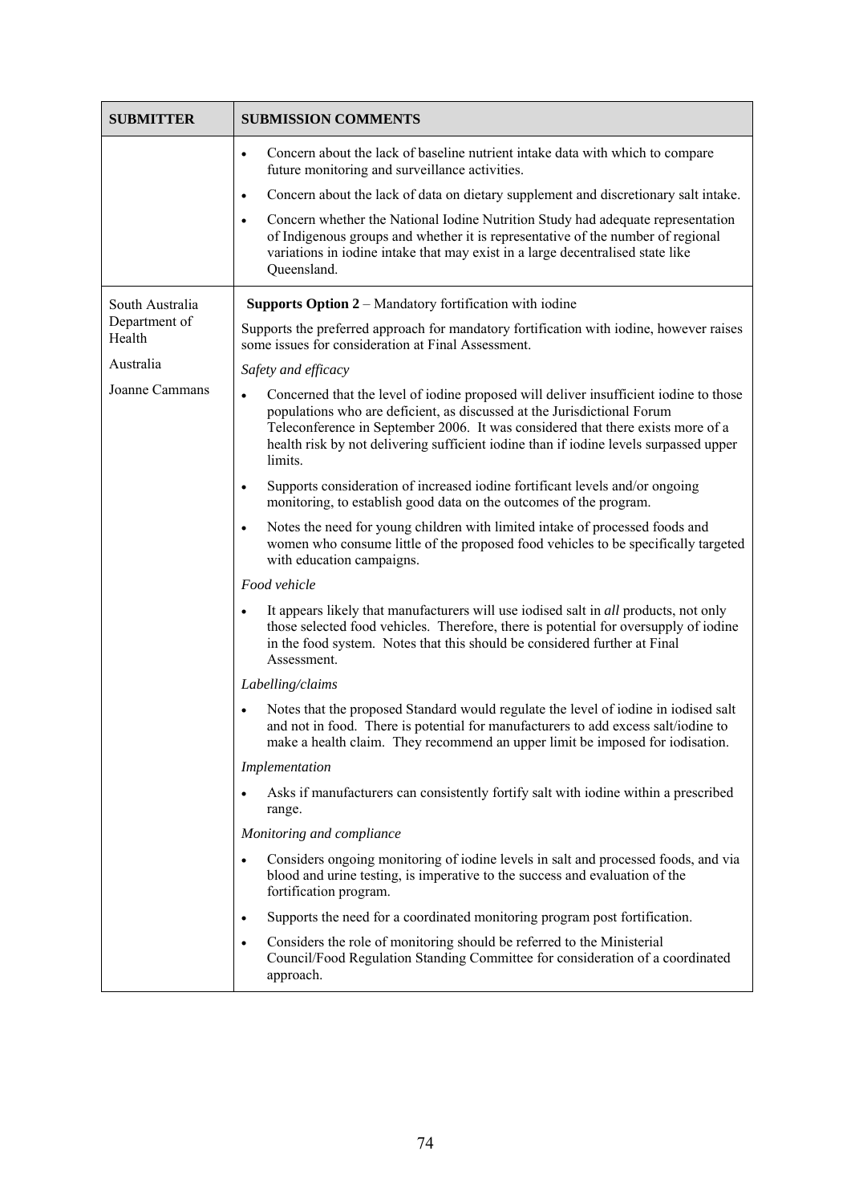| SUBMITTER | SUBMISSION COMMENTS |
|---|---|
| | • Concern about the lack of baseline nutrient intake data with which to compare future monitoring and surveillance activities.<br>• Concern about the lack of data on dietary supplement and discretionary salt intake.<br>• Concern whether the National Iodine Nutrition Study had adequate representation of Indigenous groups and whether it is representative of the number of regional variations in iodine intake that may exist in a large decentralised state like Queensland. |
| South Australia Department of Health<br><br>Australia<br><br>Joanne Cammans | **Supports Option 2** – Mandatory fortification with iodine<br><br>Supports the preferred approach for mandatory fortification with iodine, however raises some issues for consideration at Final Assessment.<br><br>*Safety and efficacy*<br><br>• Concerned that the level of iodine proposed will deliver insufficient iodine to those populations who are deficient, as discussed at the Jurisdictional Forum Teleconference in September 2006. It was considered that there exists more of a health risk by not delivering sufficient iodine than if iodine levels surpassed upper limits.<br>• Supports consideration of increased iodine fortificant levels and/or ongoing monitoring, to establish good data on the outcomes of the program.<br>• Notes the need for young children with limited intake of processed foods and women who consume little of the proposed food vehicles to be specifically targeted with education campaigns.<br><br>*Food vehicle*<br><br>• It appears likely that manufacturers will use iodised salt in *all* products, not only those selected food vehicles. Therefore, there is potential for oversupply of iodine in the food system. Notes that this should be considered further at Final Assessment.<br><br>*Labelling/claims*<br><br>• Notes that the proposed Standard would regulate the level of iodine in iodised salt and not in food. There is potential for manufacturers to add excess salt/iodine to make a health claim. They recommend an upper limit be imposed for iodisation.<br><br>*Implementation*<br><br>• Asks if manufacturers can consistently fortify salt with iodine within a prescribed range.<br><br>*Monitoring and compliance*<br><br>• Considers ongoing monitoring of iodine levels in salt and processed foods, and via blood and urine testing, is imperative to the success and evaluation of the fortification program.<br>• Supports the need for a coordinated monitoring program post fortification.<br>• Considers the role of monitoring should be referred to the Ministerial Council/Food Regulation Standing Committee for consideration of a coordinated approach. |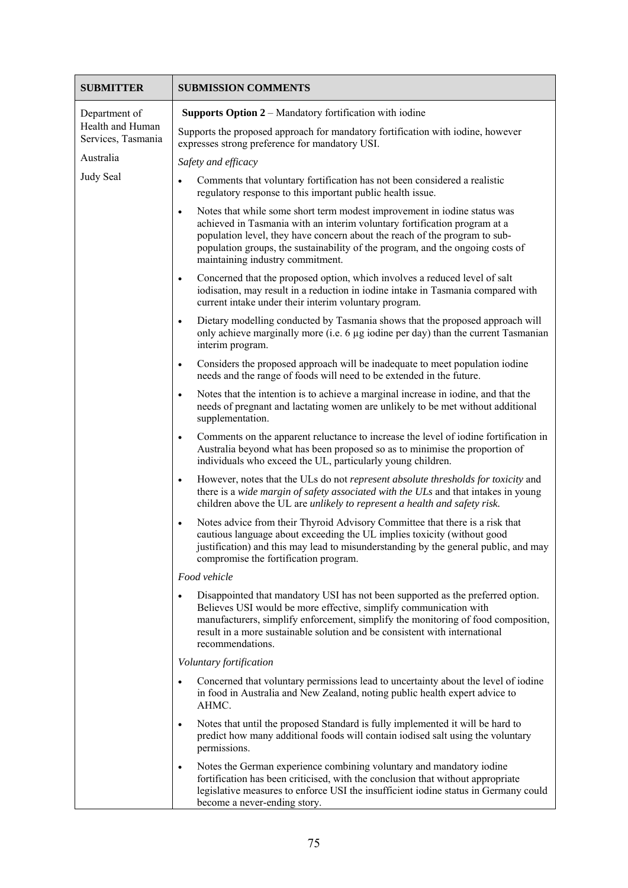| SUBMITTER | SUBMISSION COMMENTS |
|---|---|
| Department of Health and Human Services, Tasmania<br><br>Australia<br><br>Judy Seal | **Supports Option 2** – Mandatory fortification with iodine<br><br>Supports the proposed approach for mandatory fortification with iodine, however expresses strong preference for mandatory USI.<br><br>*Safety and efficacy*<br><br>• Comments that voluntary fortification has not been considered a realistic regulatory response to this important public health issue.<br><br>• Notes that while some short term modest improvement in iodine status was achieved in Tasmania with an interim voluntary fortification program at a population level, they have concern about the reach of the program to sub-population groups, the sustainability of the program, and the ongoing costs of maintaining industry commitment.<br><br>• Concerned that the proposed option, which involves a reduced level of salt iodisation, may result in a reduction in iodine intake in Tasmania compared with current intake under their interim voluntary program.<br><br>• Dietary modelling conducted by Tasmania shows that the proposed approach will only achieve marginally more (i.e. 6 µg iodine per day) than the current Tasmanian interim program.<br><br>• Considers the proposed approach will be inadequate to meet population iodine needs and the range of foods will need to be extended in the future.<br><br>• Notes that the intention is to achieve a marginal increase in iodine, and that the needs of pregnant and lactating women are unlikely to be met without additional supplementation.<br><br>• Comments on the apparent reluctance to increase the level of iodine fortification in Australia beyond what has been proposed so as to minimise the proportion of individuals who exceed the UL, particularly young children.<br><br>• However, notes that the ULs do not *represent absolute thresholds for toxicity* and there is a *wide margin of safety associated with the ULs* and that intakes in young children above the UL are *unlikely to represent a health and safety risk.*<br><br>• Notes advice from their Thyroid Advisory Committee that there is a risk that cautious language about exceeding the UL implies toxicity (without good justification) and this may lead to misunderstanding by the general public, and may compromise the fortification program.<br><br>*Food vehicle*<br><br>• Disappointed that mandatory USI has not been supported as the preferred option. Believes USI would be more effective, simplify communication with manufacturers, simplify enforcement, simplify the monitoring of food composition, result in a more sustainable solution and be consistent with international recommendations.<br><br>*Voluntary fortification*<br><br>• Concerned that voluntary permissions lead to uncertainty about the level of iodine in food in Australia and New Zealand, noting public health expert advice to AHMC.<br><br>• Notes that until the proposed Standard is fully implemented it will be hard to predict how many additional foods will contain iodised salt using the voluntary permissions.<br><br>• Notes the German experience combining voluntary and mandatory iodine fortification has been criticised, with the conclusion that without appropriate legislative measures to enforce USI the insufficient iodine status in Germany could become a never-ending story. |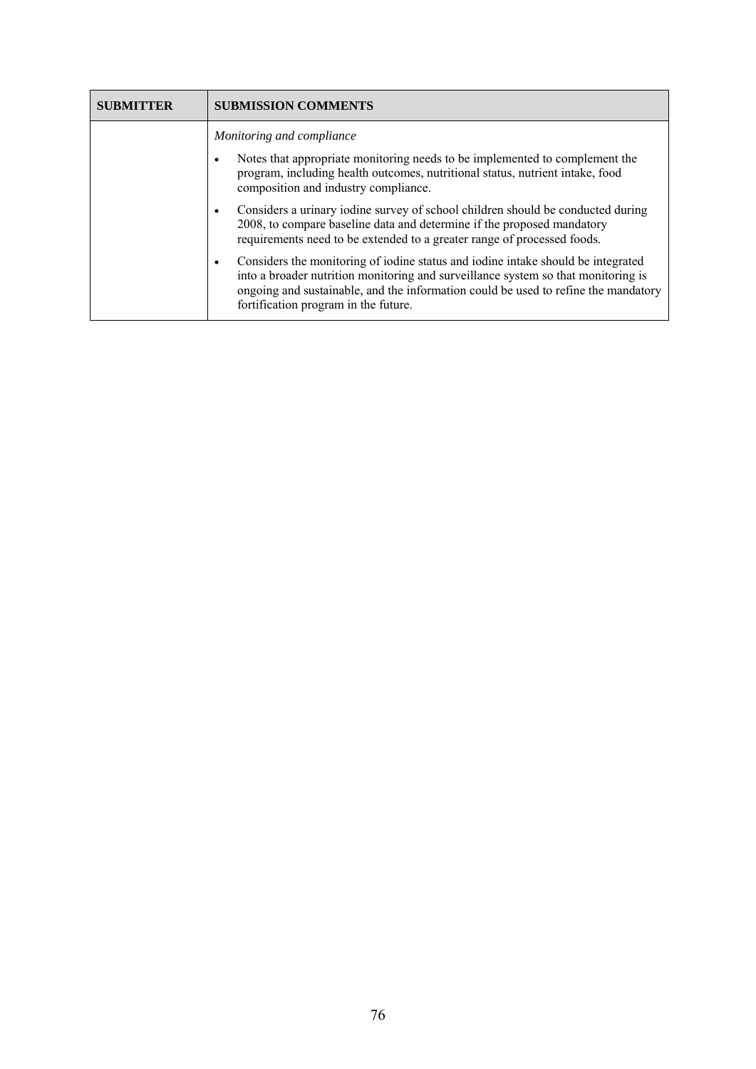| SUBMITTER | SUBMISSION COMMENTS |
|---|---|
| | *Monitoring and compliance*<br>• Notes that appropriate monitoring needs to be implemented to complement the program, including health outcomes, nutritional status, nutrient intake, food composition and industry compliance.<br>• Considers a urinary iodine survey of school children should be conducted during 2008, to compare baseline data and determine if the proposed mandatory requirements need to be extended to a greater range of processed foods.<br>• Considers the monitoring of iodine status and iodine intake should be integrated into a broader nutrition monitoring and surveillance system so that monitoring is ongoing and sustainable, and the information could be used to refine the mandatory fortification program in the future. |